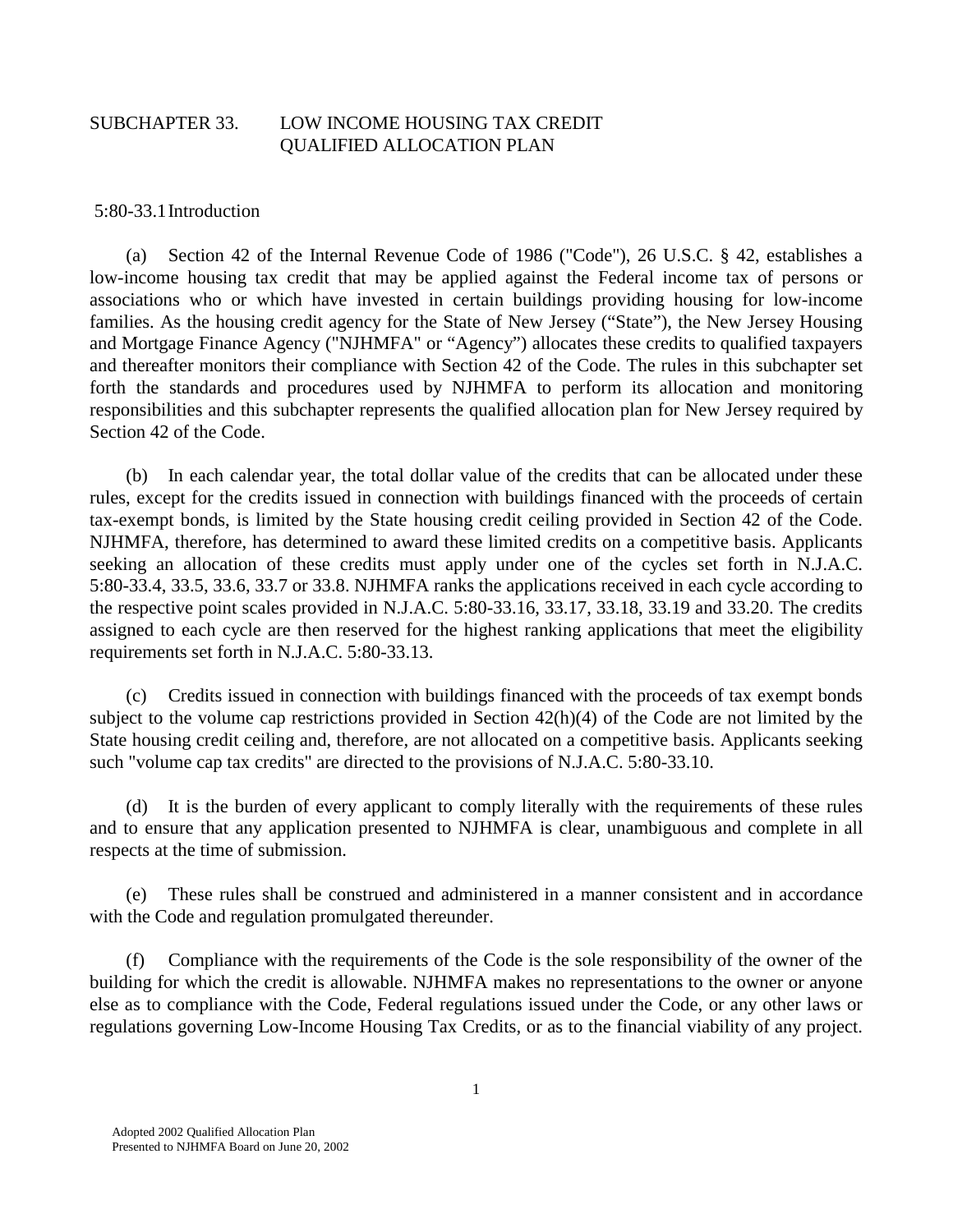# SUBCHAPTER 33. LOW INCOME HOUSING TAX CREDIT QUALIFIED ALLOCATION PLAN

## 5:80-33.1 Introduction

(a) Section 42 of the Internal Revenue Code of 1986 ("Code"), 26 U.S.C. § 42, establishes a low-income housing tax credit that may be applied against the Federal income tax of persons or associations who or which have invested in certain buildings providing housing for low-income families. As the housing credit agency for the State of New Jersey ("State"), the New Jersey Housing and Mortgage Finance Agency ("NJHMFA" or "Agency") allocates these credits to qualified taxpayers and thereafter monitors their compliance with Section 42 of the Code. The rules in this subchapter set forth the standards and procedures used by NJHMFA to perform its allocation and monitoring responsibilities and this subchapter represents the qualified allocation plan for New Jersey required by Section 42 of the Code.

(b) In each calendar year, the total dollar value of the credits that can be allocated under these rules, except for the credits issued in connection with buildings financed with the proceeds of certain tax-exempt bonds, is limited by the State housing credit ceiling provided in Section 42 of the Code. NJHMFA, therefore, has determined to award these limited credits on a competitive basis. Applicants seeking an allocation of these credits must apply under one of the cycles set forth in N.J.A.C. 5:80-33.4, 33.5, 33.6, 33.7 or 33.8. NJHMFA ranks the applications received in each cycle according to the respective point scales provided in N.J.A.C. 5:80-33.16, 33.17, 33.18, 33.19 and 33.20. The credits assigned to each cycle are then reserved for the highest ranking applications that meet the eligibility requirements set forth in N.J.A.C. 5:80-33.13.

(c) Credits issued in connection with buildings financed with the proceeds of tax exempt bonds subject to the volume cap restrictions provided in Section 42(h)(4) of the Code are not limited by the State housing credit ceiling and, therefore, are not allocated on a competitive basis. Applicants seeking such "volume cap tax credits" are directed to the provisions of N.J.A.C. 5:80-33.10.

(d) It is the burden of every applicant to comply literally with the requirements of these rules and to ensure that any application presented to NJHMFA is clear, unambiguous and complete in all respects at the time of submission.

(e) These rules shall be construed and administered in a manner consistent and in accordance with the Code and regulation promulgated thereunder.

(f) Compliance with the requirements of the Code is the sole responsibility of the owner of the building for which the credit is allowable. NJHMFA makes no representations to the owner or anyone else as to compliance with the Code, Federal regulations issued under the Code, or any other laws or regulations governing Low-Income Housing Tax Credits, or as to the financial viability of any project.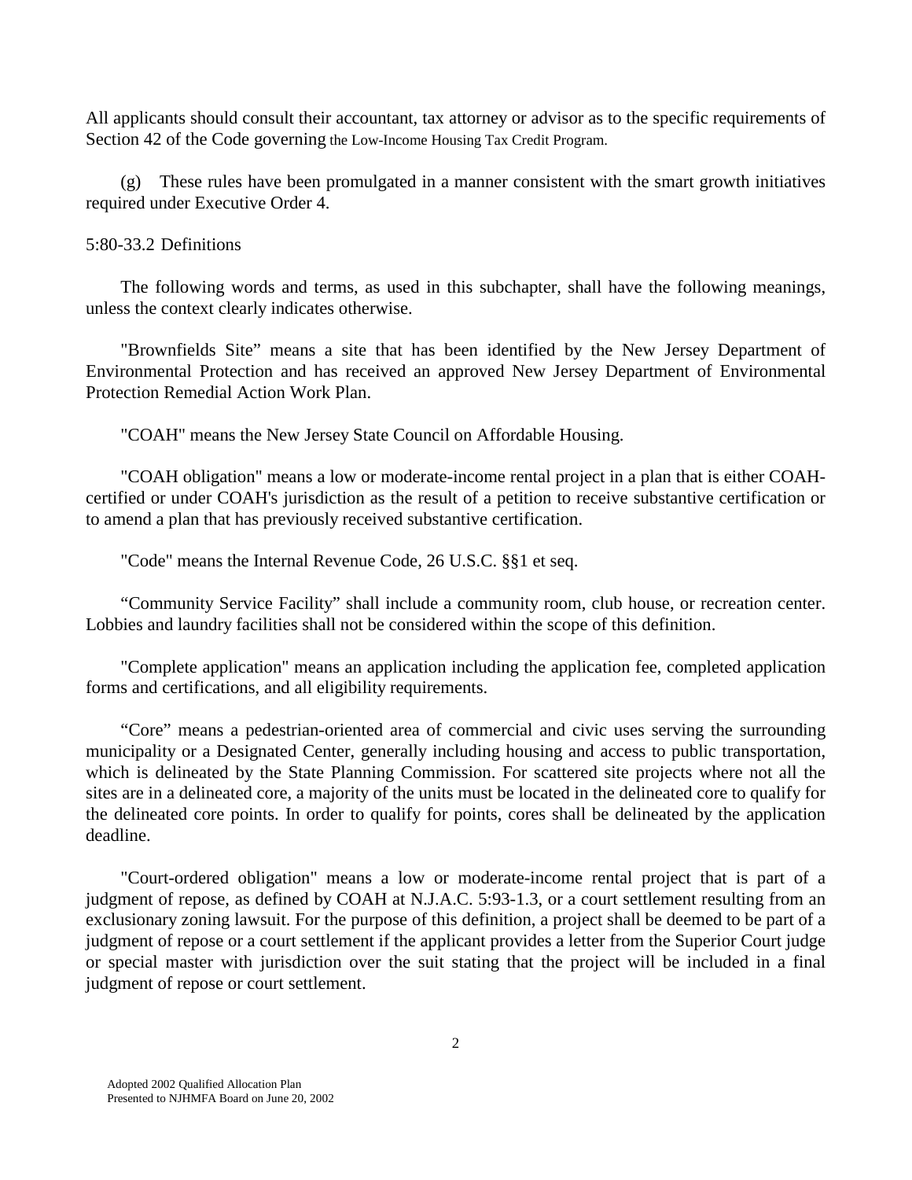All applicants should consult their accountant, tax attorney or advisor as to the specific requirements of Section 42 of the Code governing the Low-Income Housing Tax Credit Program.

(g) These rules have been promulgated in a manner consistent with the smart growth initiatives required under Executive Order 4.

5:80-33.2 Definitions

The following words and terms, as used in this subchapter, shall have the following meanings, unless the context clearly indicates otherwise.

"Brownfields Site" means a site that has been identified by the New Jersey Department of Environmental Protection and has received an approved New Jersey Department of Environmental Protection Remedial Action Work Plan.

"COAH" means the New Jersey State Council on Affordable Housing.

"COAH obligation" means a low or moderate-income rental project in a plan that is either COAH-certified or under COAH's jurisdiction as the result of a petition to receive substantive certification or to amend a plan that has previously received substantive certification.

"Code" means the Internal Revenue Code, 26 U.S.C. §§1 et seq.

"Community Service Facility" shall include a community room, club house, or recreation center. Lobbies and laundry facilities shall not be considered within the scope of this definition.

"Complete application" means an application including the application fee, completed application forms and certifications, and all eligibility requirements.

"Core" means a pedestrian-oriented area of commercial and civic uses serving the surrounding municipality or a Designated Center, generally including housing and access to public transportation, which is delineated by the State Planning Commission. For scattered site projects where not all the sites are in a delineated core, a majority of the units must be located in the delineated core to qualify for the delineated core points. In order to qualify for points, cores shall be delineated by the application deadline.

"Court-ordered obligation" means a low or moderate-income rental project that is part of a judgment of repose, as defined by COAH at N.J.A.C. 5:93-1.3, or a court settlement resulting from an exclusionary zoning lawsuit. For the purpose of this definition, a project shall be deemed to be part of a judgment of repose or a court settlement if the applicant provides a letter from the Superior Court judge or special master with jurisdiction over the suit stating that the project will be included in a final judgment of repose or court settlement.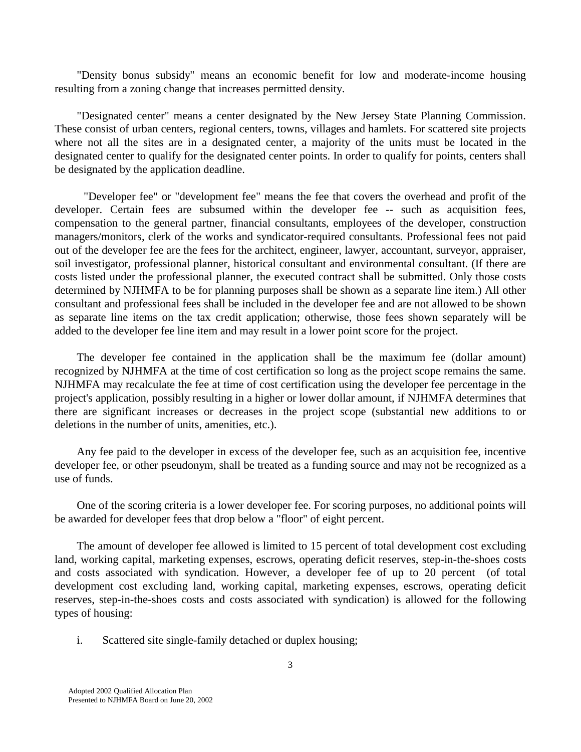"Density bonus subsidy" means an economic benefit for low and moderate-income housing resulting from a zoning change that increases permitted density.

"Designated center" means a center designated by the New Jersey State Planning Commission. These consist of urban centers, regional centers, towns, villages and hamlets. For scattered site projects where not all the sites are in a designated center, a majority of the units must be located in the designated center to qualify for the designated center points. In order to qualify for points, centers shall be designated by the application deadline.

"Developer fee" or "development fee" means the fee that covers the overhead and profit of the developer. Certain fees are subsumed within the developer fee -- such as acquisition fees, compensation to the general partner, financial consultants, employees of the developer, construction managers/monitors, clerk of the works and syndicator-required consultants. Professional fees not paid out of the developer fee are the fees for the architect, engineer, lawyer, accountant, surveyor, appraiser, soil investigator, professional planner, historical consultant and environmental consultant. (If there are costs listed under the professional planner, the executed contract shall be submitted. Only those costs determined by NJHMFA to be for planning purposes shall be shown as a separate line item.) All other consultant and professional fees shall be included in the developer fee and are not allowed to be shown as separate line items on the tax credit application; otherwise, those fees shown separately will be added to the developer fee line item and may result in a lower point score for the project.

The developer fee contained in the application shall be the maximum fee (dollar amount) recognized by NJHMFA at the time of cost certification so long as the project scope remains the same. NJHMFA may recalculate the fee at time of cost certification using the developer fee percentage in the project's application, possibly resulting in a higher or lower dollar amount, if NJHMFA determines that there are significant increases or decreases in the project scope (substantial new additions to or deletions in the number of units, amenities, etc.).

Any fee paid to the developer in excess of the developer fee, such as an acquisition fee, incentive developer fee, or other pseudonym, shall be treated as a funding source and may not be recognized as a use of funds.

One of the scoring criteria is a lower developer fee. For scoring purposes, no additional points will be awarded for developer fees that drop below a "floor" of eight percent.

The amount of developer fee allowed is limited to 15 percent of total development cost excluding land, working capital, marketing expenses, escrows, operating deficit reserves, step-in-the-shoes costs and costs associated with syndication. However, a developer fee of up to 20 percent (of total development cost excluding land, working capital, marketing expenses, escrows, operating deficit reserves, step-in-the-shoes costs and costs associated with syndication) is allowed for the following types of housing:

i. Scattered site single-family detached or duplex housing;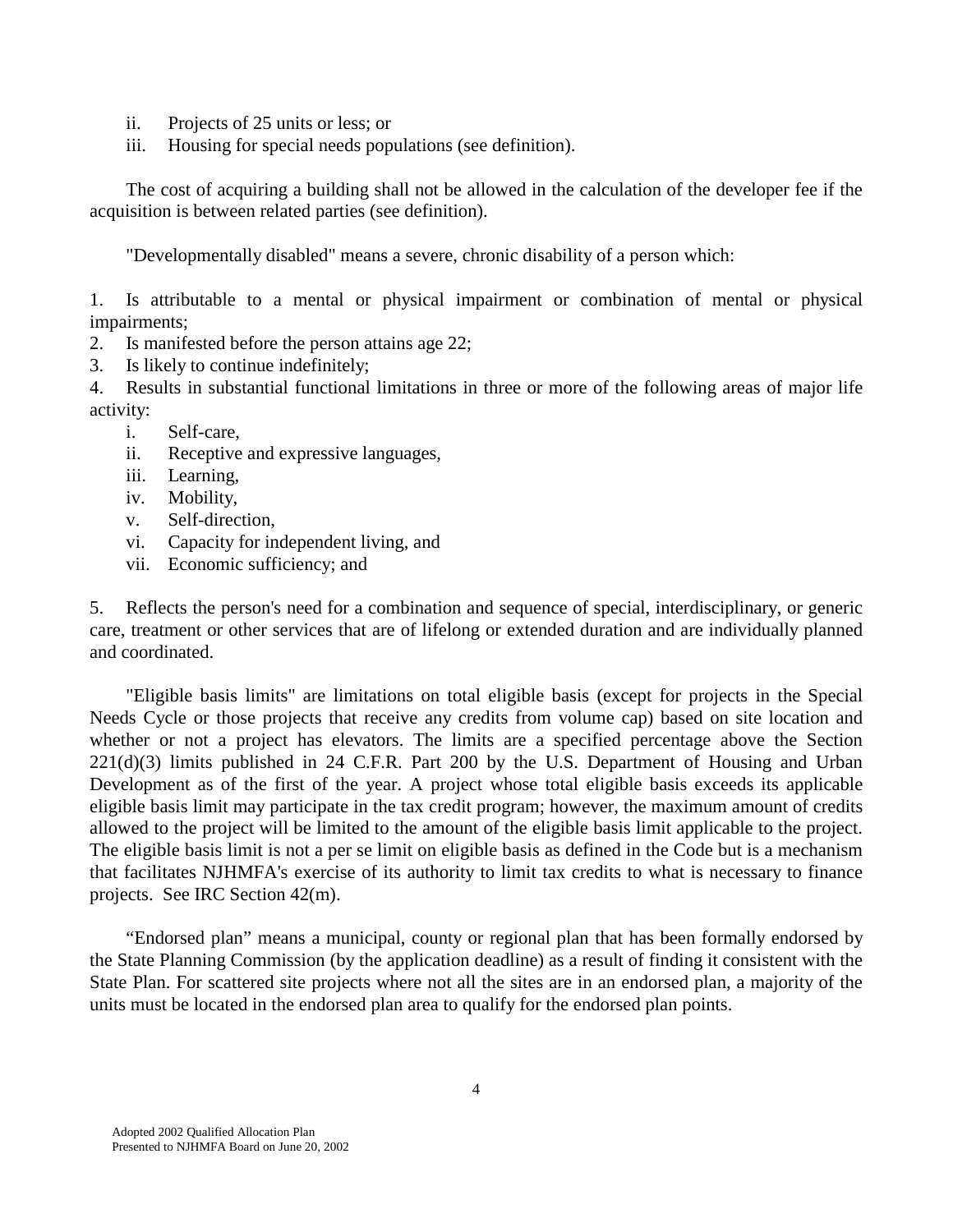ii. Projects of 25 units or less; or
iii. Housing for special needs populations (see definition).

The cost of acquiring a building shall not be allowed in the calculation of the developer fee if the acquisition is between related parties (see definition).

"Developmentally disabled" means a severe, chronic disability of a person which:

1. Is attributable to a mental or physical impairment or combination of mental or physical impairments;
2. Is manifested before the person attains age 22;
3. Is likely to continue indefinitely;
4. Results in substantial functional limitations in three or more of the following areas of major life activity:
   i. Self-care,
   ii. Receptive and expressive languages,
   iii. Learning,
   iv. Mobility,
   v. Self-direction,
   vi. Capacity for independent living, and
   vii. Economic sufficiency; and
5. Reflects the person's need for a combination and sequence of special, interdisciplinary, or generic care, treatment or other services that are of lifelong or extended duration and are individually planned and coordinated.

"Eligible basis limits" are limitations on total eligible basis (except for projects in the Special Needs Cycle or those projects that receive any credits from volume cap) based on site location and whether or not a project has elevators. The limits are a specified percentage above the Section 221(d)(3) limits published in 24 C.F.R. Part 200 by the U.S. Department of Housing and Urban Development as of the first of the year. A project whose total eligible basis exceeds its applicable eligible basis limit may participate in the tax credit program; however, the maximum amount of credits allowed to the project will be limited to the amount of the eligible basis limit applicable to the project. The eligible basis limit is not a per se limit on eligible basis as defined in the Code but is a mechanism that facilitates NJHMFA's exercise of its authority to limit tax credits to what is necessary to finance projects. See IRC Section 42(m).

"Endorsed plan" means a municipal, county or regional plan that has been formally endorsed by the State Planning Commission (by the application deadline) as a result of finding it consistent with the State Plan. For scattered site projects where not all the sites are in an endorsed plan, a majority of the units must be located in the endorsed plan area to qualify for the endorsed plan points.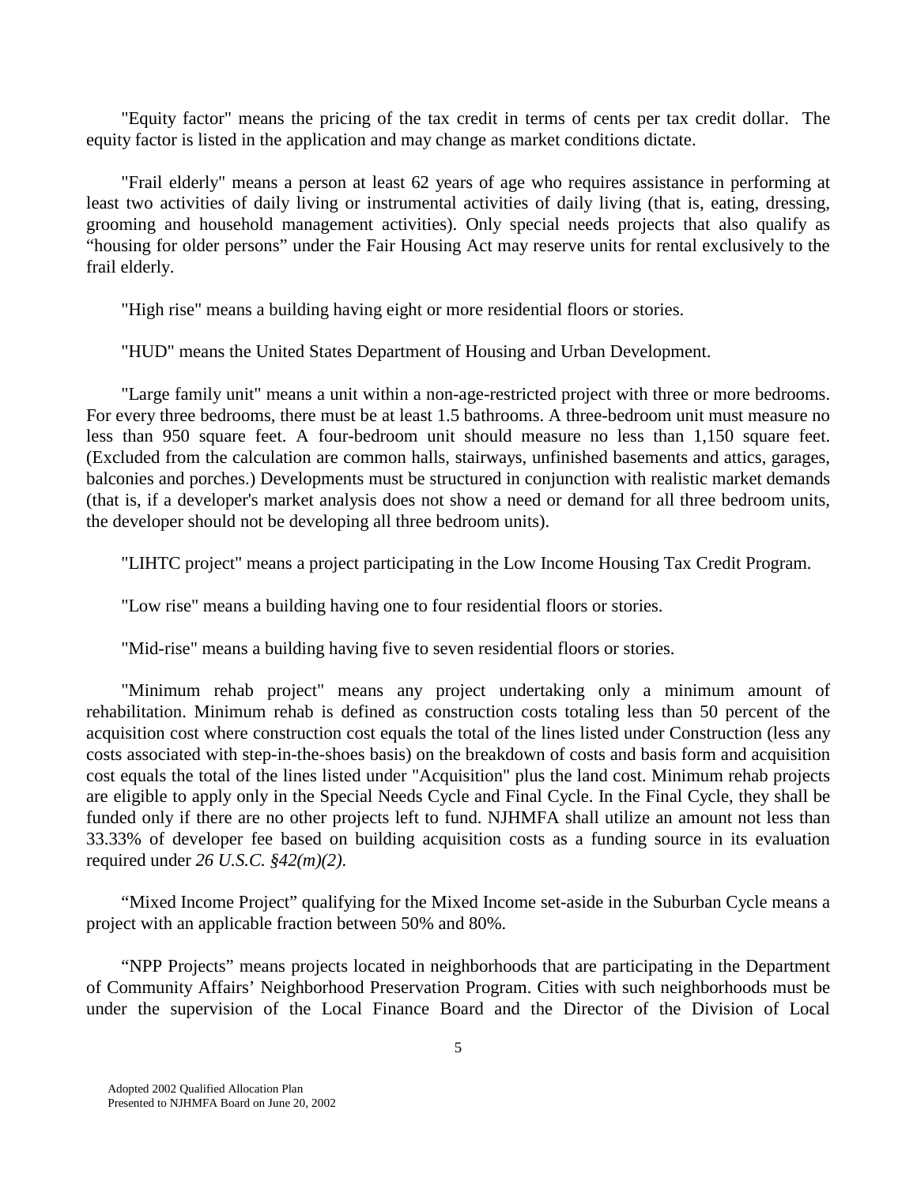"Equity factor" means the pricing of the tax credit in terms of cents per tax credit dollar. The equity factor is listed in the application and may change as market conditions dictate.

"Frail elderly" means a person at least 62 years of age who requires assistance in performing at least two activities of daily living or instrumental activities of daily living (that is, eating, dressing, grooming and household management activities). Only special needs projects that also qualify as "housing for older persons" under the Fair Housing Act may reserve units for rental exclusively to the frail elderly.

"High rise" means a building having eight or more residential floors or stories.

"HUD" means the United States Department of Housing and Urban Development.

"Large family unit" means a unit within a non-age-restricted project with three or more bedrooms. For every three bedrooms, there must be at least 1.5 bathrooms. A three-bedroom unit must measure no less than 950 square feet. A four-bedroom unit should measure no less than 1,150 square feet. (Excluded from the calculation are common halls, stairways, unfinished basements and attics, garages, balconies and porches.) Developments must be structured in conjunction with realistic market demands (that is, if a developer's market analysis does not show a need or demand for all three bedroom units, the developer should not be developing all three bedroom units).

"LIHTC project" means a project participating in the Low Income Housing Tax Credit Program.

"Low rise" means a building having one to four residential floors or stories.

"Mid-rise" means a building having five to seven residential floors or stories.

"Minimum rehab project" means any project undertaking only a minimum amount of rehabilitation. Minimum rehab is defined as construction costs totaling less than 50 percent of the acquisition cost where construction cost equals the total of the lines listed under Construction (less any costs associated with step-in-the-shoes basis) on the breakdown of costs and basis form and acquisition cost equals the total of the lines listed under "Acquisition" plus the land cost. Minimum rehab projects are eligible to apply only in the Special Needs Cycle and Final Cycle. In the Final Cycle, they shall be funded only if there are no other projects left to fund. NJHMFA shall utilize an amount not less than 33.33% of developer fee based on building acquisition costs as a funding source in its evaluation required under *26 U.S.C. §42(m)(2)*.

"Mixed Income Project" qualifying for the Mixed Income set-aside in the Suburban Cycle means a project with an applicable fraction between 50% and 80%.

"NPP Projects" means projects located in neighborhoods that are participating in the Department of Community Affairs' Neighborhood Preservation Program. Cities with such neighborhoods must be under the supervision of the Local Finance Board and the Director of the Division of Local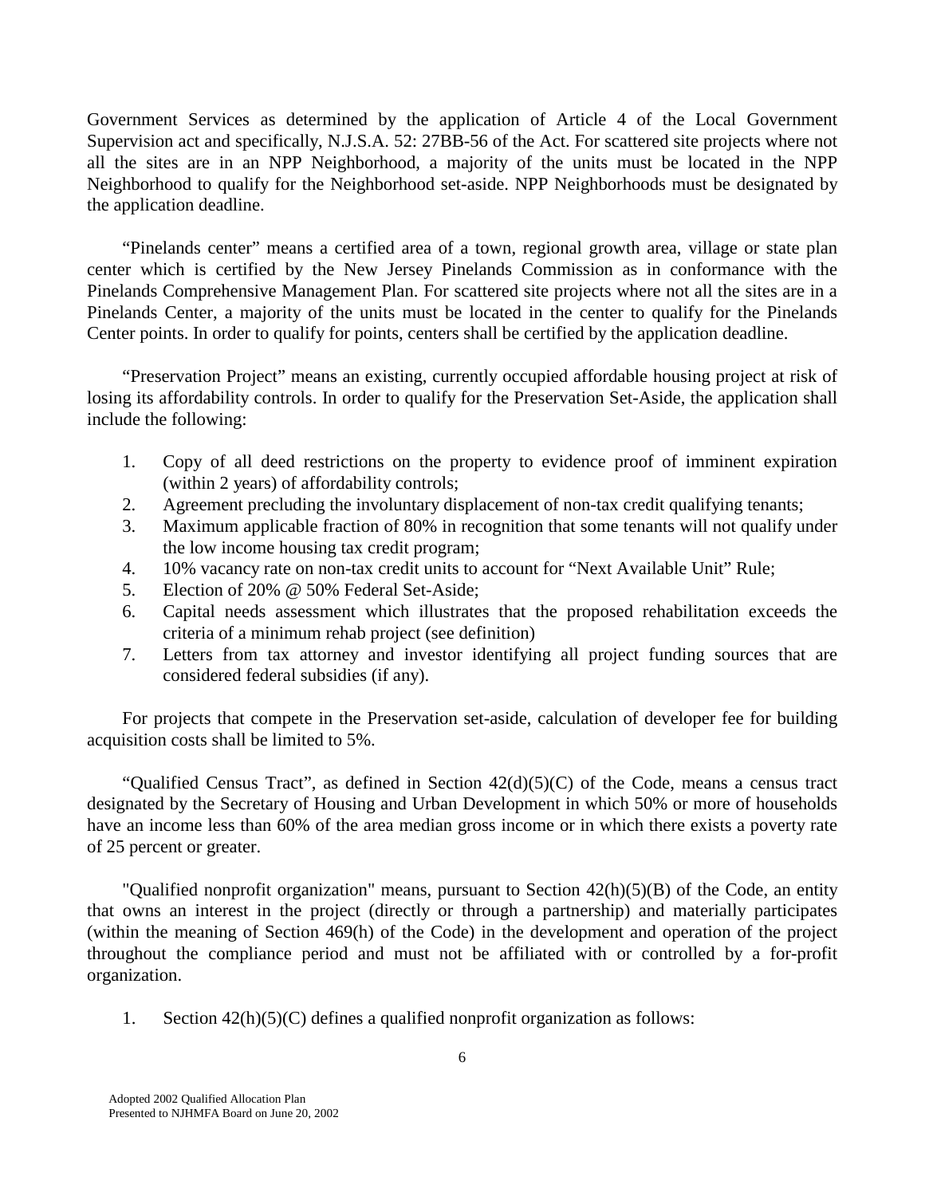Government Services as determined by the application of Article 4 of the Local Government Supervision act and specifically, N.J.S.A. 52: 27BB-56 of the Act. For scattered site projects where not all the sites are in an NPP Neighborhood, a majority of the units must be located in the NPP Neighborhood to qualify for the Neighborhood set-aside. NPP Neighborhoods must be designated by the application deadline.

"Pinelands center" means a certified area of a town, regional growth area, village or state plan center which is certified by the New Jersey Pinelands Commission as in conformance with the Pinelands Comprehensive Management Plan. For scattered site projects where not all the sites are in a Pinelands Center, a majority of the units must be located in the center to qualify for the Pinelands Center points. In order to qualify for points, centers shall be certified by the application deadline.

"Preservation Project" means an existing, currently occupied affordable housing project at risk of losing its affordability controls. In order to qualify for the Preservation Set-Aside, the application shall include the following:

1. Copy of all deed restrictions on the property to evidence proof of imminent expiration (within 2 years) of affordability controls;
2. Agreement precluding the involuntary displacement of non-tax credit qualifying tenants;
3. Maximum applicable fraction of 80% in recognition that some tenants will not qualify under the low income housing tax credit program;
4. 10% vacancy rate on non-tax credit units to account for "Next Available Unit" Rule;
5. Election of 20% @ 50% Federal Set-Aside;
6. Capital needs assessment which illustrates that the proposed rehabilitation exceeds the criteria of a minimum rehab project (see definition)
7. Letters from tax attorney and investor identifying all project funding sources that are considered federal subsidies (if any).

For projects that compete in the Preservation set-aside, calculation of developer fee for building acquisition costs shall be limited to 5%.

"Qualified Census Tract", as defined in Section 42(d)(5)(C) of the Code, means a census tract designated by the Secretary of Housing and Urban Development in which 50% or more of households have an income less than 60% of the area median gross income or in which there exists a poverty rate of 25 percent or greater.

"Qualified nonprofit organization" means, pursuant to Section 42(h)(5)(B) of the Code, an entity that owns an interest in the project (directly or through a partnership) and materially participates (within the meaning of Section 469(h) of the Code) in the development and operation of the project throughout the compliance period and must not be affiliated with or controlled by a for-profit organization.

1. Section 42(h)(5)(C) defines a qualified nonprofit organization as follows: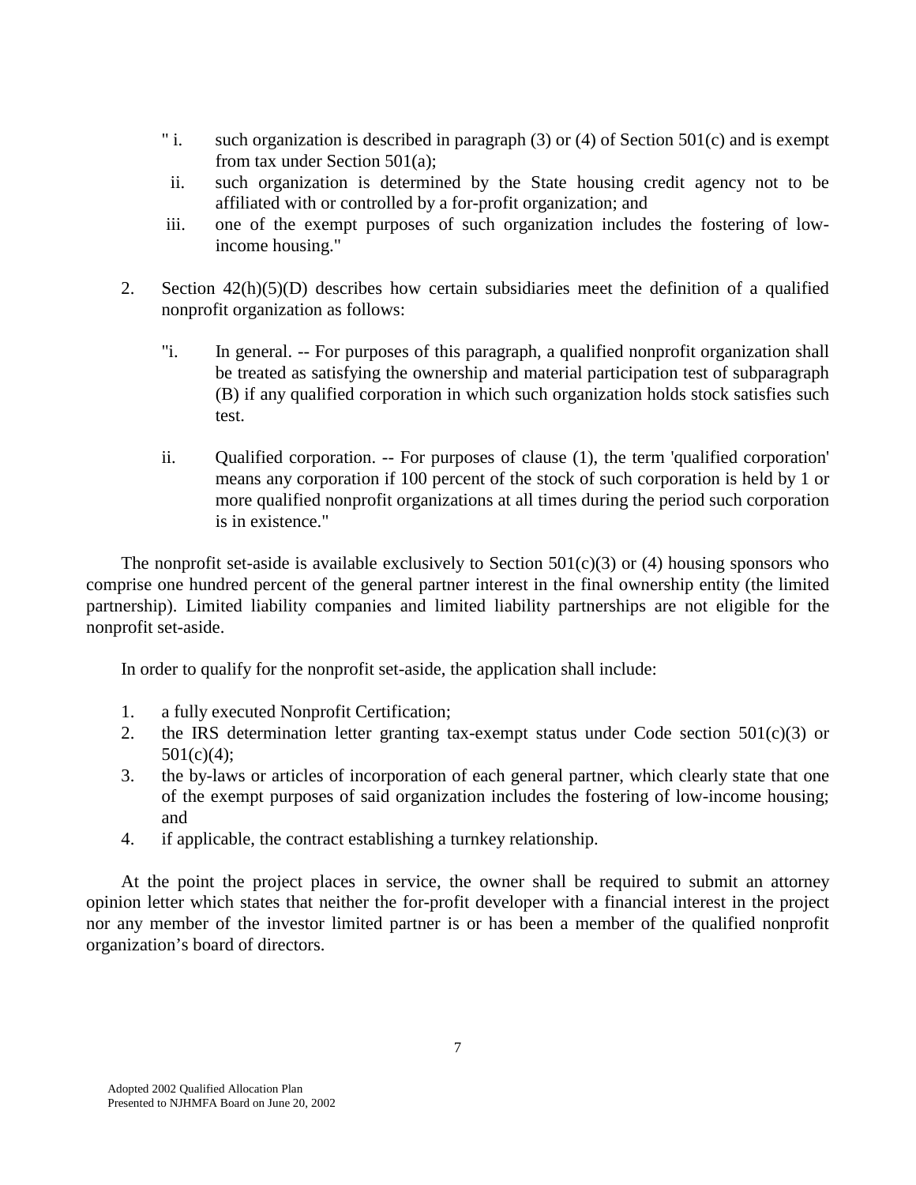" i. such organization is described in paragraph (3) or (4) of Section 501(c) and is exempt from tax under Section 501(a);

ii. such organization is determined by the State housing credit agency not to be affiliated with or controlled by a for-profit organization; and

iii. one of the exempt purposes of such organization includes the fostering of low-income housing."

2. Section 42(h)(5)(D) describes how certain subsidiaries meet the definition of a qualified nonprofit organization as follows:

   "i. In general. -- For purposes of this paragraph, a qualified nonprofit organization shall be treated as satisfying the ownership and material participation test of subparagraph (B) if any qualified corporation in which such organization holds stock satisfies such test.

   ii. Qualified corporation. -- For purposes of clause (1), the term 'qualified corporation' means any corporation if 100 percent of the stock of such corporation is held by 1 or more qualified nonprofit organizations at all times during the period such corporation is in existence."

The nonprofit set-aside is available exclusively to Section 501(c)(3) or (4) housing sponsors who comprise one hundred percent of the general partner interest in the final ownership entity (the limited partnership). Limited liability companies and limited liability partnerships are not eligible for the nonprofit set-aside.

In order to qualify for the nonprofit set-aside, the application shall include:

1. a fully executed Nonprofit Certification;
2. the IRS determination letter granting tax-exempt status under Code section 501(c)(3) or 501(c)(4);
3. the by-laws or articles of incorporation of each general partner, which clearly state that one of the exempt purposes of said organization includes the fostering of low-income housing; and
4. if applicable, the contract establishing a turnkey relationship.

At the point the project places in service, the owner shall be required to submit an attorney opinion letter which states that neither the for-profit developer with a financial interest in the project nor any member of the investor limited partner is or has been a member of the qualified nonprofit organization's board of directors.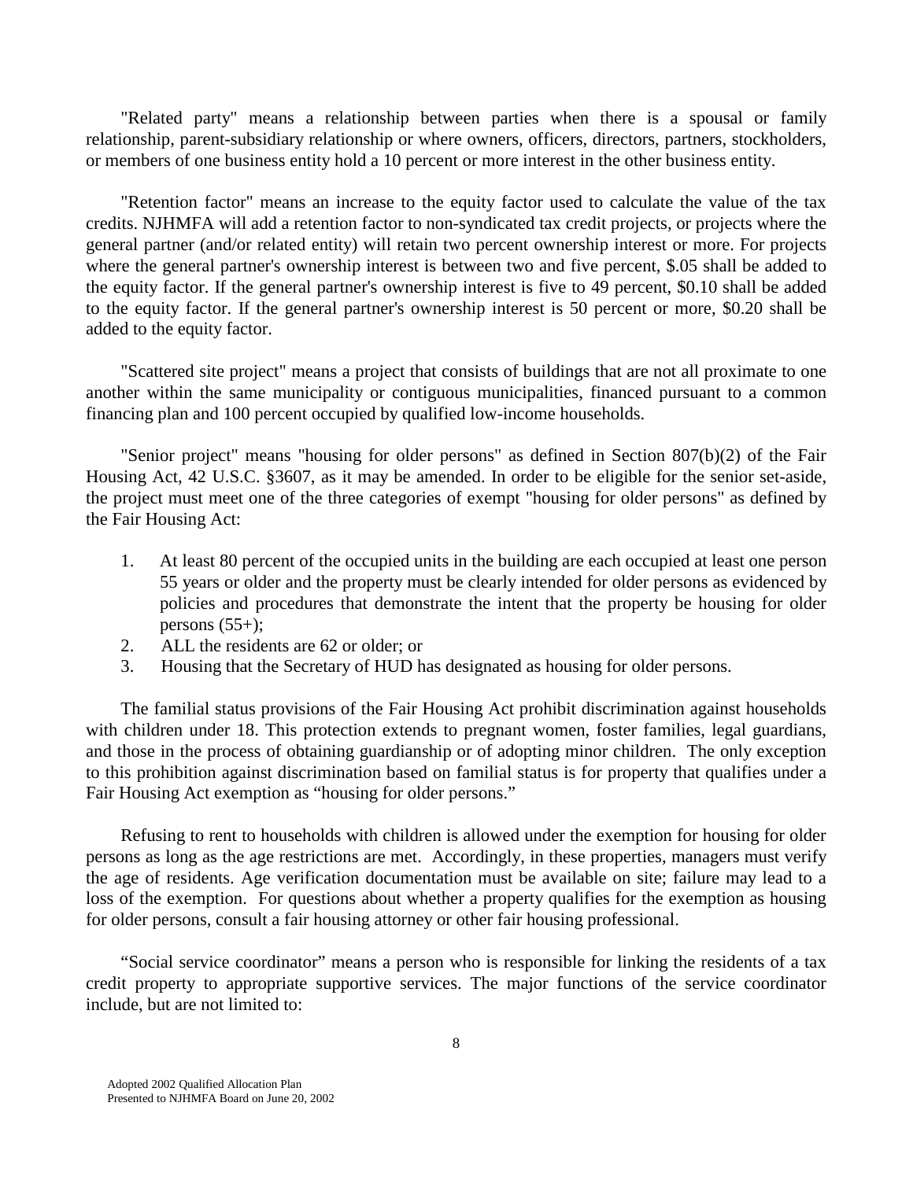"Related party" means a relationship between parties when there is a spousal or family relationship, parent-subsidiary relationship or where owners, officers, directors, partners, stockholders, or members of one business entity hold a 10 percent or more interest in the other business entity.

"Retention factor" means an increase to the equity factor used to calculate the value of the tax credits. NJHMFA will add a retention factor to non-syndicated tax credit projects, or projects where the general partner (and/or related entity) will retain two percent ownership interest or more. For projects where the general partner's ownership interest is between two and five percent, $.05 shall be added to the equity factor. If the general partner's ownership interest is five to 49 percent, $0.10 shall be added to the equity factor. If the general partner's ownership interest is 50 percent or more, $0.20 shall be added to the equity factor.

"Scattered site project" means a project that consists of buildings that are not all proximate to one another within the same municipality or contiguous municipalities, financed pursuant to a common financing plan and 100 percent occupied by qualified low-income households.

"Senior project" means "housing for older persons" as defined in Section 807(b)(2) of the Fair Housing Act, 42 U.S.C. §3607, as it may be amended. In order to be eligible for the senior set-aside, the project must meet one of the three categories of exempt "housing for older persons" as defined by the Fair Housing Act:

1. At least 80 percent of the occupied units in the building are each occupied at least one person 55 years or older and the property must be clearly intended for older persons as evidenced by policies and procedures that demonstrate the intent that the property be housing for older persons (55+);
2. ALL the residents are 62 or older; or
3. Housing that the Secretary of HUD has designated as housing for older persons.

The familial status provisions of the Fair Housing Act prohibit discrimination against households with children under 18. This protection extends to pregnant women, foster families, legal guardians, and those in the process of obtaining guardianship or of adopting minor children. The only exception to this prohibition against discrimination based on familial status is for property that qualifies under a Fair Housing Act exemption as "housing for older persons."

Refusing to rent to households with children is allowed under the exemption for housing for older persons as long as the age restrictions are met. Accordingly, in these properties, managers must verify the age of residents. Age verification documentation must be available on site; failure may lead to a loss of the exemption. For questions about whether a property qualifies for the exemption as housing for older persons, consult a fair housing attorney or other fair housing professional.

"Social service coordinator" means a person who is responsible for linking the residents of a tax credit property to appropriate supportive services. The major functions of the service coordinator include, but are not limited to: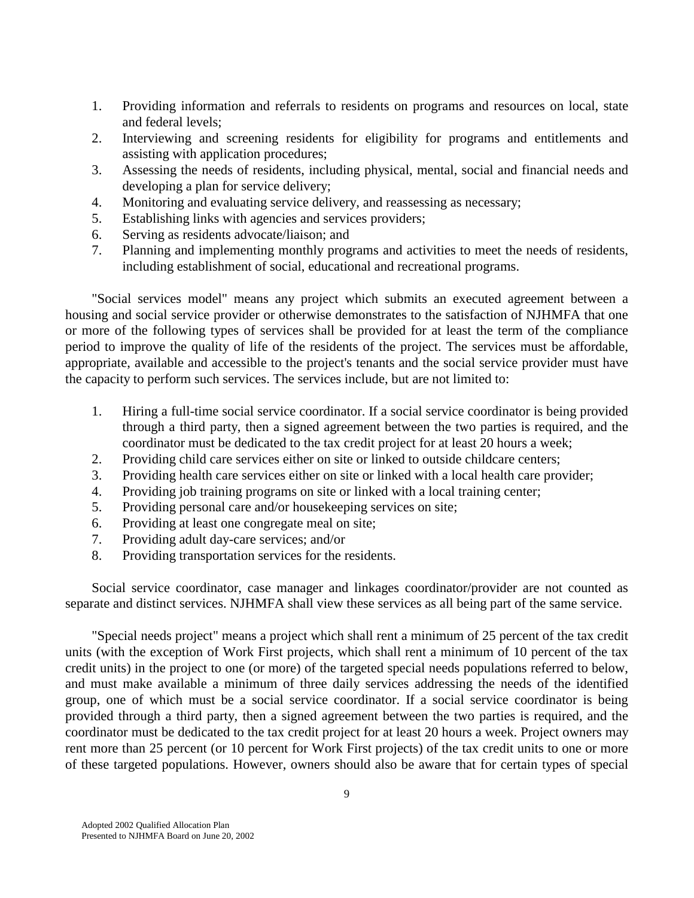1. Providing information and referrals to residents on programs and resources on local, state and federal levels;
2. Interviewing and screening residents for eligibility for programs and entitlements and assisting with application procedures;
3. Assessing the needs of residents, including physical, mental, social and financial needs and developing a plan for service delivery;
4. Monitoring and evaluating service delivery, and reassessing as necessary;
5. Establishing links with agencies and services providers;
6. Serving as residents advocate/liaison; and
7. Planning and implementing monthly programs and activities to meet the needs of residents, including establishment of social, educational and recreational programs.

"Social services model" means any project which submits an executed agreement between a housing and social service provider or otherwise demonstrates to the satisfaction of NJHMFA that one or more of the following types of services shall be provided for at least the term of the compliance period to improve the quality of life of the residents of the project. The services must be affordable, appropriate, available and accessible to the project's tenants and the social service provider must have the capacity to perform such services. The services include, but are not limited to:

1. Hiring a full-time social service coordinator. If a social service coordinator is being provided through a third party, then a signed agreement between the two parties is required, and the coordinator must be dedicated to the tax credit project for at least 20 hours a week;
2. Providing child care services either on site or linked to outside childcare centers;
3. Providing health care services either on site or linked with a local health care provider;
4. Providing job training programs on site or linked with a local training center;
5. Providing personal care and/or housekeeping services on site;
6. Providing at least one congregate meal on site;
7. Providing adult day-care services; and/or
8. Providing transportation services for the residents.

Social service coordinator, case manager and linkages coordinator/provider are not counted as separate and distinct services. NJHMFA shall view these services as all being part of the same service.

"Special needs project" means a project which shall rent a minimum of 25 percent of the tax credit units (with the exception of Work First projects, which shall rent a minimum of 10 percent of the tax credit units) in the project to one (or more) of the targeted special needs populations referred to below, and must make available a minimum of three daily services addressing the needs of the identified group, one of which must be a social service coordinator. If a social service coordinator is being provided through a third party, then a signed agreement between the two parties is required, and the coordinator must be dedicated to the tax credit project for at least 20 hours a week. Project owners may rent more than 25 percent (or 10 percent for Work First projects) of the tax credit units to one or more of these targeted populations. However, owners should also be aware that for certain types of special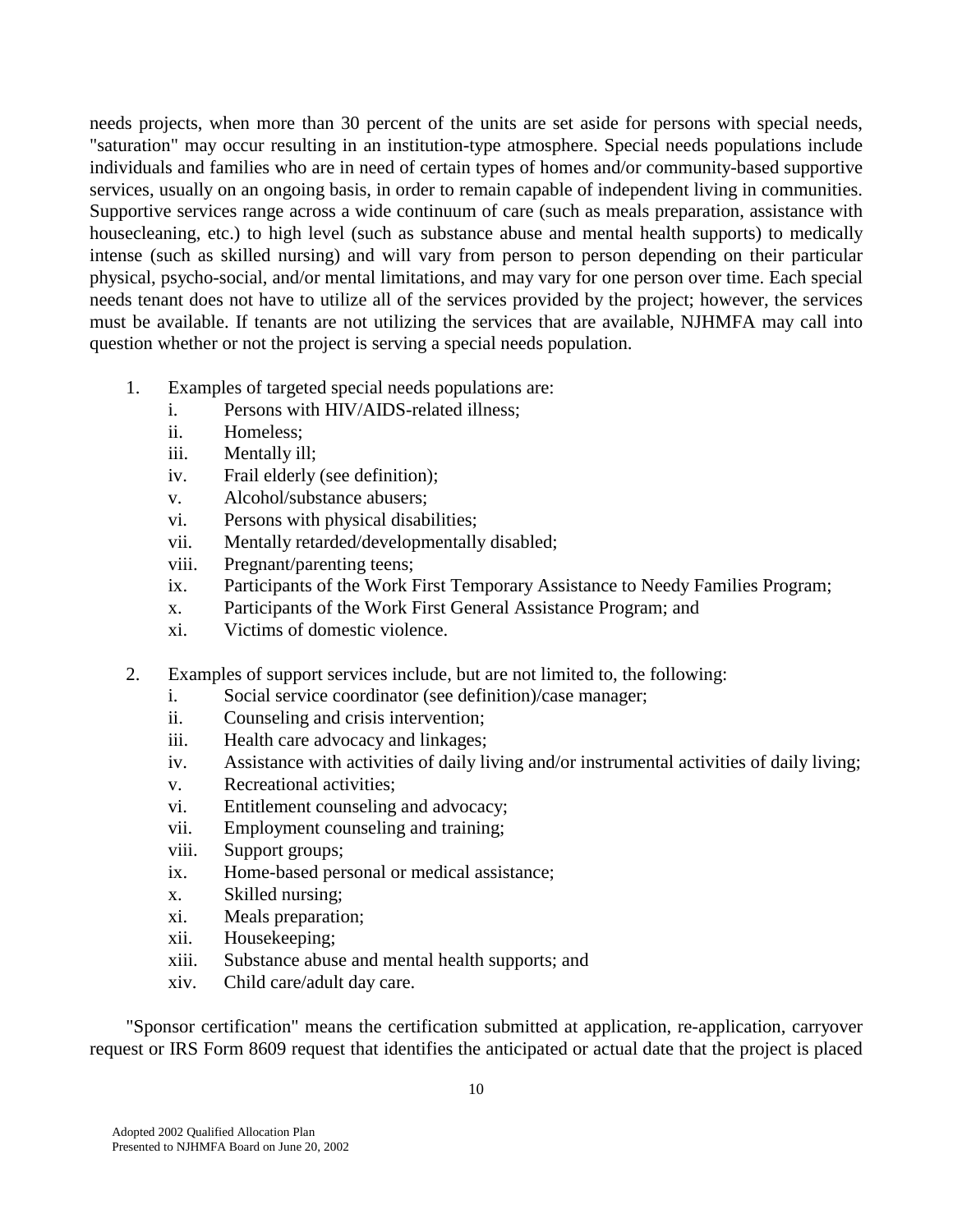needs projects, when more than 30 percent of the units are set aside for persons with special needs, "saturation" may occur resulting in an institution-type atmosphere. Special needs populations include individuals and families who are in need of certain types of homes and/or community-based supportive services, usually on an ongoing basis, in order to remain capable of independent living in communities. Supportive services range across a wide continuum of care (such as meals preparation, assistance with housecleaning, etc.) to high level (such as substance abuse and mental health supports) to medically intense (such as skilled nursing) and will vary from person to person depending on their particular physical, psycho-social, and/or mental limitations, and may vary for one person over time. Each special needs tenant does not have to utilize all of the services provided by the project; however, the services must be available. If tenants are not utilizing the services that are available, NJHMFA may call into question whether or not the project is serving a special needs population.

1. Examples of targeted special needs populations are:
   - i. Persons with HIV/AIDS-related illness;
   - ii. Homeless;
   - iii. Mentally ill;
   - iv. Frail elderly (see definition);
   - v. Alcohol/substance abusers;
   - vi. Persons with physical disabilities;
   - vii. Mentally retarded/developmentally disabled;
   - viii. Pregnant/parenting teens;
   - ix. Participants of the Work First Temporary Assistance to Needy Families Program;
   - x. Participants of the Work First General Assistance Program; and
   - xi. Victims of domestic violence.

2. Examples of support services include, but are not limited to, the following:
   - i. Social service coordinator (see definition)/case manager;
   - ii. Counseling and crisis intervention;
   - iii. Health care advocacy and linkages;
   - iv. Assistance with activities of daily living and/or instrumental activities of daily living;
   - v. Recreational activities;
   - vi. Entitlement counseling and advocacy;
   - vii. Employment counseling and training;
   - viii. Support groups;
   - ix. Home-based personal or medical assistance;
   - x. Skilled nursing;
   - xi. Meals preparation;
   - xii. Housekeeping;
   - xiii. Substance abuse and mental health supports; and
   - xiv. Child care/adult day care.

"Sponsor certification" means the certification submitted at application, re-application, carryover request or IRS Form 8609 request that identifies the anticipated or actual date that the project is placed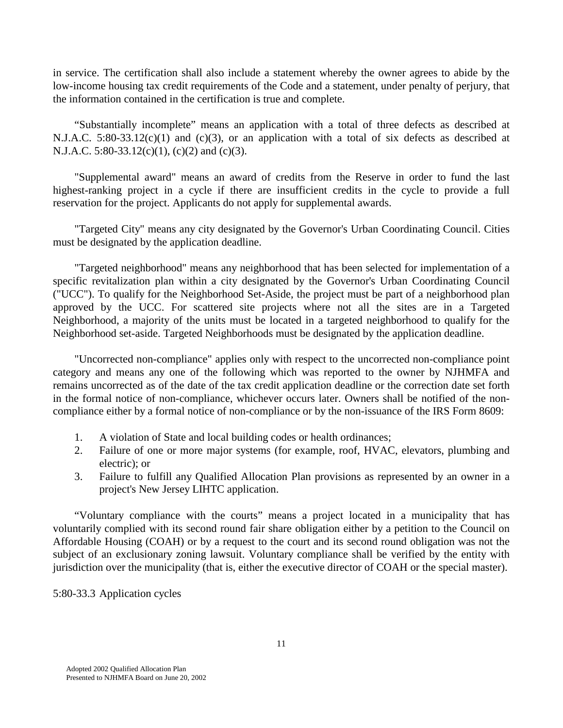in service. The certification shall also include a statement whereby the owner agrees to abide by the low-income housing tax credit requirements of the Code and a statement, under penalty of perjury, that the information contained in the certification is true and complete.

"Substantially incomplete" means an application with a total of three defects as described at N.J.A.C. 5:80-33.12(c)(1) and (c)(3), or an application with a total of six defects as described at N.J.A.C. 5:80-33.12(c)(1), (c)(2) and (c)(3).

"Supplemental award" means an award of credits from the Reserve in order to fund the last highest-ranking project in a cycle if there are insufficient credits in the cycle to provide a full reservation for the project. Applicants do not apply for supplemental awards.

"Targeted City" means any city designated by the Governor's Urban Coordinating Council. Cities must be designated by the application deadline.

"Targeted neighborhood" means any neighborhood that has been selected for implementation of a specific revitalization plan within a city designated by the Governor's Urban Coordinating Council ("UCC"). To qualify for the Neighborhood Set-Aside, the project must be part of a neighborhood plan approved by the UCC. For scattered site projects where not all the sites are in a Targeted Neighborhood, a majority of the units must be located in a targeted neighborhood to qualify for the Neighborhood set-aside. Targeted Neighborhoods must be designated by the application deadline.

"Uncorrected non-compliance" applies only with respect to the uncorrected non-compliance point category and means any one of the following which was reported to the owner by NJHMFA and remains uncorrected as of the date of the tax credit application deadline or the correction date set forth in the formal notice of non-compliance, whichever occurs later. Owners shall be notified of the non-compliance either by a formal notice of non-compliance or by the non-issuance of the IRS Form 8609:

1. A violation of State and local building codes or health ordinances;
2. Failure of one or more major systems (for example, roof, HVAC, elevators, plumbing and electric); or
3. Failure to fulfill any Qualified Allocation Plan provisions as represented by an owner in a project's New Jersey LIHTC application.

"Voluntary compliance with the courts" means a project located in a municipality that has voluntarily complied with its second round fair share obligation either by a petition to the Council on Affordable Housing (COAH) or by a request to the court and its second round obligation was not the subject of an exclusionary zoning lawsuit. Voluntary compliance shall be verified by the entity with jurisdiction over the municipality (that is, either the executive director of COAH or the special master).

5:80-33.3 Application cycles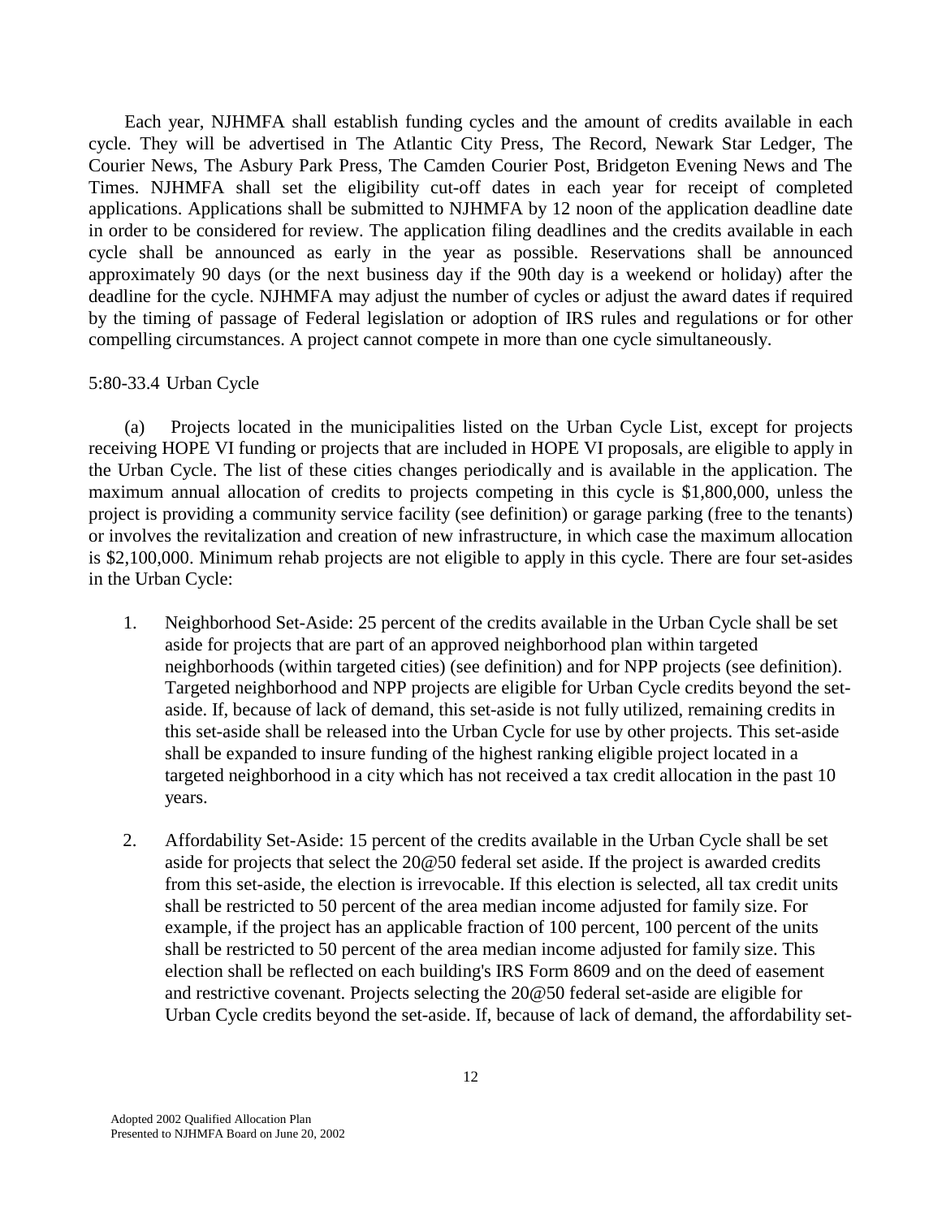Each year, NJHMFA shall establish funding cycles and the amount of credits available in each cycle. They will be advertised in The Atlantic City Press, The Record, Newark Star Ledger, The Courier News, The Asbury Park Press, The Camden Courier Post, Bridgeton Evening News and The Times. NJHMFA shall set the eligibility cut-off dates in each year for receipt of completed applications. Applications shall be submitted to NJHMFA by 12 noon of the application deadline date in order to be considered for review. The application filing deadlines and the credits available in each cycle shall be announced as early in the year as possible. Reservations shall be announced approximately 90 days (or the next business day if the 90th day is a weekend or holiday) after the deadline for the cycle. NJHMFA may adjust the number of cycles or adjust the award dates if required by the timing of passage of Federal legislation or adoption of IRS rules and regulations or for other compelling circumstances. A project cannot compete in more than one cycle simultaneously.

5:80-33.4 Urban Cycle

(a) Projects located in the municipalities listed on the Urban Cycle List, except for projects receiving HOPE VI funding or projects that are included in HOPE VI proposals, are eligible to apply in the Urban Cycle. The list of these cities changes periodically and is available in the application. The maximum annual allocation of credits to projects competing in this cycle is $1,800,000, unless the project is providing a community service facility (see definition) or garage parking (free to the tenants) or involves the revitalization and creation of new infrastructure, in which case the maximum allocation is $2,100,000. Minimum rehab projects are not eligible to apply in this cycle. There are four set-asides in the Urban Cycle:

1. Neighborhood Set-Aside: 25 percent of the credits available in the Urban Cycle shall be set aside for projects that are part of an approved neighborhood plan within targeted neighborhoods (within targeted cities) (see definition) and for NPP projects (see definition). Targeted neighborhood and NPP projects are eligible for Urban Cycle credits beyond the set-aside. If, because of lack of demand, this set-aside is not fully utilized, remaining credits in this set-aside shall be released into the Urban Cycle for use by other projects. This set-aside shall be expanded to insure funding of the highest ranking eligible project located in a targeted neighborhood in a city which has not received a tax credit allocation in the past 10 years.

2. Affordability Set-Aside: 15 percent of the credits available in the Urban Cycle shall be set aside for projects that select the 20@50 federal set aside. If the project is awarded credits from this set-aside, the election is irrevocable. If this election is selected, all tax credit units shall be restricted to 50 percent of the area median income adjusted for family size. For example, if the project has an applicable fraction of 100 percent, 100 percent of the units shall be restricted to 50 percent of the area median income adjusted for family size. This election shall be reflected on each building's IRS Form 8609 and on the deed of easement and restrictive covenant. Projects selecting the 20@50 federal set-aside are eligible for Urban Cycle credits beyond the set-aside. If, because of lack of demand, the affordability set-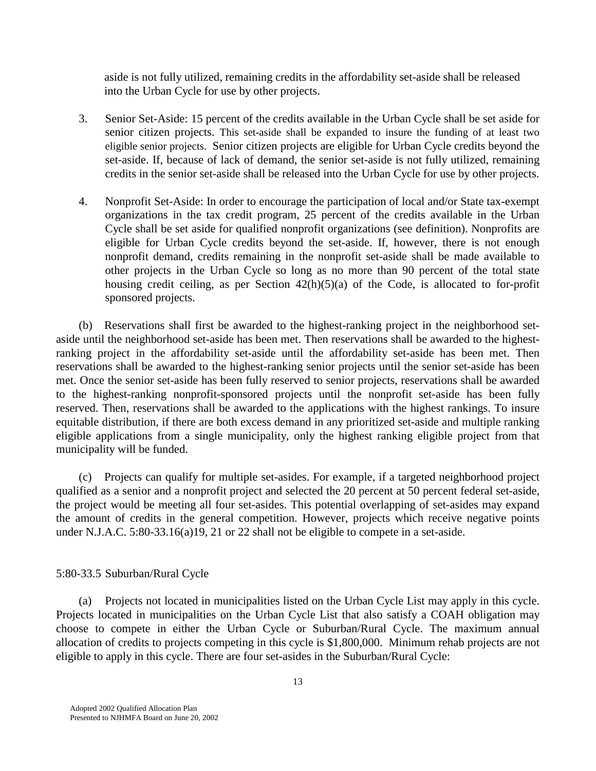aside is not fully utilized, remaining credits in the affordability set-aside shall be released into the Urban Cycle for use by other projects.

3. Senior Set-Aside: 15 percent of the credits available in the Urban Cycle shall be set aside for senior citizen projects. This set-aside shall be expanded to insure the funding of at least two eligible senior projects. Senior citizen projects are eligible for Urban Cycle credits beyond the set-aside. If, because of lack of demand, the senior set-aside is not fully utilized, remaining credits in the senior set-aside shall be released into the Urban Cycle for use by other projects.

4. Nonprofit Set-Aside: In order to encourage the participation of local and/or State tax-exempt organizations in the tax credit program, 25 percent of the credits available in the Urban Cycle shall be set aside for qualified nonprofit organizations (see definition). Nonprofits are eligible for Urban Cycle credits beyond the set-aside. If, however, there is not enough nonprofit demand, credits remaining in the nonprofit set-aside shall be made available to other projects in the Urban Cycle so long as no more than 90 percent of the total state housing credit ceiling, as per Section 42(h)(5)(a) of the Code, is allocated to for-profit sponsored projects.

(b) Reservations shall first be awarded to the highest-ranking project in the neighborhood set-aside until the neighborhood set-aside has been met. Then reservations shall be awarded to the highest-ranking project in the affordability set-aside until the affordability set-aside has been met. Then reservations shall be awarded to the highest-ranking senior projects until the senior set-aside has been met. Once the senior set-aside has been fully reserved to senior projects, reservations shall be awarded to the highest-ranking nonprofit-sponsored projects until the nonprofit set-aside has been fully reserved. Then, reservations shall be awarded to the applications with the highest rankings. To insure equitable distribution, if there are both excess demand in any prioritized set-aside and multiple ranking eligible applications from a single municipality, only the highest ranking eligible project from that municipality will be funded.

(c) Projects can qualify for multiple set-asides. For example, if a targeted neighborhood project qualified as a senior and a nonprofit project and selected the 20 percent at 50 percent federal set-aside, the project would be meeting all four set-asides. This potential overlapping of set-asides may expand the amount of credits in the general competition. However, projects which receive negative points under N.J.A.C. 5:80-33.16(a)19, 21 or 22 shall not be eligible to compete in a set-aside.

5:80-33.5 Suburban/Rural Cycle

(a) Projects not located in municipalities listed on the Urban Cycle List may apply in this cycle. Projects located in municipalities on the Urban Cycle List that also satisfy a COAH obligation may choose to compete in either the Urban Cycle or Suburban/Rural Cycle. The maximum annual allocation of credits to projects competing in this cycle is $1,800,000. Minimum rehab projects are not eligible to apply in this cycle. There are four set-asides in the Suburban/Rural Cycle: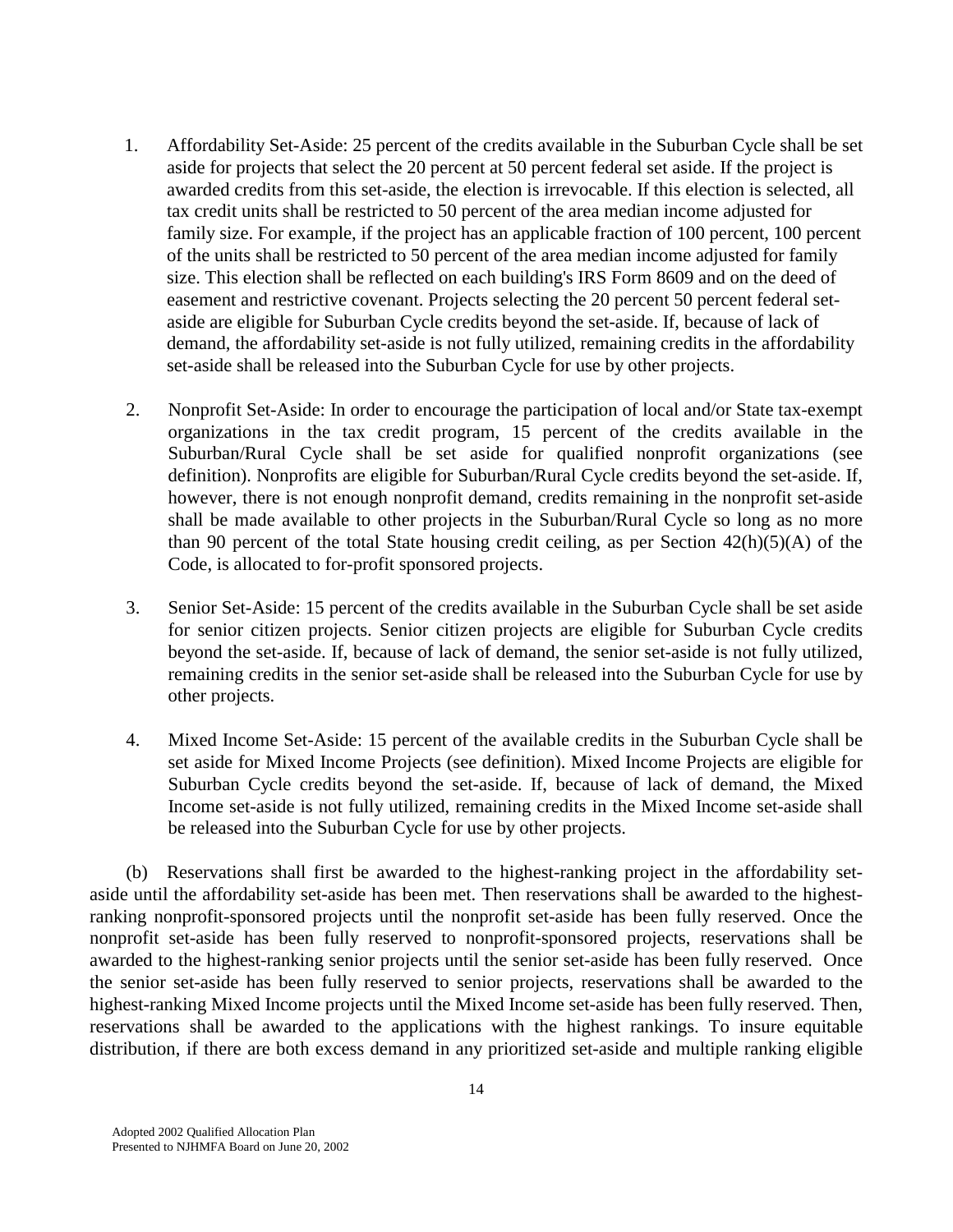1. Affordability Set-Aside: 25 percent of the credits available in the Suburban Cycle shall be set aside for projects that select the 20 percent at 50 percent federal set aside. If the project is awarded credits from this set-aside, the election is irrevocable. If this election is selected, all tax credit units shall be restricted to 50 percent of the area median income adjusted for family size. For example, if the project has an applicable fraction of 100 percent, 100 percent of the units shall be restricted to 50 percent of the area median income adjusted for family size. This election shall be reflected on each building's IRS Form 8609 and on the deed of easement and restrictive covenant. Projects selecting the 20 percent 50 percent federal set-aside are eligible for Suburban Cycle credits beyond the set-aside. If, because of lack of demand, the affordability set-aside is not fully utilized, remaining credits in the affordability set-aside shall be released into the Suburban Cycle for use by other projects.

2. Nonprofit Set-Aside: In order to encourage the participation of local and/or State tax-exempt organizations in the tax credit program, 15 percent of the credits available in the Suburban/Rural Cycle shall be set aside for qualified nonprofit organizations (see definition). Nonprofits are eligible for Suburban/Rural Cycle credits beyond the set-aside. If, however, there is not enough nonprofit demand, credits remaining in the nonprofit set-aside shall be made available to other projects in the Suburban/Rural Cycle so long as no more than 90 percent of the total State housing credit ceiling, as per Section 42(h)(5)(A) of the Code, is allocated to for-profit sponsored projects.

3. Senior Set-Aside: 15 percent of the credits available in the Suburban Cycle shall be set aside for senior citizen projects. Senior citizen projects are eligible for Suburban Cycle credits beyond the set-aside. If, because of lack of demand, the senior set-aside is not fully utilized, remaining credits in the senior set-aside shall be released into the Suburban Cycle for use by other projects.

4. Mixed Income Set-Aside: 15 percent of the available credits in the Suburban Cycle shall be set aside for Mixed Income Projects (see definition). Mixed Income Projects are eligible for Suburban Cycle credits beyond the set-aside. If, because of lack of demand, the Mixed Income set-aside is not fully utilized, remaining credits in the Mixed Income set-aside shall be released into the Suburban Cycle for use by other projects.

(b) Reservations shall first be awarded to the highest-ranking project in the affordability set-aside until the affordability set-aside has been met. Then reservations shall be awarded to the highest-ranking nonprofit-sponsored projects until the nonprofit set-aside has been fully reserved. Once the nonprofit set-aside has been fully reserved to nonprofit-sponsored projects, reservations shall be awarded to the highest-ranking senior projects until the senior set-aside has been fully reserved. Once the senior set-aside has been fully reserved to senior projects, reservations shall be awarded to the highest-ranking Mixed Income projects until the Mixed Income set-aside has been fully reserved. Then, reservations shall be awarded to the applications with the highest rankings. To insure equitable distribution, if there are both excess demand in any prioritized set-aside and multiple ranking eligible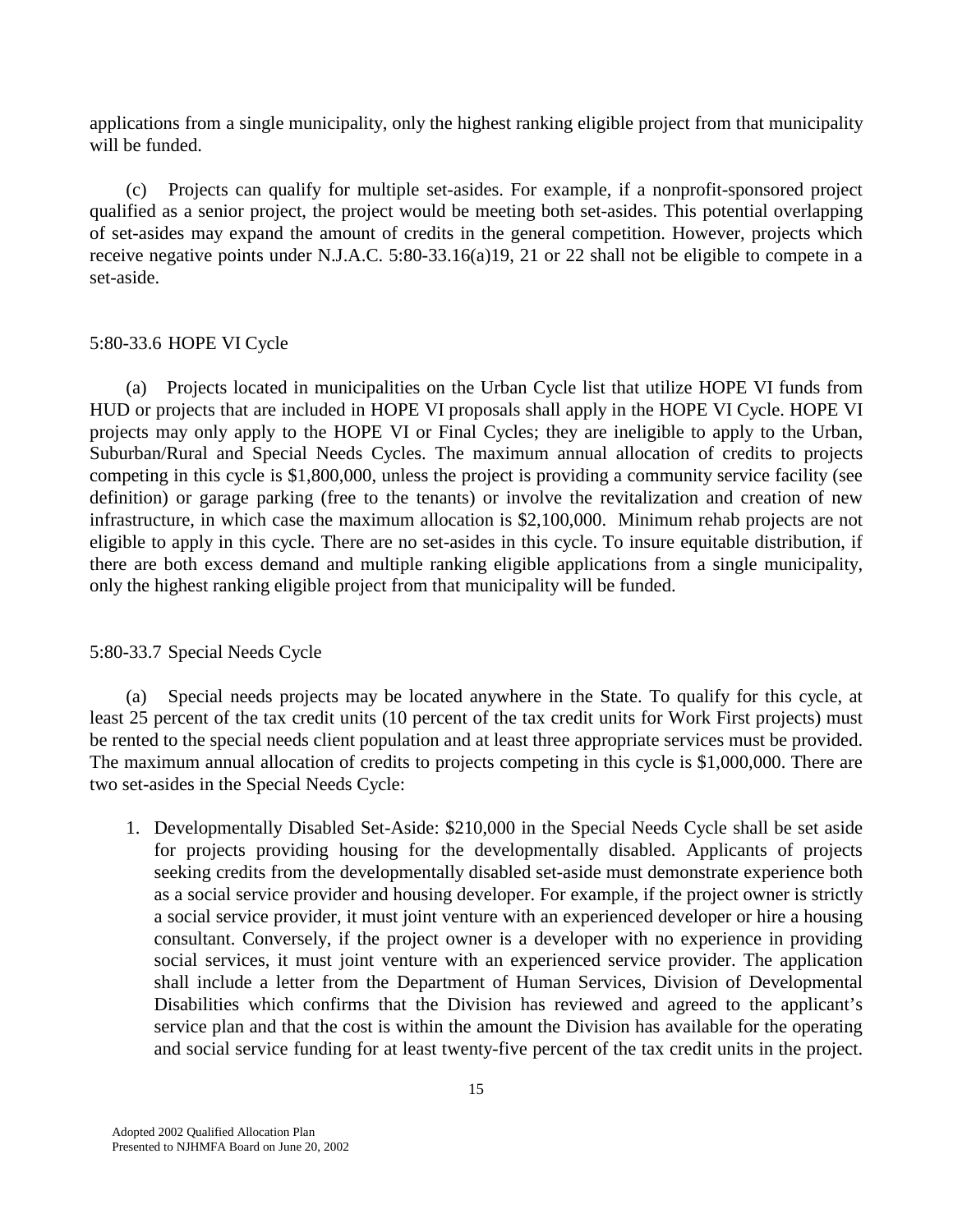applications from a single municipality, only the highest ranking eligible project from that municipality will be funded.

(c) Projects can qualify for multiple set-asides. For example, if a nonprofit-sponsored project qualified as a senior project, the project would be meeting both set-asides. This potential overlapping of set-asides may expand the amount of credits in the general competition. However, projects which receive negative points under N.J.A.C. 5:80-33.16(a)19, 21 or 22 shall not be eligible to compete in a set-aside.

5:80-33.6 HOPE VI Cycle

(a) Projects located in municipalities on the Urban Cycle list that utilize HOPE VI funds from HUD or projects that are included in HOPE VI proposals shall apply in the HOPE VI Cycle. HOPE VI projects may only apply to the HOPE VI or Final Cycles; they are ineligible to apply to the Urban, Suburban/Rural and Special Needs Cycles. The maximum annual allocation of credits to projects competing in this cycle is $1,800,000, unless the project is providing a community service facility (see definition) or garage parking (free to the tenants) or involve the revitalization and creation of new infrastructure, in which case the maximum allocation is $2,100,000. Minimum rehab projects are not eligible to apply in this cycle. There are no set-asides in this cycle. To insure equitable distribution, if there are both excess demand and multiple ranking eligible applications from a single municipality, only the highest ranking eligible project from that municipality will be funded.

5:80-33.7 Special Needs Cycle

(a) Special needs projects may be located anywhere in the State. To qualify for this cycle, at least 25 percent of the tax credit units (10 percent of the tax credit units for Work First projects) must be rented to the special needs client population and at least three appropriate services must be provided. The maximum annual allocation of credits to projects competing in this cycle is $1,000,000. There are two set-asides in the Special Needs Cycle:

1. Developmentally Disabled Set-Aside: $210,000 in the Special Needs Cycle shall be set aside for projects providing housing for the developmentally disabled. Applicants of projects seeking credits from the developmentally disabled set-aside must demonstrate experience both as a social service provider and housing developer. For example, if the project owner is strictly a social service provider, it must joint venture with an experienced developer or hire a housing consultant. Conversely, if the project owner is a developer with no experience in providing social services, it must joint venture with an experienced service provider. The application shall include a letter from the Department of Human Services, Division of Developmental Disabilities which confirms that the Division has reviewed and agreed to the applicant's service plan and that the cost is within the amount the Division has available for the operating and social service funding for at least twenty-five percent of the tax credit units in the project.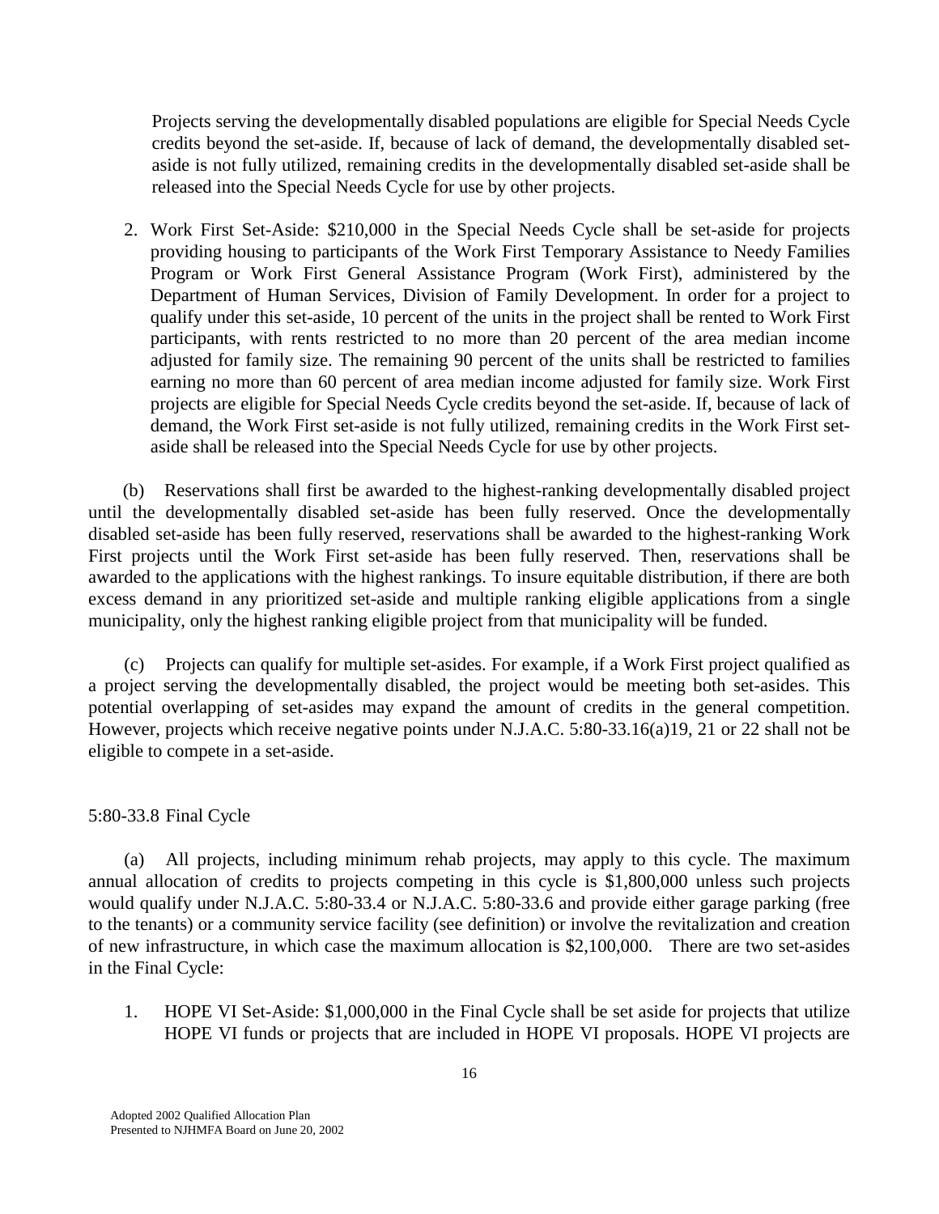Projects serving the developmentally disabled populations are eligible for Special Needs Cycle credits beyond the set-aside. If, because of lack of demand, the developmentally disabled set-aside is not fully utilized, remaining credits in the developmentally disabled set-aside shall be released into the Special Needs Cycle for use by other projects.

2. Work First Set-Aside: $210,000 in the Special Needs Cycle shall be set-aside for projects providing housing to participants of the Work First Temporary Assistance to Needy Families Program or Work First General Assistance Program (Work First), administered by the Department of Human Services, Division of Family Development. In order for a project to qualify under this set-aside, 10 percent of the units in the project shall be rented to Work First participants, with rents restricted to no more than 20 percent of the area median income adjusted for family size. The remaining 90 percent of the units shall be restricted to families earning no more than 60 percent of area median income adjusted for family size. Work First projects are eligible for Special Needs Cycle credits beyond the set-aside. If, because of lack of demand, the Work First set-aside is not fully utilized, remaining credits in the Work First set-aside shall be released into the Special Needs Cycle for use by other projects.

(b) Reservations shall first be awarded to the highest-ranking developmentally disabled project until the developmentally disabled set-aside has been fully reserved. Once the developmentally disabled set-aside has been fully reserved, reservations shall be awarded to the highest-ranking Work First projects until the Work First set-aside has been fully reserved. Then, reservations shall be awarded to the applications with the highest rankings. To insure equitable distribution, if there are both excess demand in any prioritized set-aside and multiple ranking eligible applications from a single municipality, only the highest ranking eligible project from that municipality will be funded.

(c) Projects can qualify for multiple set-asides. For example, if a Work First project qualified as a project serving the developmentally disabled, the project would be meeting both set-asides. This potential overlapping of set-asides may expand the amount of credits in the general competition. However, projects which receive negative points under N.J.A.C. 5:80-33.16(a)19, 21 or 22 shall not be eligible to compete in a set-aside.

5:80-33.8 Final Cycle

(a) All projects, including minimum rehab projects, may apply to this cycle. The maximum annual allocation of credits to projects competing in this cycle is $1,800,000 unless such projects would qualify under N.J.A.C. 5:80-33.4 or N.J.A.C. 5:80-33.6 and provide either garage parking (free to the tenants) or a community service facility (see definition) or involve the revitalization and creation of new infrastructure, in which case the maximum allocation is $2,100,000. There are two set-asides in the Final Cycle:

1. HOPE VI Set-Aside: $1,000,000 in the Final Cycle shall be set aside for projects that utilize HOPE VI funds or projects that are included in HOPE VI proposals. HOPE VI projects are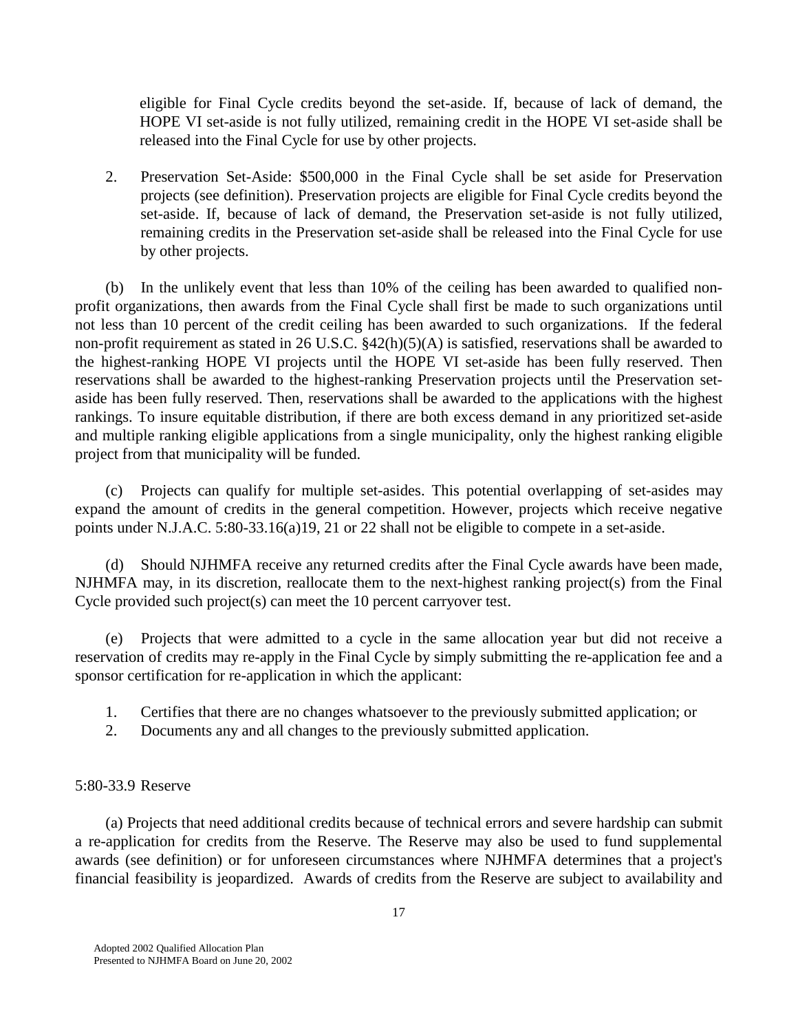eligible for Final Cycle credits beyond the set-aside. If, because of lack of demand, the HOPE VI set-aside is not fully utilized, remaining credit in the HOPE VI set-aside shall be released into the Final Cycle for use by other projects.

2. Preservation Set-Aside: $500,000 in the Final Cycle shall be set aside for Preservation projects (see definition). Preservation projects are eligible for Final Cycle credits beyond the set-aside. If, because of lack of demand, the Preservation set-aside is not fully utilized, remaining credits in the Preservation set-aside shall be released into the Final Cycle for use by other projects.

(b) In the unlikely event that less than 10% of the ceiling has been awarded to qualified non-profit organizations, then awards from the Final Cycle shall first be made to such organizations until not less than 10 percent of the credit ceiling has been awarded to such organizations. If the federal non-profit requirement as stated in 26 U.S.C. §42(h)(5)(A) is satisfied, reservations shall be awarded to the highest-ranking HOPE VI projects until the HOPE VI set-aside has been fully reserved. Then reservations shall be awarded to the highest-ranking Preservation projects until the Preservation set-aside has been fully reserved. Then, reservations shall be awarded to the applications with the highest rankings. To insure equitable distribution, if there are both excess demand in any prioritized set-aside and multiple ranking eligible applications from a single municipality, only the highest ranking eligible project from that municipality will be funded.

(c) Projects can qualify for multiple set-asides. This potential overlapping of set-asides may expand the amount of credits in the general competition. However, projects which receive negative points under N.J.A.C. 5:80-33.16(a)19, 21 or 22 shall not be eligible to compete in a set-aside.

(d) Should NJHMFA receive any returned credits after the Final Cycle awards have been made, NJHMFA may, in its discretion, reallocate them to the next-highest ranking project(s) from the Final Cycle provided such project(s) can meet the 10 percent carryover test.

(e) Projects that were admitted to a cycle in the same allocation year but did not receive a reservation of credits may re-apply in the Final Cycle by simply submitting the re-application fee and a sponsor certification for re-application in which the applicant:

1. Certifies that there are no changes whatsoever to the previously submitted application; or
2. Documents any and all changes to the previously submitted application.

5:80-33.9 Reserve

(a) Projects that need additional credits because of technical errors and severe hardship can submit a re-application for credits from the Reserve. The Reserve may also be used to fund supplemental awards (see definition) or for unforeseen circumstances where NJHMFA determines that a project's financial feasibility is jeopardized. Awards of credits from the Reserve are subject to availability and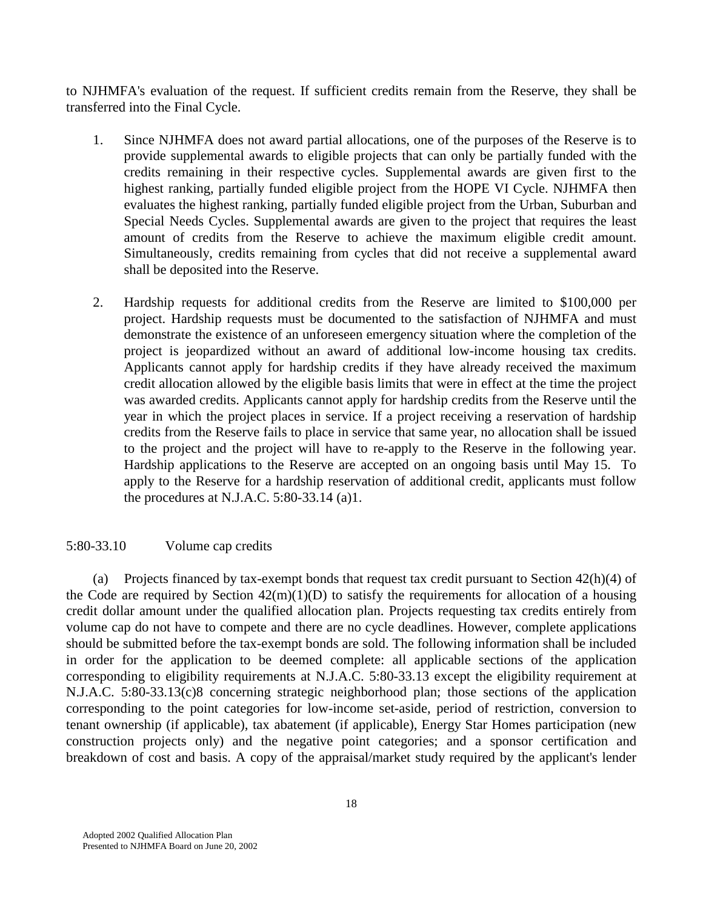to NJHMFA's evaluation of the request. If sufficient credits remain from the Reserve, they shall be transferred into the Final Cycle.

1. Since NJHMFA does not award partial allocations, one of the purposes of the Reserve is to provide supplemental awards to eligible projects that can only be partially funded with the credits remaining in their respective cycles. Supplemental awards are given first to the highest ranking, partially funded eligible project from the HOPE VI Cycle. NJHMFA then evaluates the highest ranking, partially funded eligible project from the Urban, Suburban and Special Needs Cycles. Supplemental awards are given to the project that requires the least amount of credits from the Reserve to achieve the maximum eligible credit amount. Simultaneously, credits remaining from cycles that did not receive a supplemental award shall be deposited into the Reserve.

2. Hardship requests for additional credits from the Reserve are limited to \$100,000 per project. Hardship requests must be documented to the satisfaction of NJHMFA and must demonstrate the existence of an unforeseen emergency situation where the completion of the project is jeopardized without an award of additional low-income housing tax credits. Applicants cannot apply for hardship credits if they have already received the maximum credit allocation allowed by the eligible basis limits that were in effect at the time the project was awarded credits. Applicants cannot apply for hardship credits from the Reserve until the year in which the project places in service. If a project receiving a reservation of hardship credits from the Reserve fails to place in service that same year, no allocation shall be issued to the project and the project will have to re-apply to the Reserve in the following year. Hardship applications to the Reserve are accepted on an ongoing basis until May 15. To apply to the Reserve for a hardship reservation of additional credit, applicants must follow the procedures at N.J.A.C. 5:80-33.14 (a)1.

5:80-33.10 Volume cap credits

(a) Projects financed by tax-exempt bonds that request tax credit pursuant to Section 42(h)(4) of the Code are required by Section 42(m)(1)(D) to satisfy the requirements for allocation of a housing credit dollar amount under the qualified allocation plan. Projects requesting tax credits entirely from volume cap do not have to compete and there are no cycle deadlines. However, complete applications should be submitted before the tax-exempt bonds are sold. The following information shall be included in order for the application to be deemed complete: all applicable sections of the application corresponding to eligibility requirements at N.J.A.C. 5:80-33.13 except the eligibility requirement at N.J.A.C. 5:80-33.13(c)8 concerning strategic neighborhood plan; those sections of the application corresponding to the point categories for low-income set-aside, period of restriction, conversion to tenant ownership (if applicable), tax abatement (if applicable), Energy Star Homes participation (new construction projects only) and the negative point categories; and a sponsor certification and breakdown of cost and basis. A copy of the appraisal/market study required by the applicant's lender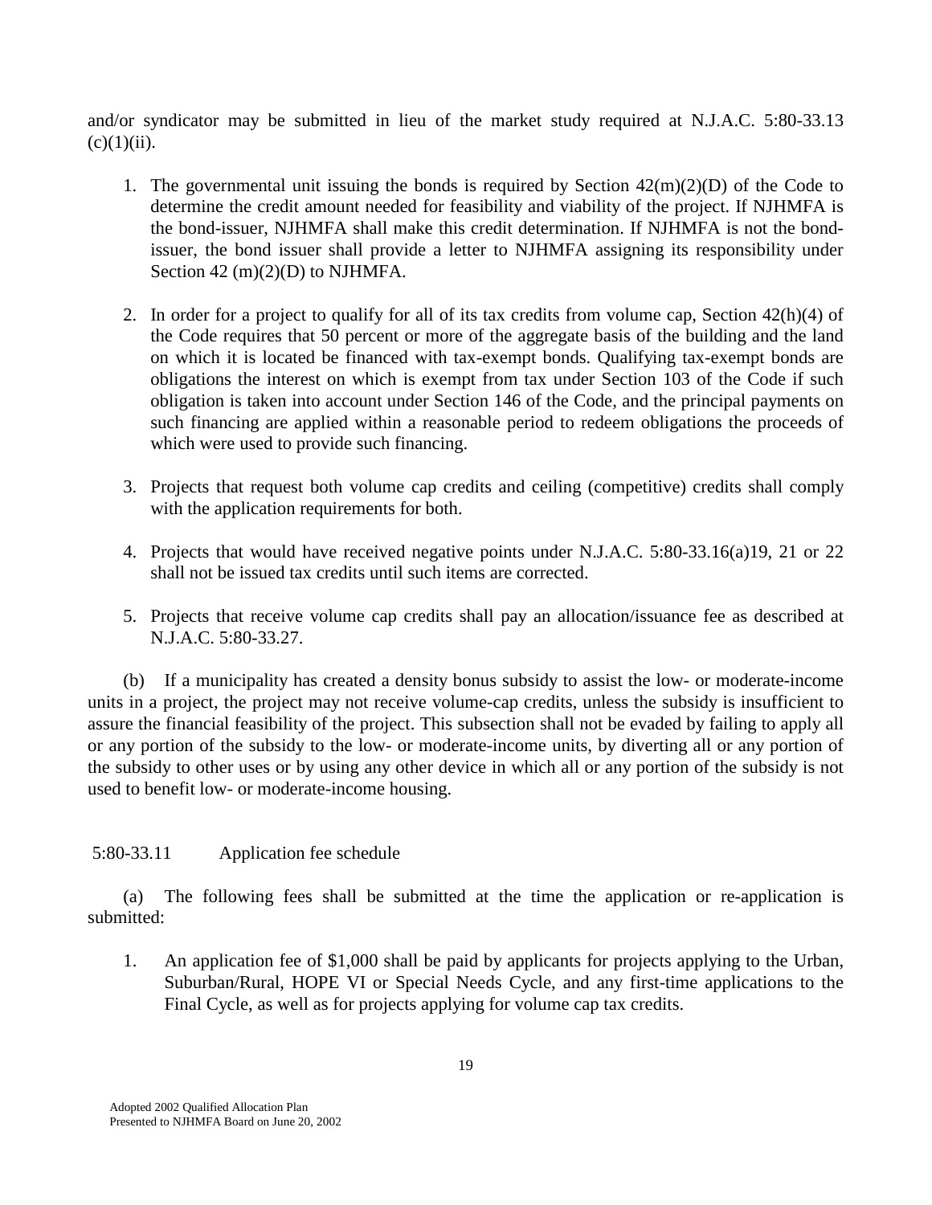and/or syndicator may be submitted in lieu of the market study required at N.J.A.C. 5:80-33.13 (c)(1)(ii).

1. The governmental unit issuing the bonds is required by Section 42(m)(2)(D) of the Code to determine the credit amount needed for feasibility and viability of the project. If NJHMFA is the bond-issuer, NJHMFA shall make this credit determination. If NJHMFA is not the bond-issuer, the bond issuer shall provide a letter to NJHMFA assigning its responsibility under Section 42 (m)(2)(D) to NJHMFA.

2. In order for a project to qualify for all of its tax credits from volume cap, Section 42(h)(4) of the Code requires that 50 percent or more of the aggregate basis of the building and the land on which it is located be financed with tax-exempt bonds. Qualifying tax-exempt bonds are obligations the interest on which is exempt from tax under Section 103 of the Code if such obligation is taken into account under Section 146 of the Code, and the principal payments on such financing are applied within a reasonable period to redeem obligations the proceeds of which were used to provide such financing.

3. Projects that request both volume cap credits and ceiling (competitive) credits shall comply with the application requirements for both.

4. Projects that would have received negative points under N.J.A.C. 5:80-33.16(a)19, 21 or 22 shall not be issued tax credits until such items are corrected.

5. Projects that receive volume cap credits shall pay an allocation/issuance fee as described at N.J.A.C. 5:80-33.27.

(b) If a municipality has created a density bonus subsidy to assist the low- or moderate-income units in a project, the project may not receive volume-cap credits, unless the subsidy is insufficient to assure the financial feasibility of the project. This subsection shall not be evaded by failing to apply all or any portion of the subsidy to the low- or moderate-income units, by diverting all or any portion of the subsidy to other uses or by using any other device in which all or any portion of the subsidy is not used to benefit low- or moderate-income housing.

## 5:80-33.11 Application fee schedule

(a) The following fees shall be submitted at the time the application or re-application is submitted:

1. An application fee of $1,000 shall be paid by applicants for projects applying to the Urban, Suburban/Rural, HOPE VI or Special Needs Cycle, and any first-time applications to the Final Cycle, as well as for projects applying for volume cap tax credits.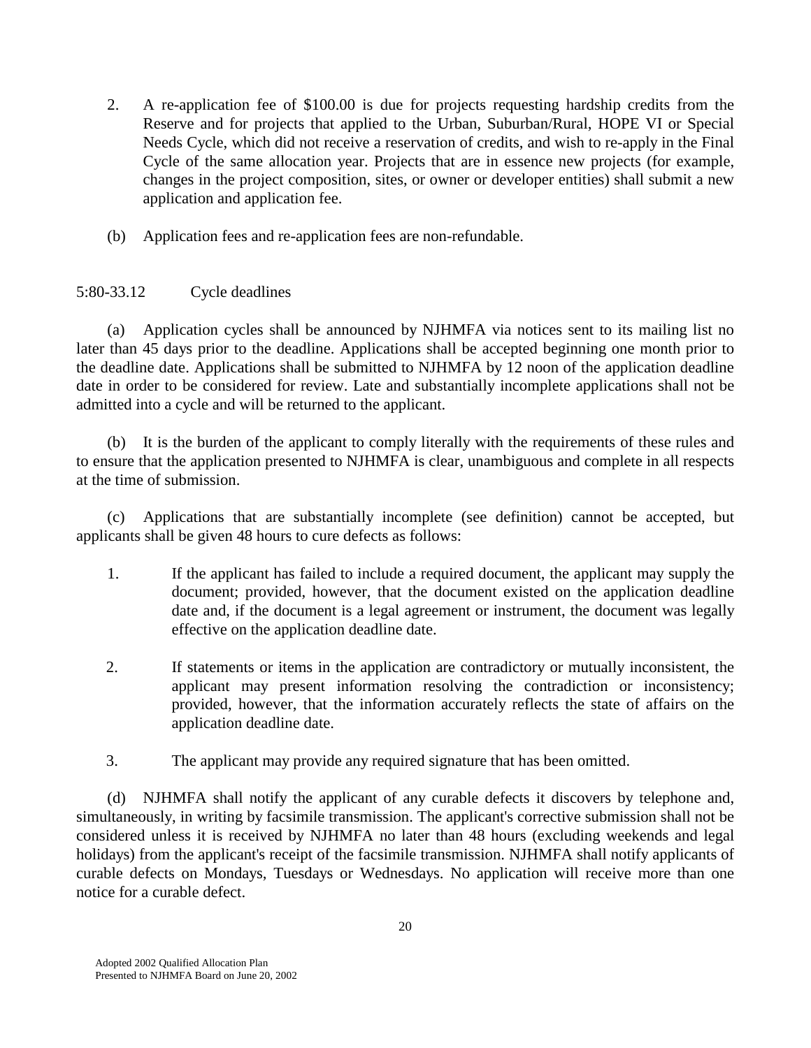2. A re-application fee of $100.00 is due for projects requesting hardship credits from the Reserve and for projects that applied to the Urban, Suburban/Rural, HOPE VI or Special Needs Cycle, which did not receive a reservation of credits, and wish to re-apply in the Final Cycle of the same allocation year. Projects that are in essence new projects (for example, changes in the project composition, sites, or owner or developer entities) shall submit a new application and application fee.

(b) Application fees and re-application fees are non-refundable.

5:80-33.12 Cycle deadlines

(a) Application cycles shall be announced by NJHMFA via notices sent to its mailing list no later than 45 days prior to the deadline. Applications shall be accepted beginning one month prior to the deadline date. Applications shall be submitted to NJHMFA by 12 noon of the application deadline date in order to be considered for review. Late and substantially incomplete applications shall not be admitted into a cycle and will be returned to the applicant.

(b) It is the burden of the applicant to comply literally with the requirements of these rules and to ensure that the application presented to NJHMFA is clear, unambiguous and complete in all respects at the time of submission.

(c) Applications that are substantially incomplete (see definition) cannot be accepted, but applicants shall be given 48 hours to cure defects as follows:

1. If the applicant has failed to include a required document, the applicant may supply the document; provided, however, that the document existed on the application deadline date and, if the document is a legal agreement or instrument, the document was legally effective on the application deadline date.

2. If statements or items in the application are contradictory or mutually inconsistent, the applicant may present information resolving the contradiction or inconsistency; provided, however, that the information accurately reflects the state of affairs on the application deadline date.

3. The applicant may provide any required signature that has been omitted.

(d) NJHMFA shall notify the applicant of any curable defects it discovers by telephone and, simultaneously, in writing by facsimile transmission. The applicant's corrective submission shall not be considered unless it is received by NJHMFA no later than 48 hours (excluding weekends and legal holidays) from the applicant's receipt of the facsimile transmission. NJHMFA shall notify applicants of curable defects on Mondays, Tuesdays or Wednesdays. No application will receive more than one notice for a curable defect.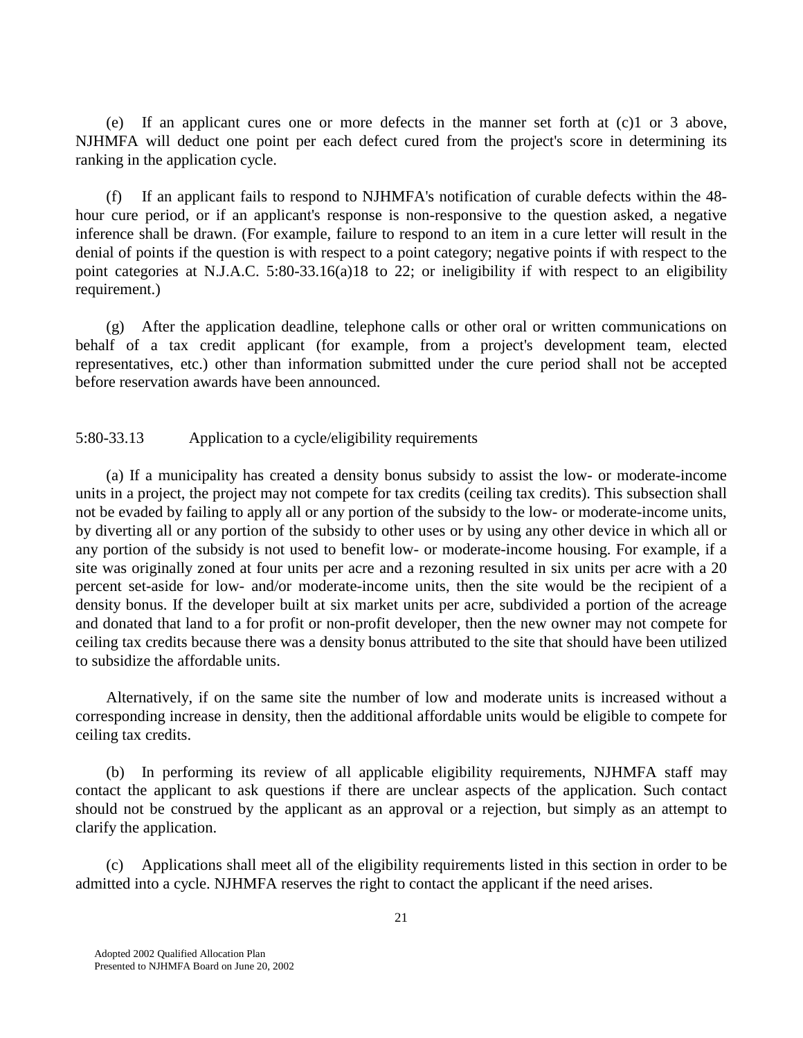(e) If an applicant cures one or more defects in the manner set forth at (c)1 or 3 above, NJHMFA will deduct one point per each defect cured from the project's score in determining its ranking in the application cycle.

(f) If an applicant fails to respond to NJHMFA's notification of curable defects within the 48-hour cure period, or if an applicant's response is non-responsive to the question asked, a negative inference shall be drawn. (For example, failure to respond to an item in a cure letter will result in the denial of points if the question is with respect to a point category; negative points if with respect to the point categories at N.J.A.C. 5:80-33.16(a)18 to 22; or ineligibility if with respect to an eligibility requirement.)

(g) After the application deadline, telephone calls or other oral or written communications on behalf of a tax credit applicant (for example, from a project's development team, elected representatives, etc.) other than information submitted under the cure period shall not be accepted before reservation awards have been announced.

## 5:80-33.13 Application to a cycle/eligibility requirements

(a) If a municipality has created a density bonus subsidy to assist the low- or moderate-income units in a project, the project may not compete for tax credits (ceiling tax credits). This subsection shall not be evaded by failing to apply all or any portion of the subsidy to the low- or moderate-income units, by diverting all or any portion of the subsidy to other uses or by using any other device in which all or any portion of the subsidy is not used to benefit low- or moderate-income housing. For example, if a site was originally zoned at four units per acre and a rezoning resulted in six units per acre with a 20 percent set-aside for low- and/or moderate-income units, then the site would be the recipient of a density bonus. If the developer built at six market units per acre, subdivided a portion of the acreage and donated that land to a for profit or non-profit developer, then the new owner may not compete for ceiling tax credits because there was a density bonus attributed to the site that should have been utilized to subsidize the affordable units.

Alternatively, if on the same site the number of low and moderate units is increased without a corresponding increase in density, then the additional affordable units would be eligible to compete for ceiling tax credits.

(b) In performing its review of all applicable eligibility requirements, NJHMFA staff may contact the applicant to ask questions if there are unclear aspects of the application. Such contact should not be construed by the applicant as an approval or a rejection, but simply as an attempt to clarify the application.

(c) Applications shall meet all of the eligibility requirements listed in this section in order to be admitted into a cycle. NJHMFA reserves the right to contact the applicant if the need arises.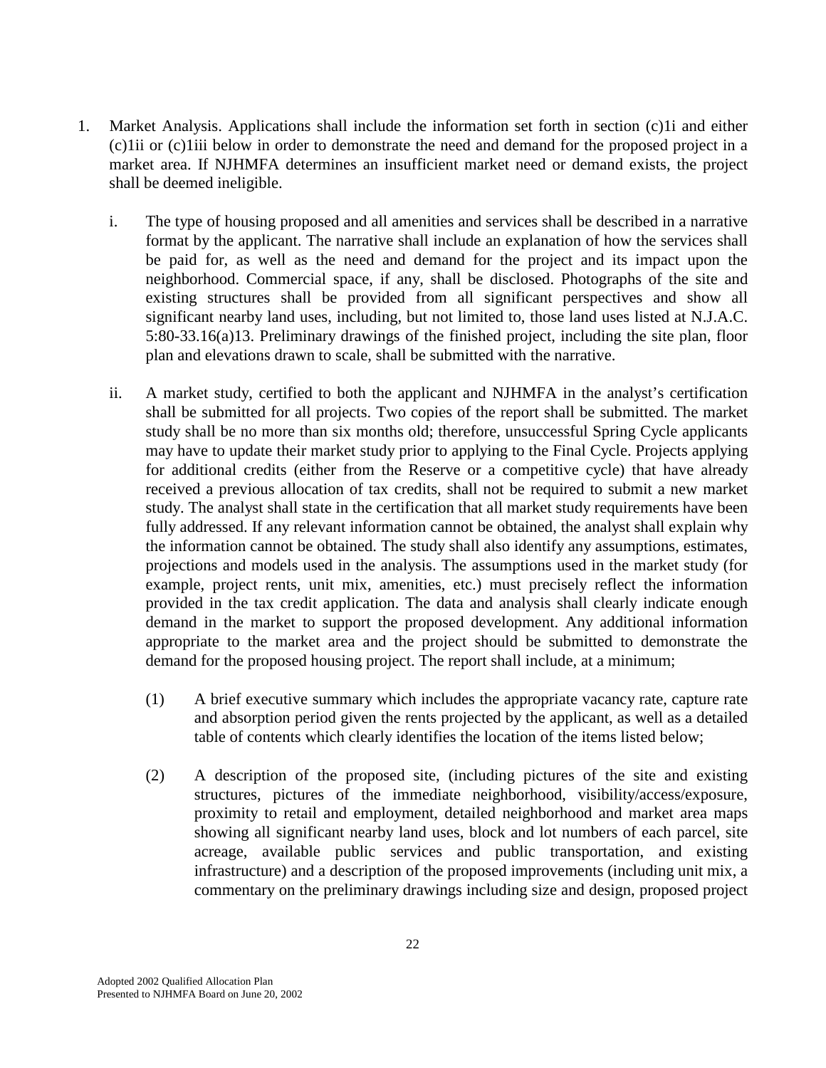1. Market Analysis. Applications shall include the information set forth in section (c)1i and either (c)1ii or (c)1iii below in order to demonstrate the need and demand for the proposed project in a market area. If NJHMFA determines an insufficient market need or demand exists, the project shall be deemed ineligible.

   i. The type of housing proposed and all amenities and services shall be described in a narrative format by the applicant. The narrative shall include an explanation of how the services shall be paid for, as well as the need and demand for the project and its impact upon the neighborhood. Commercial space, if any, shall be disclosed. Photographs of the site and existing structures shall be provided from all significant perspectives and show all significant nearby land uses, including, but not limited to, those land uses listed at N.J.A.C. 5:80-33.16(a)13. Preliminary drawings of the finished project, including the site plan, floor plan and elevations drawn to scale, shall be submitted with the narrative.

   ii. A market study, certified to both the applicant and NJHMFA in the analyst's certification shall be submitted for all projects. Two copies of the report shall be submitted. The market study shall be no more than six months old; therefore, unsuccessful Spring Cycle applicants may have to update their market study prior to applying to the Final Cycle. Projects applying for additional credits (either from the Reserve or a competitive cycle) that have already received a previous allocation of tax credits, shall not be required to submit a new market study. The analyst shall state in the certification that all market study requirements have been fully addressed. If any relevant information cannot be obtained, the analyst shall explain why the information cannot be obtained. The study shall also identify any assumptions, estimates, projections and models used in the analysis. The assumptions used in the market study (for example, project rents, unit mix, amenities, etc.) must precisely reflect the information provided in the tax credit application. The data and analysis shall clearly indicate enough demand in the market to support the proposed development. Any additional information appropriate to the market area and the project should be submitted to demonstrate the demand for the proposed housing project. The report shall include, at a minimum;

      (1) A brief executive summary which includes the appropriate vacancy rate, capture rate and absorption period given the rents projected by the applicant, as well as a detailed table of contents which clearly identifies the location of the items listed below;

      (2) A description of the proposed site, (including pictures of the site and existing structures, pictures of the immediate neighborhood, visibility/access/exposure, proximity to retail and employment, detailed neighborhood and market area maps showing all significant nearby land uses, block and lot numbers of each parcel, site acreage, available public services and public transportation, and existing infrastructure) and a description of the proposed improvements (including unit mix, a commentary on the preliminary drawings including size and design, proposed project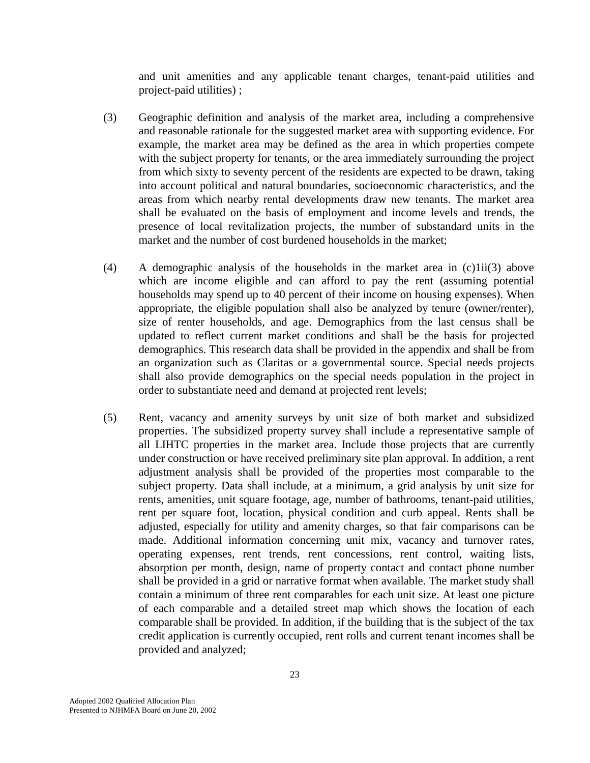and unit amenities and any applicable tenant charges, tenant-paid utilities and project-paid utilities) ;

(3) Geographic definition and analysis of the market area, including a comprehensive and reasonable rationale for the suggested market area with supporting evidence. For example, the market area may be defined as the area in which properties compete with the subject property for tenants, or the area immediately surrounding the project from which sixty to seventy percent of the residents are expected to be drawn, taking into account political and natural boundaries, socioeconomic characteristics, and the areas from which nearby rental developments draw new tenants. The market area shall be evaluated on the basis of employment and income levels and trends, the presence of local revitalization projects, the number of substandard units in the market and the number of cost burdened households in the market;

(4) A demographic analysis of the households in the market area in (c)1ii(3) above which are income eligible and can afford to pay the rent (assuming potential households may spend up to 40 percent of their income on housing expenses). When appropriate, the eligible population shall also be analyzed by tenure (owner/renter), size of renter households, and age. Demographics from the last census shall be updated to reflect current market conditions and shall be the basis for projected demographics. This research data shall be provided in the appendix and shall be from an organization such as Claritas or a governmental source. Special needs projects shall also provide demographics on the special needs population in the project in order to substantiate need and demand at projected rent levels;

(5) Rent, vacancy and amenity surveys by unit size of both market and subsidized properties. The subsidized property survey shall include a representative sample of all LIHTC properties in the market area. Include those projects that are currently under construction or have received preliminary site plan approval. In addition, a rent adjustment analysis shall be provided of the properties most comparable to the subject property. Data shall include, at a minimum, a grid analysis by unit size for rents, amenities, unit square footage, age, number of bathrooms, tenant-paid utilities, rent per square foot, location, physical condition and curb appeal. Rents shall be adjusted, especially for utility and amenity charges, so that fair comparisons can be made. Additional information concerning unit mix, vacancy and turnover rates, operating expenses, rent trends, rent concessions, rent control, waiting lists, absorption per month, design, name of property contact and contact phone number shall be provided in a grid or narrative format when available. The market study shall contain a minimum of three rent comparables for each unit size. At least one picture of each comparable and a detailed street map which shows the location of each comparable shall be provided. In addition, if the building that is the subject of the tax credit application is currently occupied, rent rolls and current tenant incomes shall be provided and analyzed;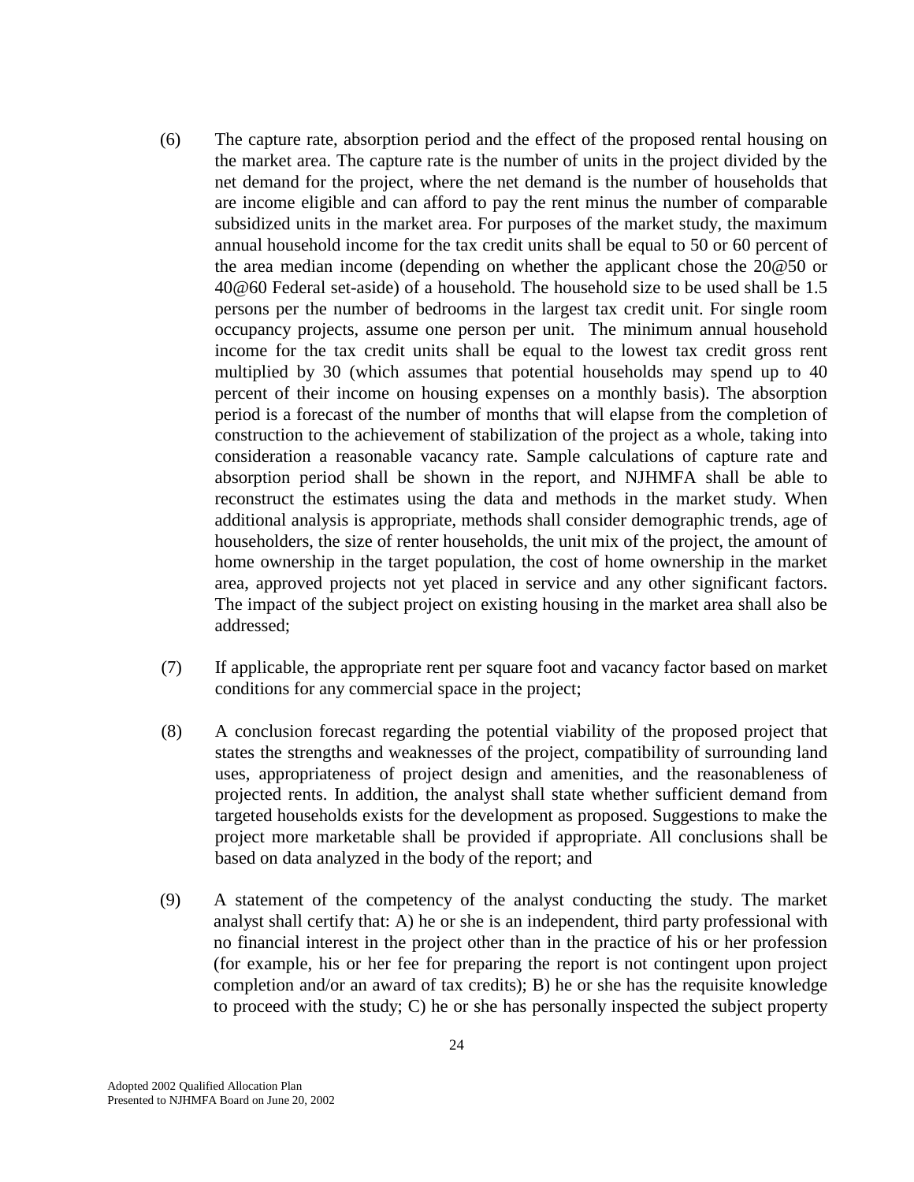(6) The capture rate, absorption period and the effect of the proposed rental housing on the market area. The capture rate is the number of units in the project divided by the net demand for the project, where the net demand is the number of households that are income eligible and can afford to pay the rent minus the number of comparable subsidized units in the market area. For purposes of the market study, the maximum annual household income for the tax credit units shall be equal to 50 or 60 percent of the area median income (depending on whether the applicant chose the 20@50 or 40@60 Federal set-aside) of a household. The household size to be used shall be 1.5 persons per the number of bedrooms in the largest tax credit unit. For single room occupancy projects, assume one person per unit. The minimum annual household income for the tax credit units shall be equal to the lowest tax credit gross rent multiplied by 30 (which assumes that potential households may spend up to 40 percent of their income on housing expenses on a monthly basis). The absorption period is a forecast of the number of months that will elapse from the completion of construction to the achievement of stabilization of the project as a whole, taking into consideration a reasonable vacancy rate. Sample calculations of capture rate and absorption period shall be shown in the report, and NJHMFA shall be able to reconstruct the estimates using the data and methods in the market study. When additional analysis is appropriate, methods shall consider demographic trends, age of householders, the size of renter households, the unit mix of the project, the amount of home ownership in the target population, the cost of home ownership in the market area, approved projects not yet placed in service and any other significant factors. The impact of the subject project on existing housing in the market area shall also be addressed;

(7) If applicable, the appropriate rent per square foot and vacancy factor based on market conditions for any commercial space in the project;

(8) A conclusion forecast regarding the potential viability of the proposed project that states the strengths and weaknesses of the project, compatibility of surrounding land uses, appropriateness of project design and amenities, and the reasonableness of projected rents. In addition, the analyst shall state whether sufficient demand from targeted households exists for the development as proposed. Suggestions to make the project more marketable shall be provided if appropriate. All conclusions shall be based on data analyzed in the body of the report; and

(9) A statement of the competency of the analyst conducting the study. The market analyst shall certify that: A) he or she is an independent, third party professional with no financial interest in the project other than in the practice of his or her profession (for example, his or her fee for preparing the report is not contingent upon project completion and/or an award of tax credits); B) he or she has the requisite knowledge to proceed with the study; C) he or she has personally inspected the subject property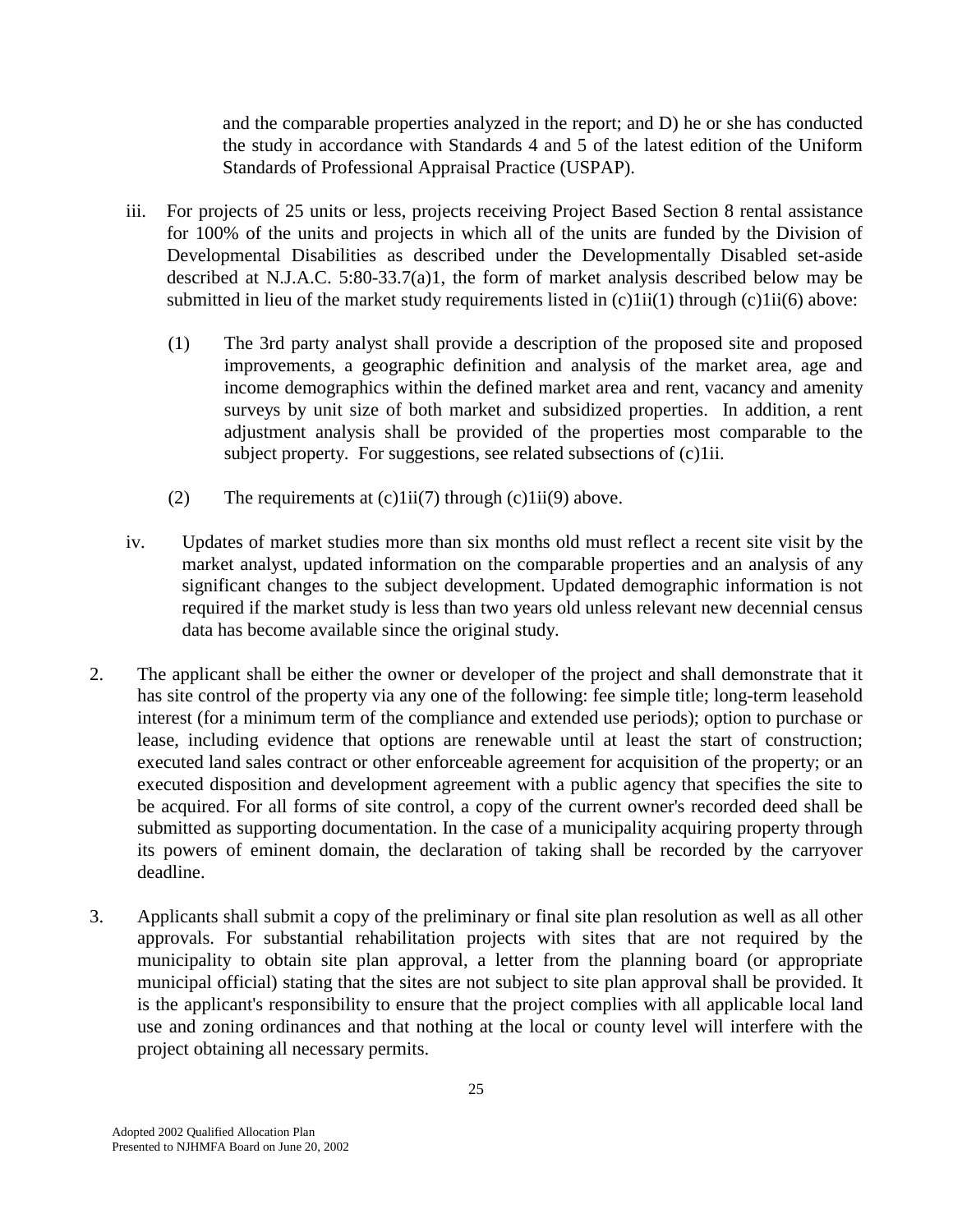and the comparable properties analyzed in the report; and D) he or she has conducted the study in accordance with Standards 4 and 5 of the latest edition of the Uniform Standards of Professional Appraisal Practice (USPAP).

iii. For projects of 25 units or less, projects receiving Project Based Section 8 rental assistance for 100% of the units and projects in which all of the units are funded by the Division of Developmental Disabilities as described under the Developmentally Disabled set-aside described at N.J.A.C. 5:80-33.7(a)1, the form of market analysis described below may be submitted in lieu of the market study requirements listed in (c)1ii(1) through (c)1ii(6) above:

(1) The 3rd party analyst shall provide a description of the proposed site and proposed improvements, a geographic definition and analysis of the market area, age and income demographics within the defined market area and rent, vacancy and amenity surveys by unit size of both market and subsidized properties. In addition, a rent adjustment analysis shall be provided of the properties most comparable to the subject property. For suggestions, see related subsections of (c)1ii.

(2) The requirements at (c)1ii(7) through (c)1ii(9) above.

iv. Updates of market studies more than six months old must reflect a recent site visit by the market analyst, updated information on the comparable properties and an analysis of any significant changes to the subject development. Updated demographic information is not required if the market study is less than two years old unless relevant new decennial census data has become available since the original study.

2. The applicant shall be either the owner or developer of the project and shall demonstrate that it has site control of the property via any one of the following: fee simple title; long-term leasehold interest (for a minimum term of the compliance and extended use periods); option to purchase or lease, including evidence that options are renewable until at least the start of construction; executed land sales contract or other enforceable agreement for acquisition of the property; or an executed disposition and development agreement with a public agency that specifies the site to be acquired. For all forms of site control, a copy of the current owner's recorded deed shall be submitted as supporting documentation. In the case of a municipality acquiring property through its powers of eminent domain, the declaration of taking shall be recorded by the carryover deadline.

3. Applicants shall submit a copy of the preliminary or final site plan resolution as well as all other approvals. For substantial rehabilitation projects with sites that are not required by the municipality to obtain site plan approval, a letter from the planning board (or appropriate municipal official) stating that the sites are not subject to site plan approval shall be provided. It is the applicant's responsibility to ensure that the project complies with all applicable local land use and zoning ordinances and that nothing at the local or county level will interfere with the project obtaining all necessary permits.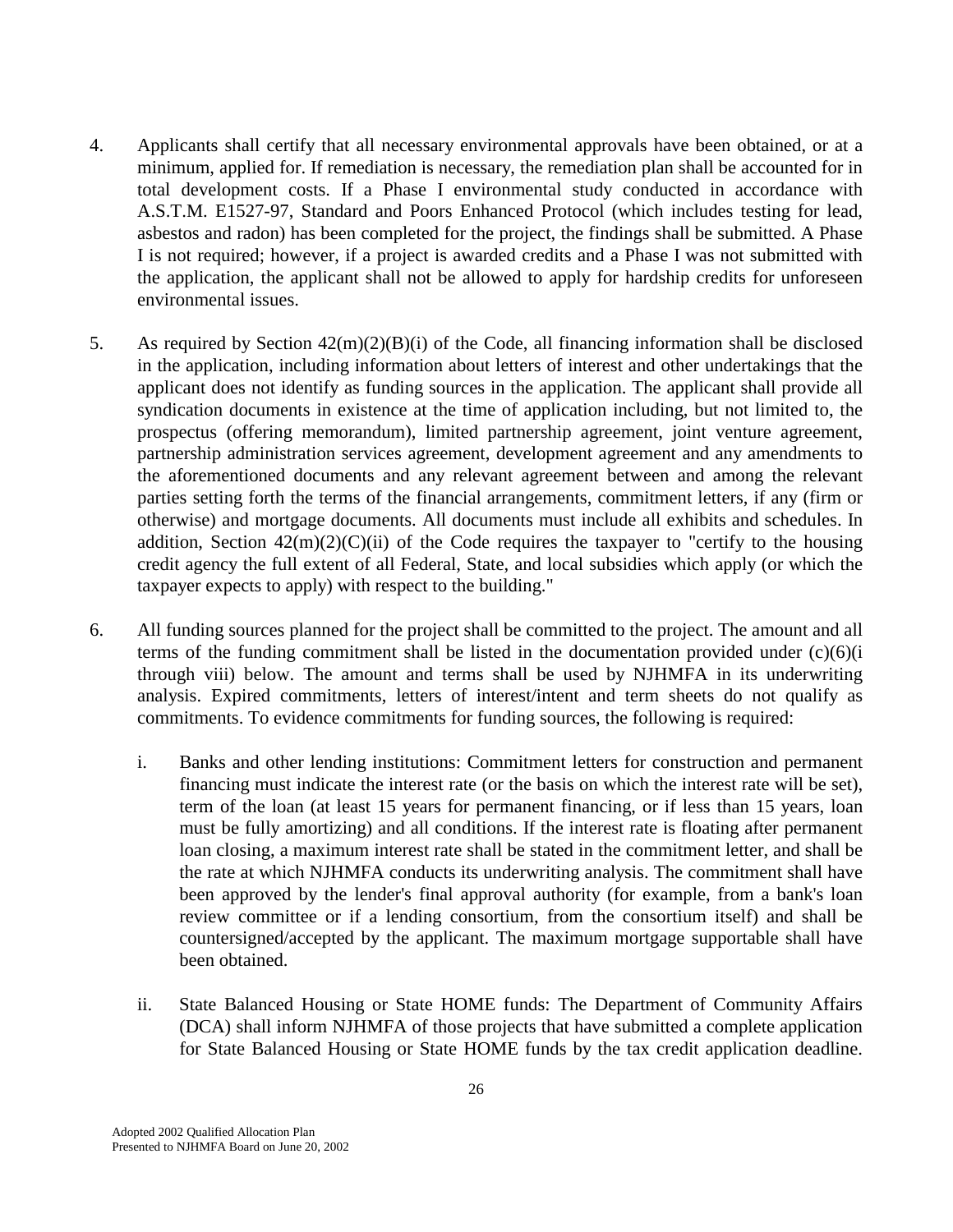4. Applicants shall certify that all necessary environmental approvals have been obtained, or at a minimum, applied for. If remediation is necessary, the remediation plan shall be accounted for in total development costs. If a Phase I environmental study conducted in accordance with A.S.T.M. E1527-97, Standard and Poors Enhanced Protocol (which includes testing for lead, asbestos and radon) has been completed for the project, the findings shall be submitted. A Phase I is not required; however, if a project is awarded credits and a Phase I was not submitted with the application, the applicant shall not be allowed to apply for hardship credits for unforeseen environmental issues.

5. As required by Section 42(m)(2)(B)(i) of the Code, all financing information shall be disclosed in the application, including information about letters of interest and other undertakings that the applicant does not identify as funding sources in the application. The applicant shall provide all syndication documents in existence at the time of application including, but not limited to, the prospectus (offering memorandum), limited partnership agreement, joint venture agreement, partnership administration services agreement, development agreement and any amendments to the aforementioned documents and any relevant agreement between and among the relevant parties setting forth the terms of the financial arrangements, commitment letters, if any (firm or otherwise) and mortgage documents. All documents must include all exhibits and schedules. In addition, Section 42(m)(2)(C)(ii) of the Code requires the taxpayer to "certify to the housing credit agency the full extent of all Federal, State, and local subsidies which apply (or which the taxpayer expects to apply) with respect to the building."

6. All funding sources planned for the project shall be committed to the project. The amount and all terms of the funding commitment shall be listed in the documentation provided under (c)(6)(i through viii) below. The amount and terms shall be used by NJHMFA in its underwriting analysis. Expired commitments, letters of interest/intent and term sheets do not qualify as commitments. To evidence commitments for funding sources, the following is required:

   i. Banks and other lending institutions: Commitment letters for construction and permanent financing must indicate the interest rate (or the basis on which the interest rate will be set), term of the loan (at least 15 years for permanent financing, or if less than 15 years, loan must be fully amortizing) and all conditions. If the interest rate is floating after permanent loan closing, a maximum interest rate shall be stated in the commitment letter, and shall be the rate at which NJHMFA conducts its underwriting analysis. The commitment shall have been approved by the lender's final approval authority (for example, from a bank's loan review committee or if a lending consortium, from the consortium itself) and shall be countersigned/accepted by the applicant. The maximum mortgage supportable shall have been obtained.

   ii. State Balanced Housing or State HOME funds: The Department of Community Affairs (DCA) shall inform NJHMFA of those projects that have submitted a complete application for State Balanced Housing or State HOME funds by the tax credit application deadline.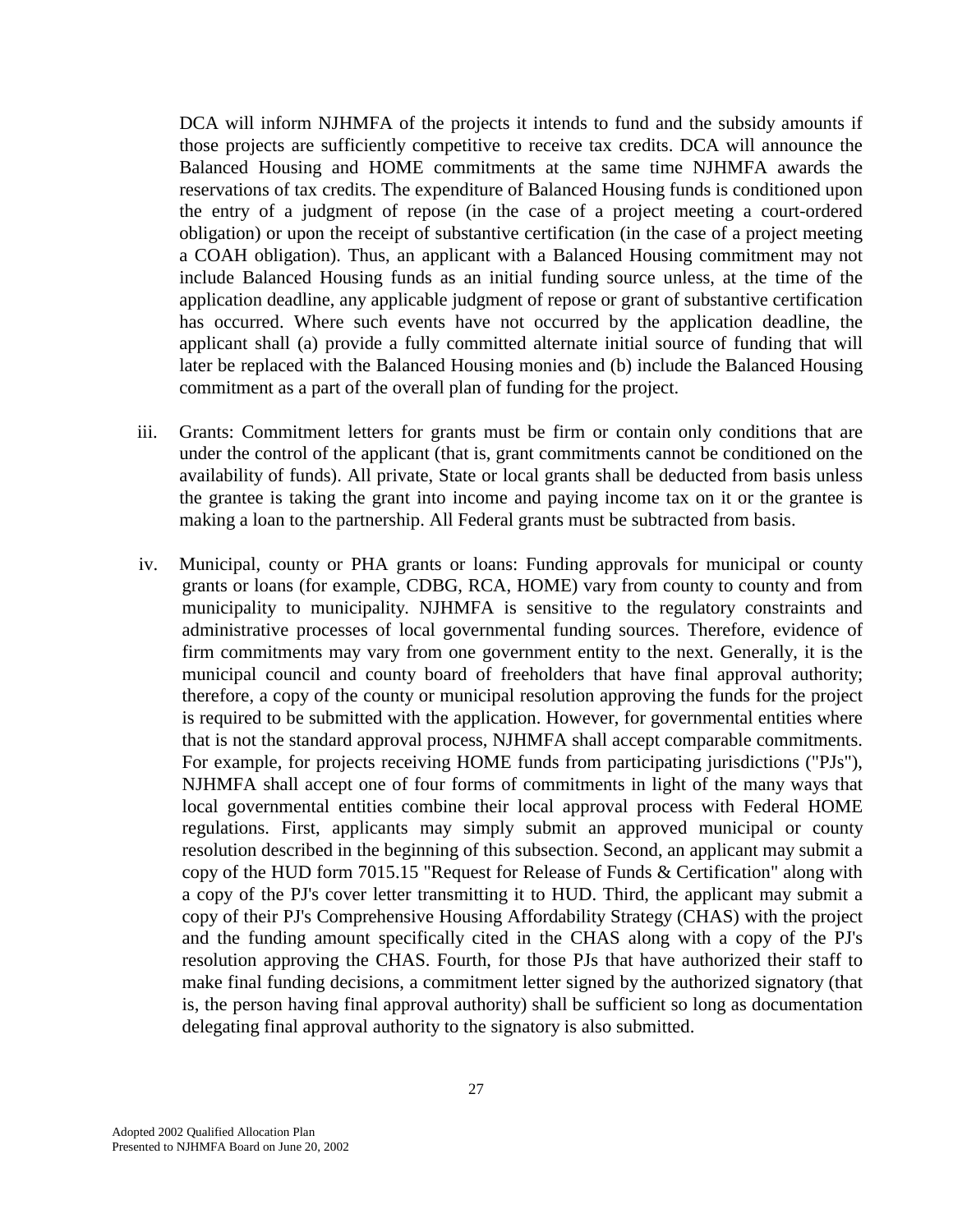DCA will inform NJHMFA of the projects it intends to fund and the subsidy amounts if those projects are sufficiently competitive to receive tax credits. DCA will announce the Balanced Housing and HOME commitments at the same time NJHMFA awards the reservations of tax credits. The expenditure of Balanced Housing funds is conditioned upon the entry of a judgment of repose (in the case of a project meeting a court-ordered obligation) or upon the receipt of substantive certification (in the case of a project meeting a COAH obligation). Thus, an applicant with a Balanced Housing commitment may not include Balanced Housing funds as an initial funding source unless, at the time of the application deadline, any applicable judgment of repose or grant of substantive certification has occurred. Where such events have not occurred by the application deadline, the applicant shall (a) provide a fully committed alternate initial source of funding that will later be replaced with the Balanced Housing monies and (b) include the Balanced Housing commitment as a part of the overall plan of funding for the project.

iii. Grants: Commitment letters for grants must be firm or contain only conditions that are under the control of the applicant (that is, grant commitments cannot be conditioned on the availability of funds). All private, State or local grants shall be deducted from basis unless the grantee is taking the grant into income and paying income tax on it or the grantee is making a loan to the partnership. All Federal grants must be subtracted from basis.

iv. Municipal, county or PHA grants or loans: Funding approvals for municipal or county grants or loans (for example, CDBG, RCA, HOME) vary from county to county and from municipality to municipality. NJHMFA is sensitive to the regulatory constraints and administrative processes of local governmental funding sources. Therefore, evidence of firm commitments may vary from one government entity to the next. Generally, it is the municipal council and county board of freeholders that have final approval authority; therefore, a copy of the county or municipal resolution approving the funds for the project is required to be submitted with the application. However, for governmental entities where that is not the standard approval process, NJHMFA shall accept comparable commitments. For example, for projects receiving HOME funds from participating jurisdictions ("PJs"), NJHMFA shall accept one of four forms of commitments in light of the many ways that local governmental entities combine their local approval process with Federal HOME regulations. First, applicants may simply submit an approved municipal or county resolution described in the beginning of this subsection. Second, an applicant may submit a copy of the HUD form 7015.15 "Request for Release of Funds & Certification" along with a copy of the PJ's cover letter transmitting it to HUD. Third, the applicant may submit a copy of their PJ's Comprehensive Housing Affordability Strategy (CHAS) with the project and the funding amount specifically cited in the CHAS along with a copy of the PJ's resolution approving the CHAS. Fourth, for those PJs that have authorized their staff to make final funding decisions, a commitment letter signed by the authorized signatory (that is, the person having final approval authority) shall be sufficient so long as documentation delegating final approval authority to the signatory is also submitted.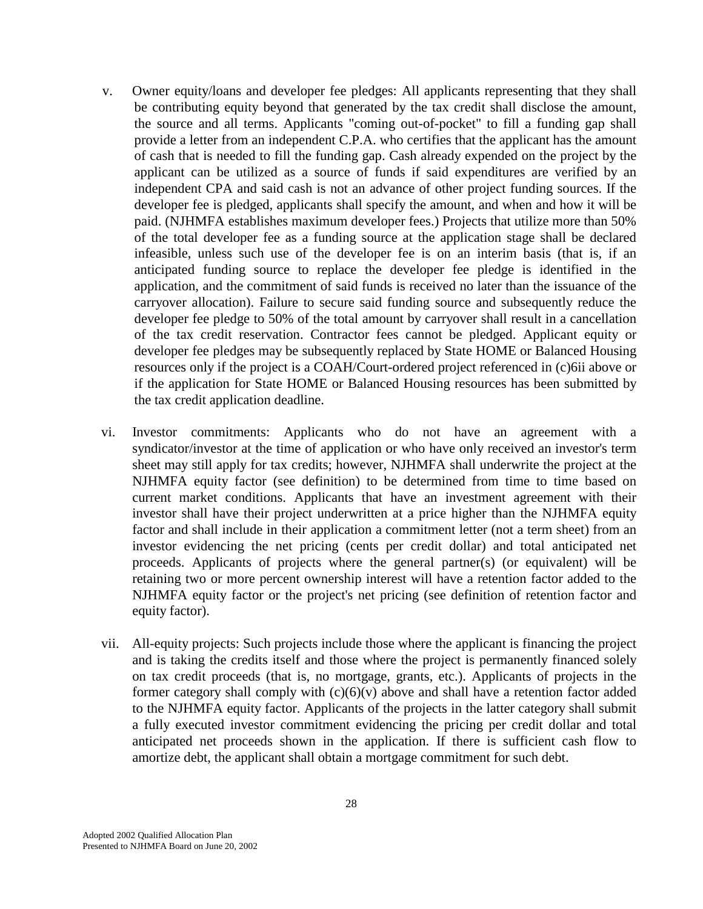v. Owner equity/loans and developer fee pledges: All applicants representing that they shall be contributing equity beyond that generated by the tax credit shall disclose the amount, the source and all terms. Applicants "coming out-of-pocket" to fill a funding gap shall provide a letter from an independent C.P.A. who certifies that the applicant has the amount of cash that is needed to fill the funding gap. Cash already expended on the project by the applicant can be utilized as a source of funds if said expenditures are verified by an independent CPA and said cash is not an advance of other project funding sources. If the developer fee is pledged, applicants shall specify the amount, and when and how it will be paid. (NJHMFA establishes maximum developer fees.) Projects that utilize more than 50% of the total developer fee as a funding source at the application stage shall be declared infeasible, unless such use of the developer fee is on an interim basis (that is, if an anticipated funding source to replace the developer fee pledge is identified in the application, and the commitment of said funds is received no later than the issuance of the carryover allocation). Failure to secure said funding source and subsequently reduce the developer fee pledge to 50% of the total amount by carryover shall result in a cancellation of the tax credit reservation. Contractor fees cannot be pledged. Applicant equity or developer fee pledges may be subsequently replaced by State HOME or Balanced Housing resources only if the project is a COAH/Court-ordered project referenced in (c)6ii above or if the application for State HOME or Balanced Housing resources has been submitted by the tax credit application deadline.

vi. Investor commitments: Applicants who do not have an agreement with a syndicator/investor at the time of application or who have only received an investor's term sheet may still apply for tax credits; however, NJHMFA shall underwrite the project at the NJHMFA equity factor (see definition) to be determined from time to time based on current market conditions. Applicants that have an investment agreement with their investor shall have their project underwritten at a price higher than the NJHMFA equity factor and shall include in their application a commitment letter (not a term sheet) from an investor evidencing the net pricing (cents per credit dollar) and total anticipated net proceeds. Applicants of projects where the general partner(s) (or equivalent) will be retaining two or more percent ownership interest will have a retention factor added to the NJHMFA equity factor or the project's net pricing (see definition of retention factor and equity factor).

vii. All-equity projects: Such projects include those where the applicant is financing the project and is taking the credits itself and those where the project is permanently financed solely on tax credit proceeds (that is, no mortgage, grants, etc.). Applicants of projects in the former category shall comply with (c)(6)(v) above and shall have a retention factor added to the NJHMFA equity factor. Applicants of the projects in the latter category shall submit a fully executed investor commitment evidencing the pricing per credit dollar and total anticipated net proceeds shown in the application. If there is sufficient cash flow to amortize debt, the applicant shall obtain a mortgage commitment for such debt.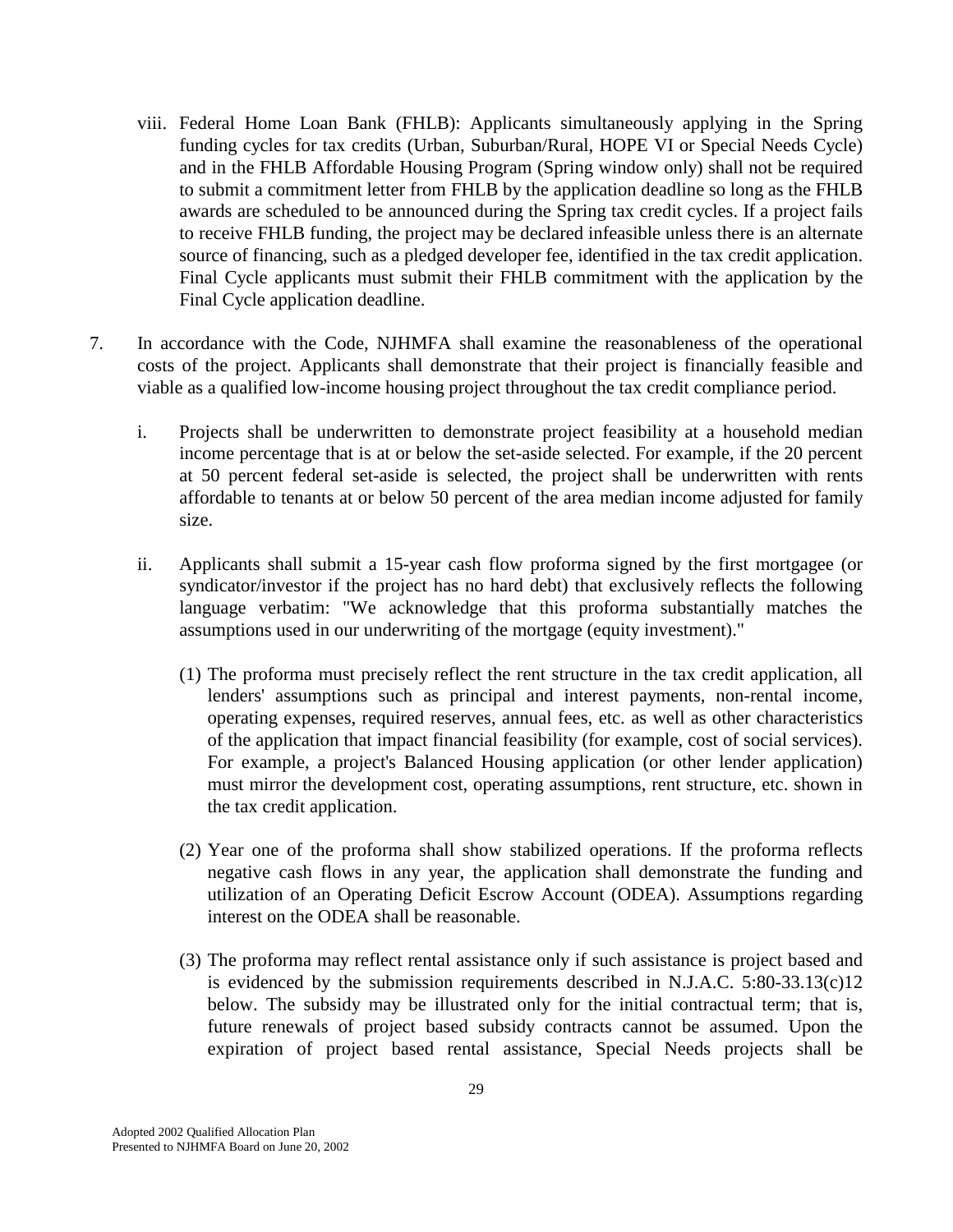viii. Federal Home Loan Bank (FHLB): Applicants simultaneously applying in the Spring funding cycles for tax credits (Urban, Suburban/Rural, HOPE VI or Special Needs Cycle) and in the FHLB Affordable Housing Program (Spring window only) shall not be required to submit a commitment letter from FHLB by the application deadline so long as the FHLB awards are scheduled to be announced during the Spring tax credit cycles. If a project fails to receive FHLB funding, the project may be declared infeasible unless there is an alternate source of financing, such as a pledged developer fee, identified in the tax credit application. Final Cycle applicants must submit their FHLB commitment with the application by the Final Cycle application deadline.

7. In accordance with the Code, NJHMFA shall examine the reasonableness of the operational costs of the project. Applicants shall demonstrate that their project is financially feasible and viable as a qualified low-income housing project throughout the tax credit compliance period.

   i. Projects shall be underwritten to demonstrate project feasibility at a household median income percentage that is at or below the set-aside selected. For example, if the 20 percent at 50 percent federal set-aside is selected, the project shall be underwritten with rents affordable to tenants at or below 50 percent of the area median income adjusted for family size.

   ii. Applicants shall submit a 15-year cash flow proforma signed by the first mortgagee (or syndicator/investor if the project has no hard debt) that exclusively reflects the following language verbatim: "We acknowledge that this proforma substantially matches the assumptions used in our underwriting of the mortgage (equity investment)."

      (1) The proforma must precisely reflect the rent structure in the tax credit application, all lenders' assumptions such as principal and interest payments, non-rental income, operating expenses, required reserves, annual fees, etc. as well as other characteristics of the application that impact financial feasibility (for example, cost of social services). For example, a project's Balanced Housing application (or other lender application) must mirror the development cost, operating assumptions, rent structure, etc. shown in the tax credit application.

      (2) Year one of the proforma shall show stabilized operations. If the proforma reflects negative cash flows in any year, the application shall demonstrate the funding and utilization of an Operating Deficit Escrow Account (ODEA). Assumptions regarding interest on the ODEA shall be reasonable.

      (3) The proforma may reflect rental assistance only if such assistance is project based and is evidenced by the submission requirements described in N.J.A.C. 5:80-33.13(c)12 below. The subsidy may be illustrated only for the initial contractual term; that is, future renewals of project based subsidy contracts cannot be assumed. Upon the expiration of project based rental assistance, Special Needs projects shall be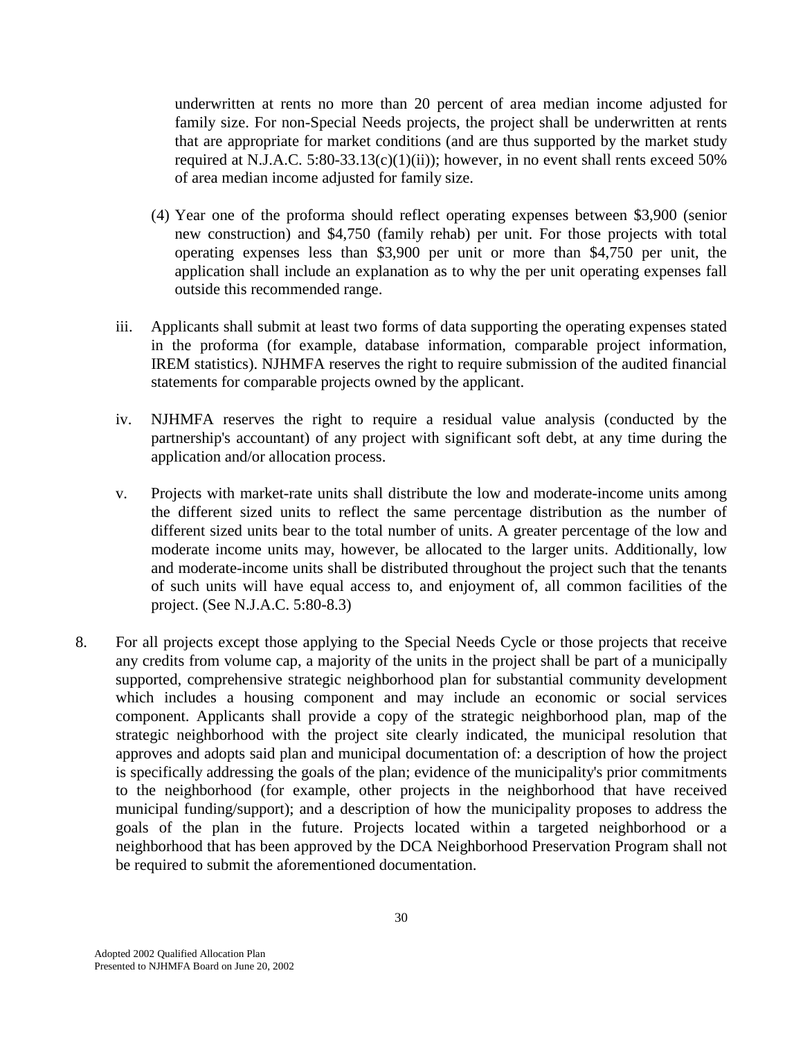underwritten at rents no more than 20 percent of area median income adjusted for family size. For non-Special Needs projects, the project shall be underwritten at rents that are appropriate for market conditions (and are thus supported by the market study required at N.J.A.C. 5:80-33.13(c)(1)(ii)); however, in no event shall rents exceed 50% of area median income adjusted for family size.

(4) Year one of the proforma should reflect operating expenses between $3,900 (senior new construction) and $4,750 (family rehab) per unit. For those projects with total operating expenses less than $3,900 per unit or more than $4,750 per unit, the application shall include an explanation as to why the per unit operating expenses fall outside this recommended range.

iii. Applicants shall submit at least two forms of data supporting the operating expenses stated in the proforma (for example, database information, comparable project information, IREM statistics). NJHMFA reserves the right to require submission of the audited financial statements for comparable projects owned by the applicant.

iv. NJHMFA reserves the right to require a residual value analysis (conducted by the partnership's accountant) of any project with significant soft debt, at any time during the application and/or allocation process.

v. Projects with market-rate units shall distribute the low and moderate-income units among the different sized units to reflect the same percentage distribution as the number of different sized units bear to the total number of units. A greater percentage of the low and moderate income units may, however, be allocated to the larger units. Additionally, low and moderate-income units shall be distributed throughout the project such that the tenants of such units will have equal access to, and enjoyment of, all common facilities of the project. (See N.J.A.C. 5:80-8.3)

8. For all projects except those applying to the Special Needs Cycle or those projects that receive any credits from volume cap, a majority of the units in the project shall be part of a municipally supported, comprehensive strategic neighborhood plan for substantial community development which includes a housing component and may include an economic or social services component. Applicants shall provide a copy of the strategic neighborhood plan, map of the strategic neighborhood with the project site clearly indicated, the municipal resolution that approves and adopts said plan and municipal documentation of: a description of how the project is specifically addressing the goals of the plan; evidence of the municipality's prior commitments to the neighborhood (for example, other projects in the neighborhood that have received municipal funding/support); and a description of how the municipality proposes to address the goals of the plan in the future. Projects located within a targeted neighborhood or a neighborhood that has been approved by the DCA Neighborhood Preservation Program shall not be required to submit the aforementioned documentation.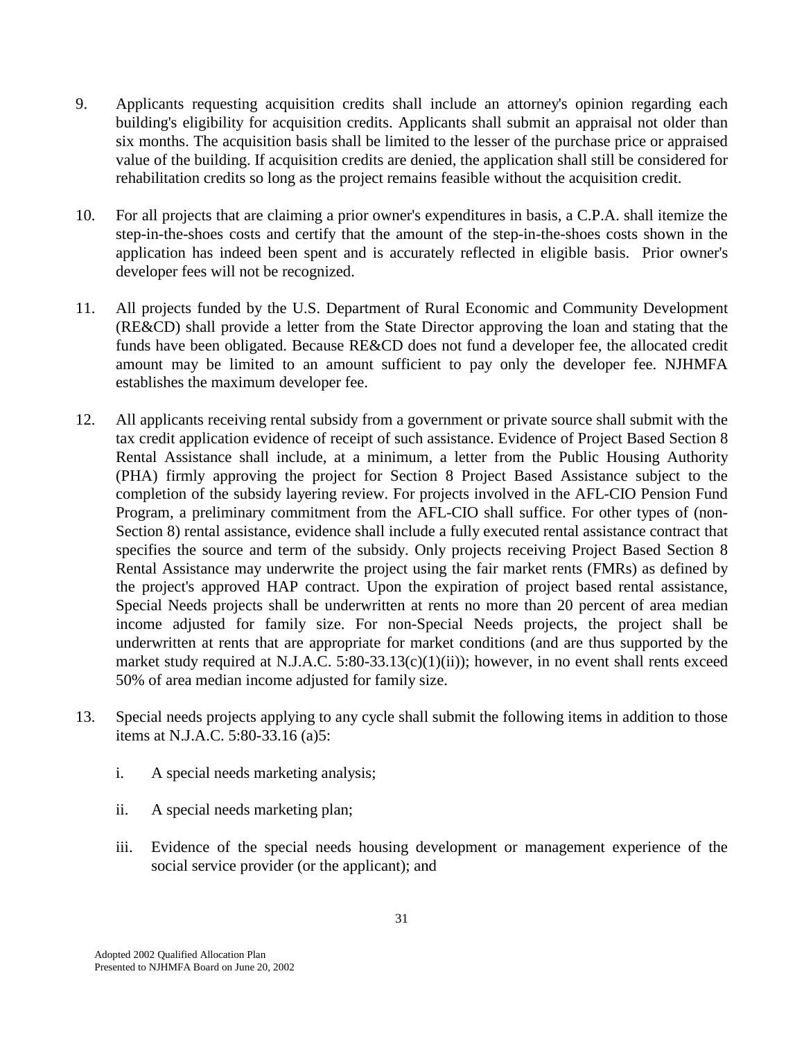9. Applicants requesting acquisition credits shall include an attorney's opinion regarding each building's eligibility for acquisition credits. Applicants shall submit an appraisal not older than six months. The acquisition basis shall be limited to the lesser of the purchase price or appraised value of the building. If acquisition credits are denied, the application shall still be considered for rehabilitation credits so long as the project remains feasible without the acquisition credit.

10. For all projects that are claiming a prior owner's expenditures in basis, a C.P.A. shall itemize the step-in-the-shoes costs and certify that the amount of the step-in-the-shoes costs shown in the application has indeed been spent and is accurately reflected in eligible basis. Prior owner's developer fees will not be recognized.

11. All projects funded by the U.S. Department of Rural Economic and Community Development (RE&CD) shall provide a letter from the State Director approving the loan and stating that the funds have been obligated. Because RE&CD does not fund a developer fee, the allocated credit amount may be limited to an amount sufficient to pay only the developer fee. NJHMFA establishes the maximum developer fee.

12. All applicants receiving rental subsidy from a government or private source shall submit with the tax credit application evidence of receipt of such assistance. Evidence of Project Based Section 8 Rental Assistance shall include, at a minimum, a letter from the Public Housing Authority (PHA) firmly approving the project for Section 8 Project Based Assistance subject to the completion of the subsidy layering review. For projects involved in the AFL-CIO Pension Fund Program, a preliminary commitment from the AFL-CIO shall suffice. For other types of (non-Section 8) rental assistance, evidence shall include a fully executed rental assistance contract that specifies the source and term of the subsidy. Only projects receiving Project Based Section 8 Rental Assistance may underwrite the project using the fair market rents (FMRs) as defined by the project's approved HAP contract. Upon the expiration of project based rental assistance, Special Needs projects shall be underwritten at rents no more than 20 percent of area median income adjusted for family size. For non-Special Needs projects, the project shall be underwritten at rents that are appropriate for market conditions (and are thus supported by the market study required at N.J.A.C. 5:80-33.13(c)(1)(ii)); however, in no event shall rents exceed 50% of area median income adjusted for family size.

13. Special needs projects applying to any cycle shall submit the following items in addition to those items at N.J.A.C. 5:80-33.16 (a)5:

    i. A special needs marketing analysis;

    ii. A special needs marketing plan;

    iii. Evidence of the special needs housing development or management experience of the social service provider (or the applicant); and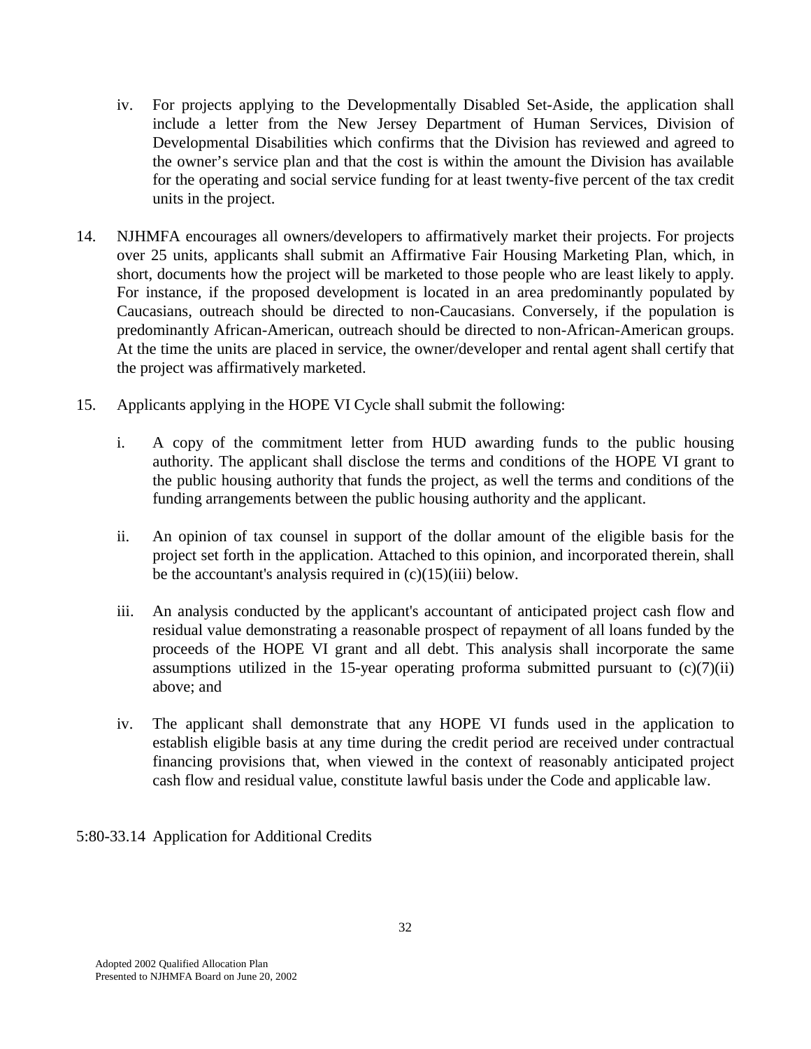iv. For projects applying to the Developmentally Disabled Set-Aside, the application shall include a letter from the New Jersey Department of Human Services, Division of Developmental Disabilities which confirms that the Division has reviewed and agreed to the owner's service plan and that the cost is within the amount the Division has available for the operating and social service funding for at least twenty-five percent of the tax credit units in the project.

14. NJHMFA encourages all owners/developers to affirmatively market their projects. For projects over 25 units, applicants shall submit an Affirmative Fair Housing Marketing Plan, which, in short, documents how the project will be marketed to those people who are least likely to apply. For instance, if the proposed development is located in an area predominantly populated by Caucasians, outreach should be directed to non-Caucasians. Conversely, if the population is predominantly African-American, outreach should be directed to non-African-American groups. At the time the units are placed in service, the owner/developer and rental agent shall certify that the project was affirmatively marketed.

15. Applicants applying in the HOPE VI Cycle shall submit the following:

    i. A copy of the commitment letter from HUD awarding funds to the public housing authority. The applicant shall disclose the terms and conditions of the HOPE VI grant to the public housing authority that funds the project, as well the terms and conditions of the funding arrangements between the public housing authority and the applicant.

    ii. An opinion of tax counsel in support of the dollar amount of the eligible basis for the project set forth in the application. Attached to this opinion, and incorporated therein, shall be the accountant's analysis required in (c)(15)(iii) below.

    iii. An analysis conducted by the applicant's accountant of anticipated project cash flow and residual value demonstrating a reasonable prospect of repayment of all loans funded by the proceeds of the HOPE VI grant and all debt. This analysis shall incorporate the same assumptions utilized in the 15-year operating proforma submitted pursuant to (c)(7)(ii) above; and

    iv. The applicant shall demonstrate that any HOPE VI funds used in the application to establish eligible basis at any time during the credit period are received under contractual financing provisions that, when viewed in the context of reasonably anticipated project cash flow and residual value, constitute lawful basis under the Code and applicable law.

5:80-33.14 Application for Additional Credits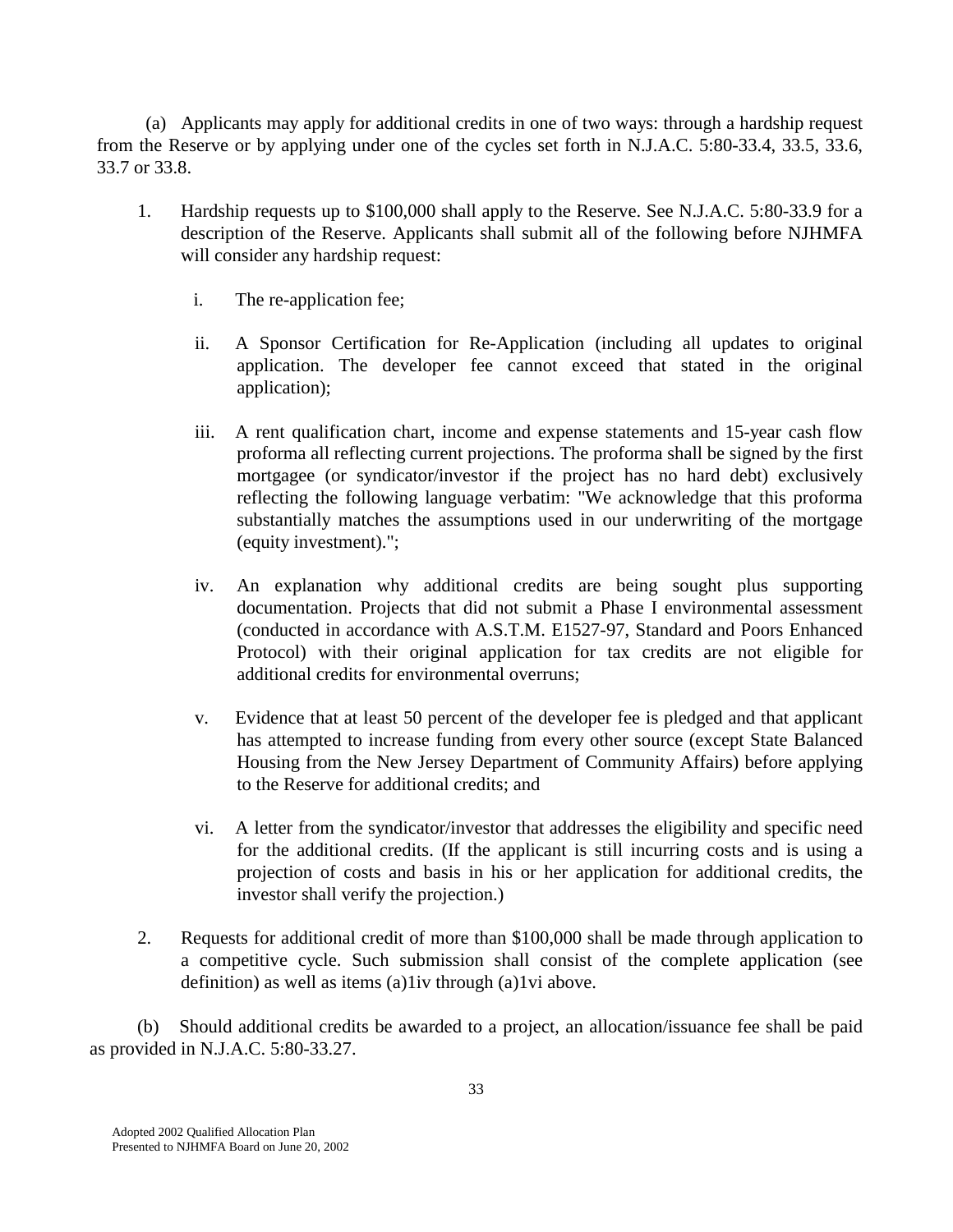(a) Applicants may apply for additional credits in one of two ways: through a hardship request from the Reserve or by applying under one of the cycles set forth in N.J.A.C. 5:80-33.4, 33.5, 33.6, 33.7 or 33.8.

1. Hardship requests up to $100,000 shall apply to the Reserve. See N.J.A.C. 5:80-33.9 for a description of the Reserve. Applicants shall submit all of the following before NJHMFA will consider any hardship request:

   i. The re-application fee;

   ii. A Sponsor Certification for Re-Application (including all updates to original application. The developer fee cannot exceed that stated in the original application);

   iii. A rent qualification chart, income and expense statements and 15-year cash flow proforma all reflecting current projections. The proforma shall be signed by the first mortgagee (or syndicator/investor if the project has no hard debt) exclusively reflecting the following language verbatim: "We acknowledge that this proforma substantially matches the assumptions used in our underwriting of the mortgage (equity investment).";

   iv. An explanation why additional credits are being sought plus supporting documentation. Projects that did not submit a Phase I environmental assessment (conducted in accordance with A.S.T.M. E1527-97, Standard and Poors Enhanced Protocol) with their original application for tax credits are not eligible for additional credits for environmental overruns;

   v. Evidence that at least 50 percent of the developer fee is pledged and that applicant has attempted to increase funding from every other source (except State Balanced Housing from the New Jersey Department of Community Affairs) before applying to the Reserve for additional credits; and

   vi. A letter from the syndicator/investor that addresses the eligibility and specific need for the additional credits. (If the applicant is still incurring costs and is using a projection of costs and basis in his or her application for additional credits, the investor shall verify the projection.)

2. Requests for additional credit of more than $100,000 shall be made through application to a competitive cycle. Such submission shall consist of the complete application (see definition) as well as items (a)1iv through (a)1vi above.

(b) Should additional credits be awarded to a project, an allocation/issuance fee shall be paid as provided in N.J.A.C. 5:80-33.27.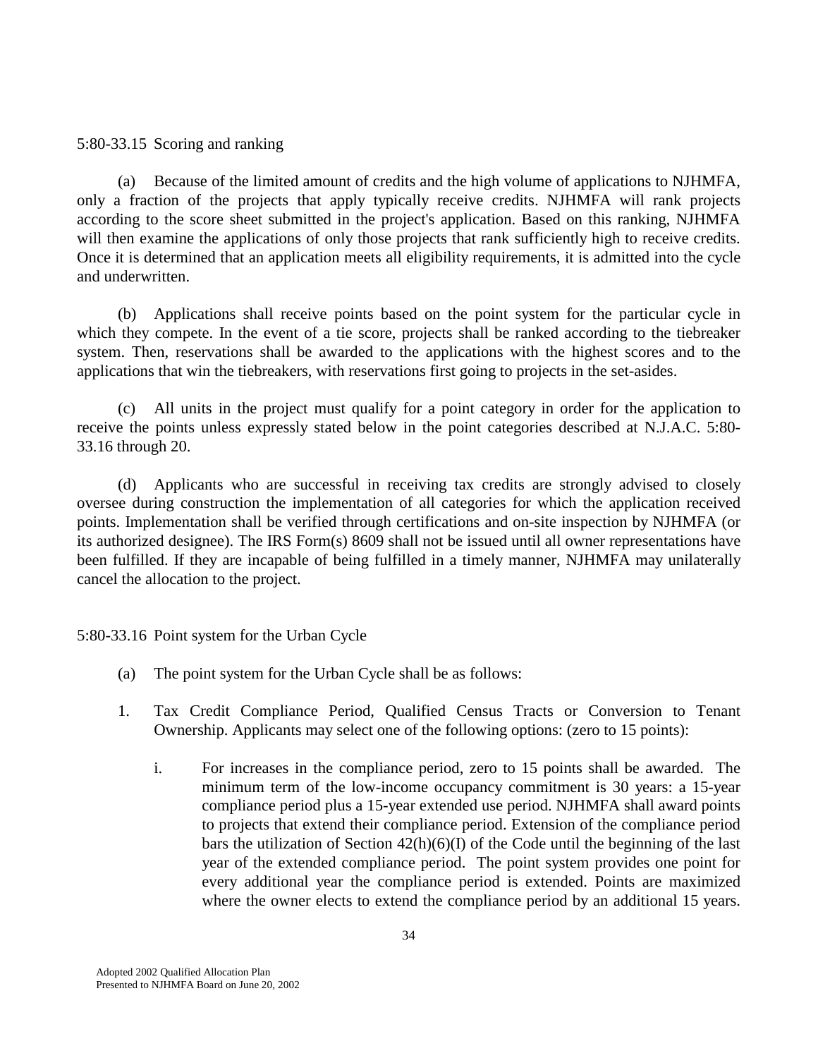5:80-33.15 Scoring and ranking

(a) Because of the limited amount of credits and the high volume of applications to NJHMFA, only a fraction of the projects that apply typically receive credits. NJHMFA will rank projects according to the score sheet submitted in the project's application. Based on this ranking, NJHMFA will then examine the applications of only those projects that rank sufficiently high to receive credits. Once it is determined that an application meets all eligibility requirements, it is admitted into the cycle and underwritten.

(b) Applications shall receive points based on the point system for the particular cycle in which they compete. In the event of a tie score, projects shall be ranked according to the tiebreaker system. Then, reservations shall be awarded to the applications with the highest scores and to the applications that win the tiebreakers, with reservations first going to projects in the set-asides.

(c) All units in the project must qualify for a point category in order for the application to receive the points unless expressly stated below in the point categories described at N.J.A.C. 5:80-33.16 through 20.

(d) Applicants who are successful in receiving tax credits are strongly advised to closely oversee during construction the implementation of all categories for which the application received points. Implementation shall be verified through certifications and on-site inspection by NJHMFA (or its authorized designee). The IRS Form(s) 8609 shall not be issued until all owner representations have been fulfilled. If they are incapable of being fulfilled in a timely manner, NJHMFA may unilaterally cancel the allocation to the project.

5:80-33.16 Point system for the Urban Cycle

(a) The point system for the Urban Cycle shall be as follows:

1. Tax Credit Compliance Period, Qualified Census Tracts or Conversion to Tenant Ownership. Applicants may select one of the following options: (zero to 15 points):

   i. For increases in the compliance period, zero to 15 points shall be awarded. The minimum term of the low-income occupancy commitment is 30 years: a 15-year compliance period plus a 15-year extended use period. NJHMFA shall award points to projects that extend their compliance period. Extension of the compliance period bars the utilization of Section 42(h)(6)(I) of the Code until the beginning of the last year of the extended compliance period. The point system provides one point for every additional year the compliance period is extended. Points are maximized where the owner elects to extend the compliance period by an additional 15 years.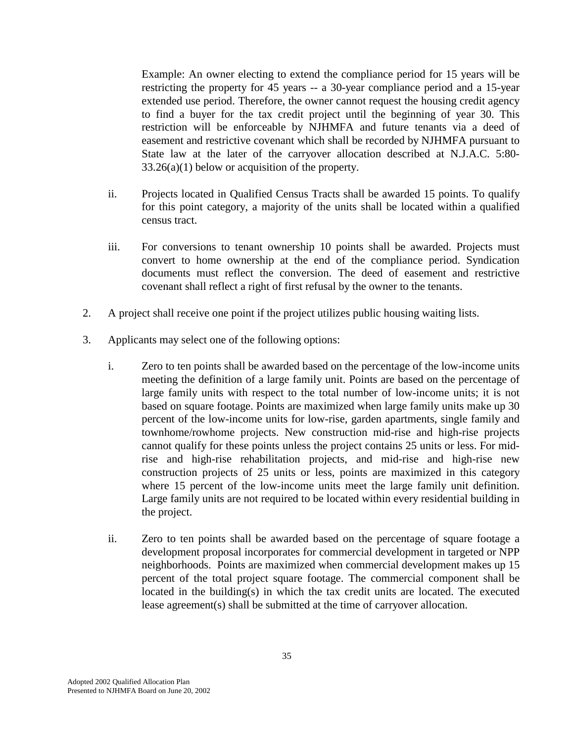Example: An owner electing to extend the compliance period for 15 years will be restricting the property for 45 years -- a 30-year compliance period and a 15-year extended use period. Therefore, the owner cannot request the housing credit agency to find a buyer for the tax credit project until the beginning of year 30. This restriction will be enforceable by NJHMFA and future tenants via a deed of easement and restrictive covenant which shall be recorded by NJHMFA pursuant to State law at the later of the carryover allocation described at N.J.A.C. 5:80-33.26(a)(1) below or acquisition of the property.

ii. Projects located in Qualified Census Tracts shall be awarded 15 points. To qualify for this point category, a majority of the units shall be located within a qualified census tract.

iii. For conversions to tenant ownership 10 points shall be awarded. Projects must convert to home ownership at the end of the compliance period. Syndication documents must reflect the conversion. The deed of easement and restrictive covenant shall reflect a right of first refusal by the owner to the tenants.

2. A project shall receive one point if the project utilizes public housing waiting lists.

3. Applicants may select one of the following options:

   i. Zero to ten points shall be awarded based on the percentage of the low-income units meeting the definition of a large family unit. Points are based on the percentage of large family units with respect to the total number of low-income units; it is not based on square footage. Points are maximized when large family units make up 30 percent of the low-income units for low-rise, garden apartments, single family and townhome/rowhome projects. New construction mid-rise and high-rise projects cannot qualify for these points unless the project contains 25 units or less. For mid-rise and high-rise rehabilitation projects, and mid-rise and high-rise new construction projects of 25 units or less, points are maximized in this category where 15 percent of the low-income units meet the large family unit definition. Large family units are not required to be located within every residential building in the project.

   ii. Zero to ten points shall be awarded based on the percentage of square footage a development proposal incorporates for commercial development in targeted or NPP neighborhoods. Points are maximized when commercial development makes up 15 percent of the total project square footage. The commercial component shall be located in the building(s) in which the tax credit units are located. The executed lease agreement(s) shall be submitted at the time of carryover allocation.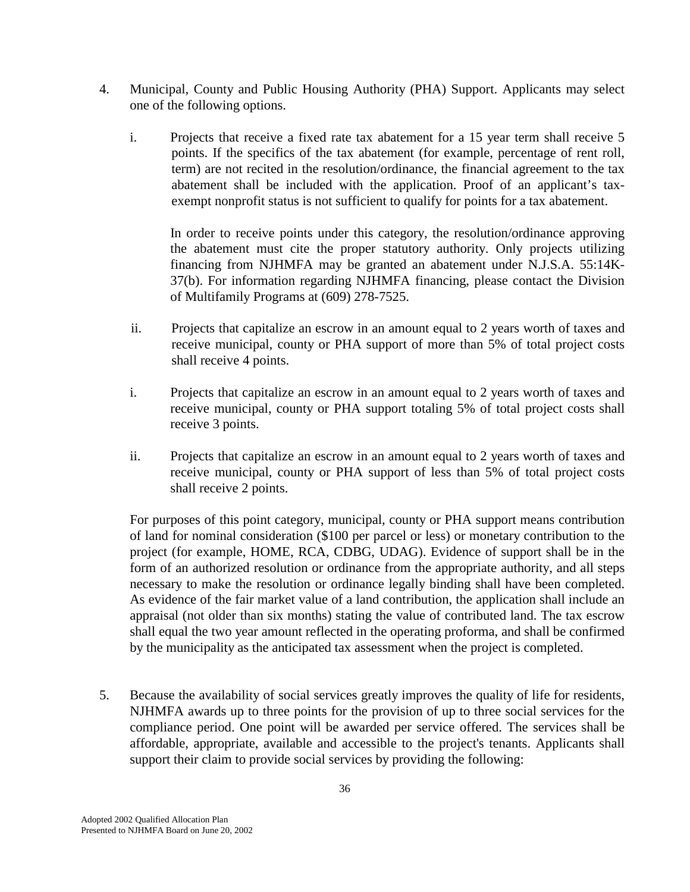4. Municipal, County and Public Housing Authority (PHA) Support. Applicants may select one of the following options.

   i. Projects that receive a fixed rate tax abatement for a 15 year term shall receive 5 points. If the specifics of the tax abatement (for example, percentage of rent roll, term) are not recited in the resolution/ordinance, the financial agreement to the tax abatement shall be included with the application. Proof of an applicant's tax-exempt nonprofit status is not sufficient to qualify for points for a tax abatement.

      In order to receive points under this category, the resolution/ordinance approving the abatement must cite the proper statutory authority. Only projects utilizing financing from NJHMFA may be granted an abatement under N.J.S.A. 55:14K-37(b). For information regarding NJHMFA financing, please contact the Division of Multifamily Programs at (609) 278-7525.

   ii. Projects that capitalize an escrow in an amount equal to 2 years worth of taxes and receive municipal, county or PHA support of more than 5% of total project costs shall receive 4 points.

   i. Projects that capitalize an escrow in an amount equal to 2 years worth of taxes and receive municipal, county or PHA support totaling 5% of total project costs shall receive 3 points.

   ii. Projects that capitalize an escrow in an amount equal to 2 years worth of taxes and receive municipal, county or PHA support of less than 5% of total project costs shall receive 2 points.

   For purposes of this point category, municipal, county or PHA support means contribution of land for nominal consideration ($100 per parcel or less) or monetary contribution to the project (for example, HOME, RCA, CDBG, UDAG). Evidence of support shall be in the form of an authorized resolution or ordinance from the appropriate authority, and all steps necessary to make the resolution or ordinance legally binding shall have been completed. As evidence of the fair market value of a land contribution, the application shall include an appraisal (not older than six months) stating the value of contributed land. The tax escrow shall equal the two year amount reflected in the operating proforma, and shall be confirmed by the municipality as the anticipated tax assessment when the project is completed.

5. Because the availability of social services greatly improves the quality of life for residents, NJHMFA awards up to three points for the provision of up to three social services for the compliance period. One point will be awarded per service offered. The services shall be affordable, appropriate, available and accessible to the project's tenants. Applicants shall support their claim to provide social services by providing the following: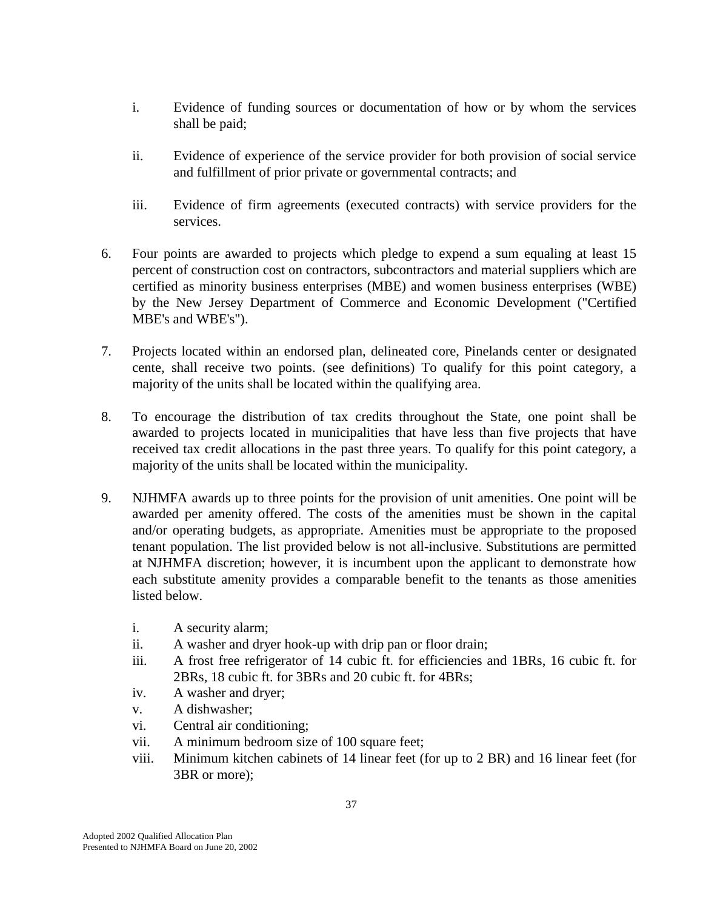i. Evidence of funding sources or documentation of how or by whom the services shall be paid;

   ii. Evidence of experience of the service provider for both provision of social service and fulfillment of prior private or governmental contracts; and

   iii. Evidence of firm agreements (executed contracts) with service providers for the services.

6. Four points are awarded to projects which pledge to expend a sum equaling at least 15 percent of construction cost on contractors, subcontractors and material suppliers which are certified as minority business enterprises (MBE) and women business enterprises (WBE) by the New Jersey Department of Commerce and Economic Development ("Certified MBE's and WBE's").

7. Projects located within an endorsed plan, delineated core, Pinelands center or designated cente, shall receive two points. (see definitions) To qualify for this point category, a majority of the units shall be located within the qualifying area.

8. To encourage the distribution of tax credits throughout the State, one point shall be awarded to projects located in municipalities that have less than five projects that have received tax credit allocations in the past three years. To qualify for this point category, a majority of the units shall be located within the municipality.

9. NJHMFA awards up to three points for the provision of unit amenities. One point will be awarded per amenity offered. The costs of the amenities must be shown in the capital and/or operating budgets, as appropriate. Amenities must be appropriate to the proposed tenant population. The list provided below is not all-inclusive. Substitutions are permitted at NJHMFA discretion; however, it is incumbent upon the applicant to demonstrate how each substitute amenity provides a comparable benefit to the tenants as those amenities listed below.

   i. A security alarm;
   ii. A washer and dryer hook-up with drip pan or floor drain;
   iii. A frost free refrigerator of 14 cubic ft. for efficiencies and 1BRs, 16 cubic ft. for 2BRs, 18 cubic ft. for 3BRs and 20 cubic ft. for 4BRs;
   iv. A washer and dryer;
   v. A dishwasher;
   vi. Central air conditioning;
   vii. A minimum bedroom size of 100 square feet;
   viii. Minimum kitchen cabinets of 14 linear feet (for up to 2 BR) and 16 linear feet (for 3BR or more);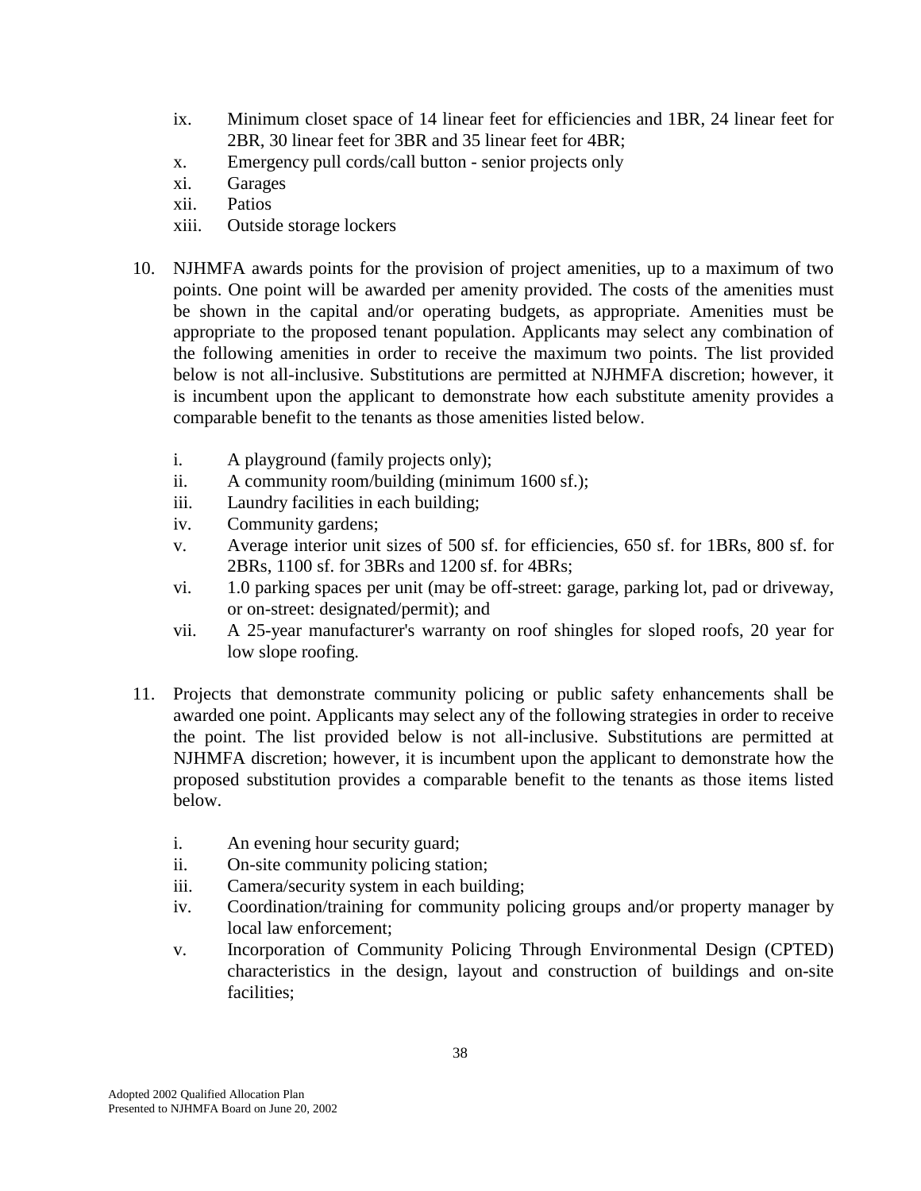ix. Minimum closet space of 14 linear feet for efficiencies and 1BR, 24 linear feet for 2BR, 30 linear feet for 3BR and 35 linear feet for 4BR;
x. Emergency pull cords/call button - senior projects only
xi. Garages
xii. Patios
xiii. Outside storage lockers

10. NJHMFA awards points for the provision of project amenities, up to a maximum of two points. One point will be awarded per amenity provided. The costs of the amenities must be shown in the capital and/or operating budgets, as appropriate. Amenities must be appropriate to the proposed tenant population. Applicants may select any combination of the following amenities in order to receive the maximum two points. The list provided below is not all-inclusive. Substitutions are permitted at NJHMFA discretion; however, it is incumbent upon the applicant to demonstrate how each substitute amenity provides a comparable benefit to the tenants as those amenities listed below.

    i. A playground (family projects only);
    ii. A community room/building (minimum 1600 sf.);
    iii. Laundry facilities in each building;
    iv. Community gardens;
    v. Average interior unit sizes of 500 sf. for efficiencies, 650 sf. for 1BRs, 800 sf. for 2BRs, 1100 sf. for 3BRs and 1200 sf. for 4BRs;
    vi. 1.0 parking spaces per unit (may be off-street: garage, parking lot, pad or driveway, or on-street: designated/permit); and
    vii. A 25-year manufacturer's warranty on roof shingles for sloped roofs, 20 year for low slope roofing.

11. Projects that demonstrate community policing or public safety enhancements shall be awarded one point. Applicants may select any of the following strategies in order to receive the point. The list provided below is not all-inclusive. Substitutions are permitted at NJHMFA discretion; however, it is incumbent upon the applicant to demonstrate how the proposed substitution provides a comparable benefit to the tenants as those items listed below.

    i. An evening hour security guard;
    ii. On-site community policing station;
    iii. Camera/security system in each building;
    iv. Coordination/training for community policing groups and/or property manager by local law enforcement;
    v. Incorporation of Community Policing Through Environmental Design (CPTED) characteristics in the design, layout and construction of buildings and on-site facilities;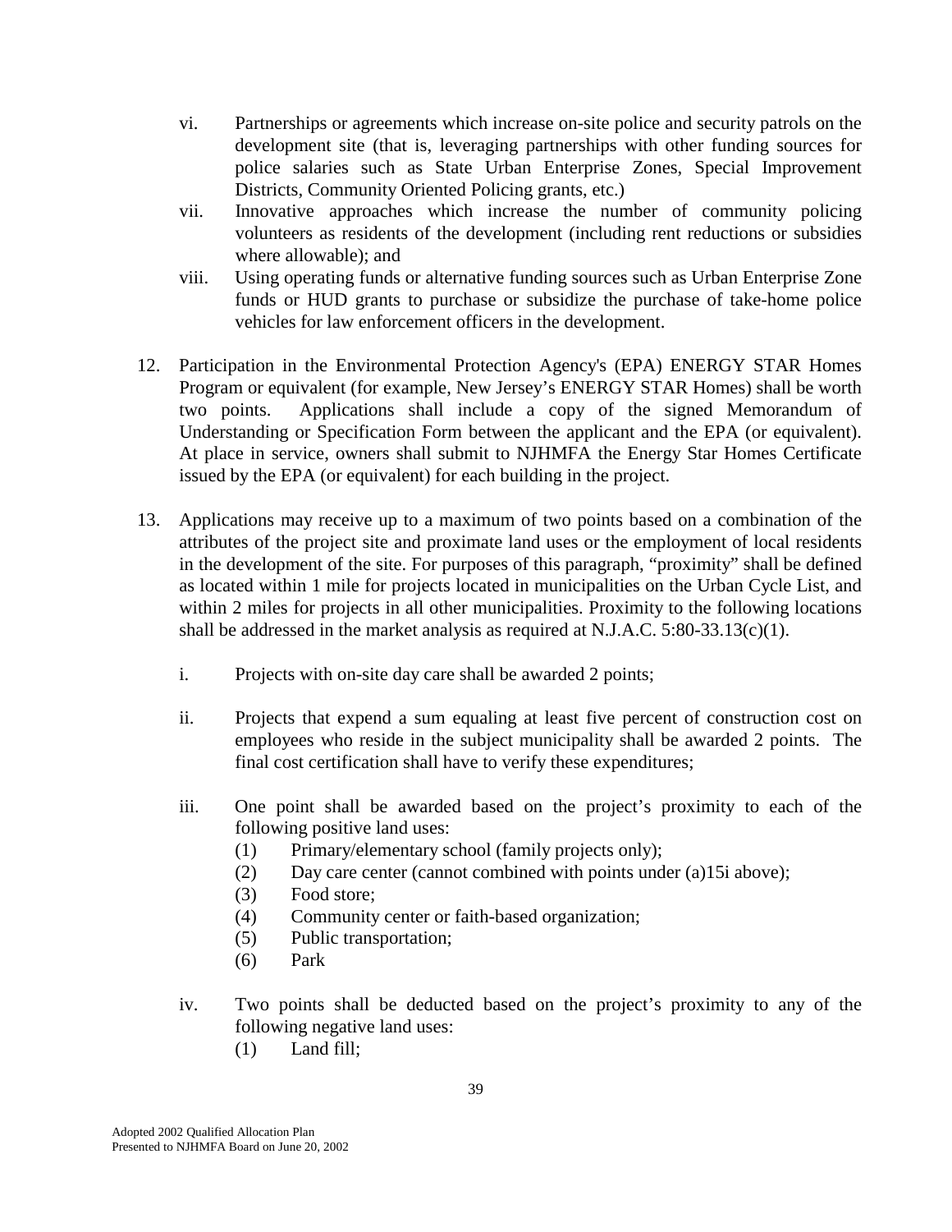vi. Partnerships or agreements which increase on-site police and security patrols on the development site (that is, leveraging partnerships with other funding sources for police salaries such as State Urban Enterprise Zones, Special Improvement Districts, Community Oriented Policing grants, etc.)

vii. Innovative approaches which increase the number of community policing volunteers as residents of the development (including rent reductions or subsidies where allowable); and

viii. Using operating funds or alternative funding sources such as Urban Enterprise Zone funds or HUD grants to purchase or subsidize the purchase of take-home police vehicles for law enforcement officers in the development.

12. Participation in the Environmental Protection Agency's (EPA) ENERGY STAR Homes Program or equivalent (for example, New Jersey's ENERGY STAR Homes) shall be worth two points. Applications shall include a copy of the signed Memorandum of Understanding or Specification Form between the applicant and the EPA (or equivalent). At place in service, owners shall submit to NJHMFA the Energy Star Homes Certificate issued by the EPA (or equivalent) for each building in the project.

13. Applications may receive up to a maximum of two points based on a combination of the attributes of the project site and proximate land uses or the employment of local residents in the development of the site. For purposes of this paragraph, "proximity" shall be defined as located within 1 mile for projects located in municipalities on the Urban Cycle List, and within 2 miles for projects in all other municipalities. Proximity to the following locations shall be addressed in the market analysis as required at N.J.A.C. 5:80-33.13(c)(1).

    i. Projects with on-site day care shall be awarded 2 points;

    ii. Projects that expend a sum equaling at least five percent of construction cost on employees who reside in the subject municipality shall be awarded 2 points. The final cost certification shall have to verify these expenditures;

    iii. One point shall be awarded based on the project's proximity to each of the following positive land uses:
        (1) Primary/elementary school (family projects only);
        (2) Day care center (cannot combined with points under (a)15i above);
        (3) Food store;
        (4) Community center or faith-based organization;
        (5) Public transportation;
        (6) Park

    iv. Two points shall be deducted based on the project's proximity to any of the following negative land uses:
        (1) Land fill;

Adopted 2002 Qualified Allocation Plan
Presented to NJHMFA Board on June 20, 2002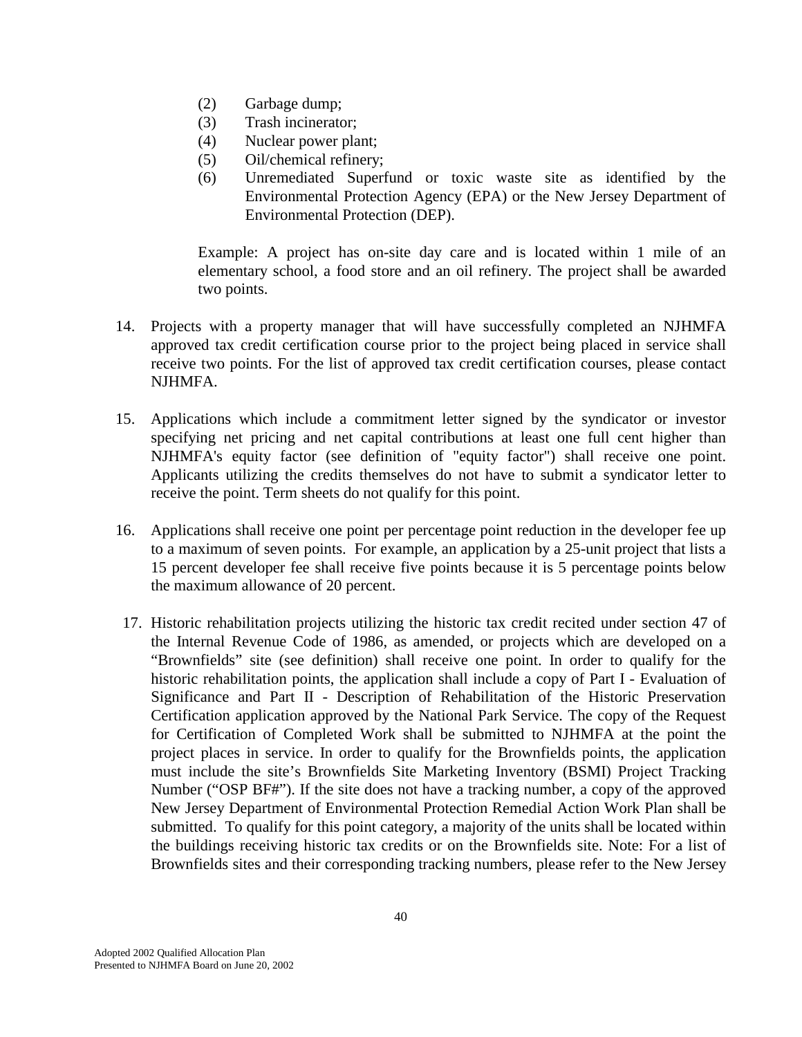(2) Garbage dump;
(3) Trash incinerator;
(4) Nuclear power plant;
(5) Oil/chemical refinery;
(6) Unremediated Superfund or toxic waste site as identified by the Environmental Protection Agency (EPA) or the New Jersey Department of Environmental Protection (DEP).

Example: A project has on-site day care and is located within 1 mile of an elementary school, a food store and an oil refinery. The project shall be awarded two points.

14. Projects with a property manager that will have successfully completed an NJHMFA approved tax credit certification course prior to the project being placed in service shall receive two points. For the list of approved tax credit certification courses, please contact NJHMFA.

15. Applications which include a commitment letter signed by the syndicator or investor specifying net pricing and net capital contributions at least one full cent higher than NJHMFA's equity factor (see definition of "equity factor") shall receive one point. Applicants utilizing the credits themselves do not have to submit a syndicator letter to receive the point. Term sheets do not qualify for this point.

16. Applications shall receive one point per percentage point reduction in the developer fee up to a maximum of seven points. For example, an application by a 25-unit project that lists a 15 percent developer fee shall receive five points because it is 5 percentage points below the maximum allowance of 20 percent.

17. Historic rehabilitation projects utilizing the historic tax credit recited under section 47 of the Internal Revenue Code of 1986, as amended, or projects which are developed on a "Brownfields" site (see definition) shall receive one point. In order to qualify for the historic rehabilitation points, the application shall include a copy of Part I - Evaluation of Significance and Part II - Description of Rehabilitation of the Historic Preservation Certification application approved by the National Park Service. The copy of the Request for Certification of Completed Work shall be submitted to NJHMFA at the point the project places in service. In order to qualify for the Brownfields points, the application must include the site's Brownfields Site Marketing Inventory (BSMI) Project Tracking Number ("OSP BF#"). If the site does not have a tracking number, a copy of the approved New Jersey Department of Environmental Protection Remedial Action Work Plan shall be submitted. To qualify for this point category, a majority of the units shall be located within the buildings receiving historic tax credits or on the Brownfields site. Note: For a list of Brownfields sites and their corresponding tracking numbers, please refer to the New Jersey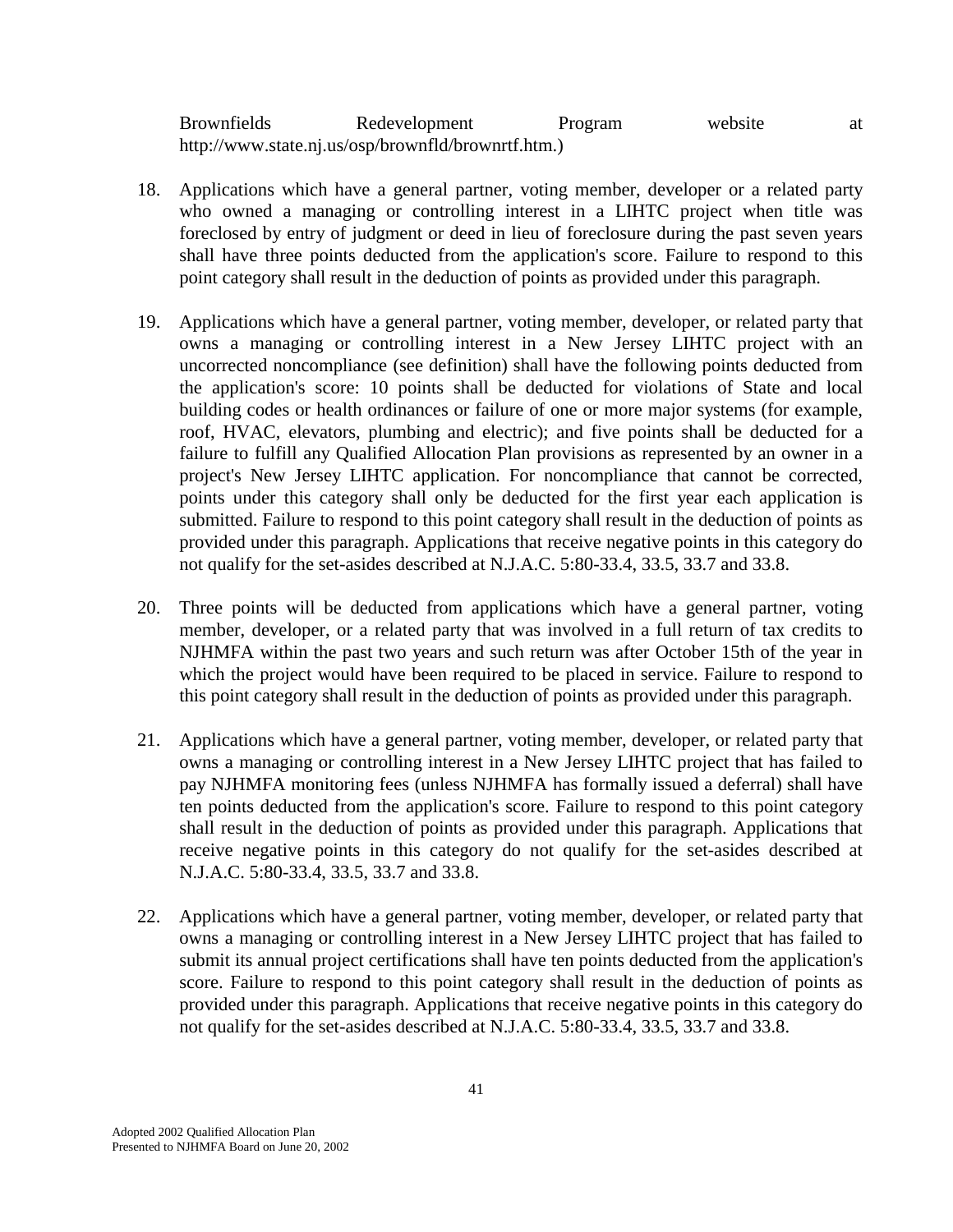Brownfields Redevelopment Program website at http://www.state.nj.us/osp/brownfld/brownrtf.htm.)

18. Applications which have a general partner, voting member, developer or a related party who owned a managing or controlling interest in a LIHTC project when title was foreclosed by entry of judgment or deed in lieu of foreclosure during the past seven years shall have three points deducted from the application's score. Failure to respond to this point category shall result in the deduction of points as provided under this paragraph.

19. Applications which have a general partner, voting member, developer, or related party that owns a managing or controlling interest in a New Jersey LIHTC project with an uncorrected noncompliance (see definition) shall have the following points deducted from the application's score: 10 points shall be deducted for violations of State and local building codes or health ordinances or failure of one or more major systems (for example, roof, HVAC, elevators, plumbing and electric); and five points shall be deducted for a failure to fulfill any Qualified Allocation Plan provisions as represented by an owner in a project's New Jersey LIHTC application. For noncompliance that cannot be corrected, points under this category shall only be deducted for the first year each application is submitted. Failure to respond to this point category shall result in the deduction of points as provided under this paragraph. Applications that receive negative points in this category do not qualify for the set-asides described at N.J.A.C. 5:80-33.4, 33.5, 33.7 and 33.8.

20. Three points will be deducted from applications which have a general partner, voting member, developer, or a related party that was involved in a full return of tax credits to NJHMFA within the past two years and such return was after October 15th of the year in which the project would have been required to be placed in service. Failure to respond to this point category shall result in the deduction of points as provided under this paragraph.

21. Applications which have a general partner, voting member, developer, or related party that owns a managing or controlling interest in a New Jersey LIHTC project that has failed to pay NJHMFA monitoring fees (unless NJHMFA has formally issued a deferral) shall have ten points deducted from the application's score. Failure to respond to this point category shall result in the deduction of points as provided under this paragraph. Applications that receive negative points in this category do not qualify for the set-asides described at N.J.A.C. 5:80-33.4, 33.5, 33.7 and 33.8.

22. Applications which have a general partner, voting member, developer, or related party that owns a managing or controlling interest in a New Jersey LIHTC project that has failed to submit its annual project certifications shall have ten points deducted from the application's score. Failure to respond to this point category shall result in the deduction of points as provided under this paragraph. Applications that receive negative points in this category do not qualify for the set-asides described at N.J.A.C. 5:80-33.4, 33.5, 33.7 and 33.8.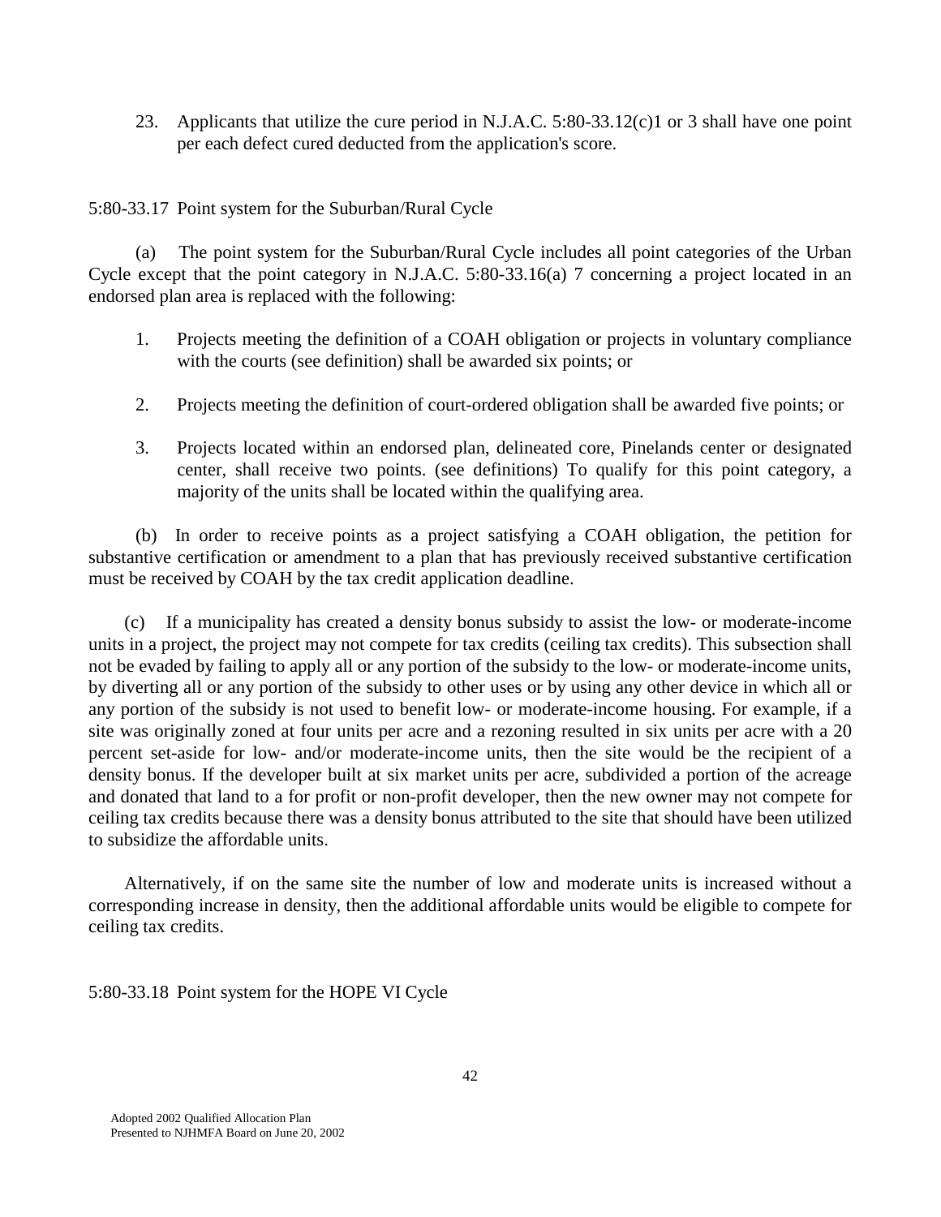23. Applicants that utilize the cure period in N.J.A.C. 5:80-33.12(c)1 or 3 shall have one point per each defect cured deducted from the application's score.

5:80-33.17 Point system for the Suburban/Rural Cycle

(a) The point system for the Suburban/Rural Cycle includes all point categories of the Urban Cycle except that the point category in N.J.A.C. 5:80-33.16(a) 7 concerning a project located in an endorsed plan area is replaced with the following:

1. Projects meeting the definition of a COAH obligation or projects in voluntary compliance with the courts (see definition) shall be awarded six points; or

2. Projects meeting the definition of court-ordered obligation shall be awarded five points; or

3. Projects located within an endorsed plan, delineated core, Pinelands center or designated center, shall receive two points. (see definitions) To qualify for this point category, a majority of the units shall be located within the qualifying area.

(b) In order to receive points as a project satisfying a COAH obligation, the petition for substantive certification or amendment to a plan that has previously received substantive certification must be received by COAH by the tax credit application deadline.

(c) If a municipality has created a density bonus subsidy to assist the low- or moderate-income units in a project, the project may not compete for tax credits (ceiling tax credits). This subsection shall not be evaded by failing to apply all or any portion of the subsidy to the low- or moderate-income units, by diverting all or any portion of the subsidy to other uses or by using any other device in which all or any portion of the subsidy is not used to benefit low- or moderate-income housing. For example, if a site was originally zoned at four units per acre and a rezoning resulted in six units per acre with a 20 percent set-aside for low- and/or moderate-income units, then the site would be the recipient of a density bonus. If the developer built at six market units per acre, subdivided a portion of the acreage and donated that land to a for profit or non-profit developer, then the new owner may not compete for ceiling tax credits because there was a density bonus attributed to the site that should have been utilized to subsidize the affordable units.

Alternatively, if on the same site the number of low and moderate units is increased without a corresponding increase in density, then the additional affordable units would be eligible to compete for ceiling tax credits.

5:80-33.18 Point system for the HOPE VI Cycle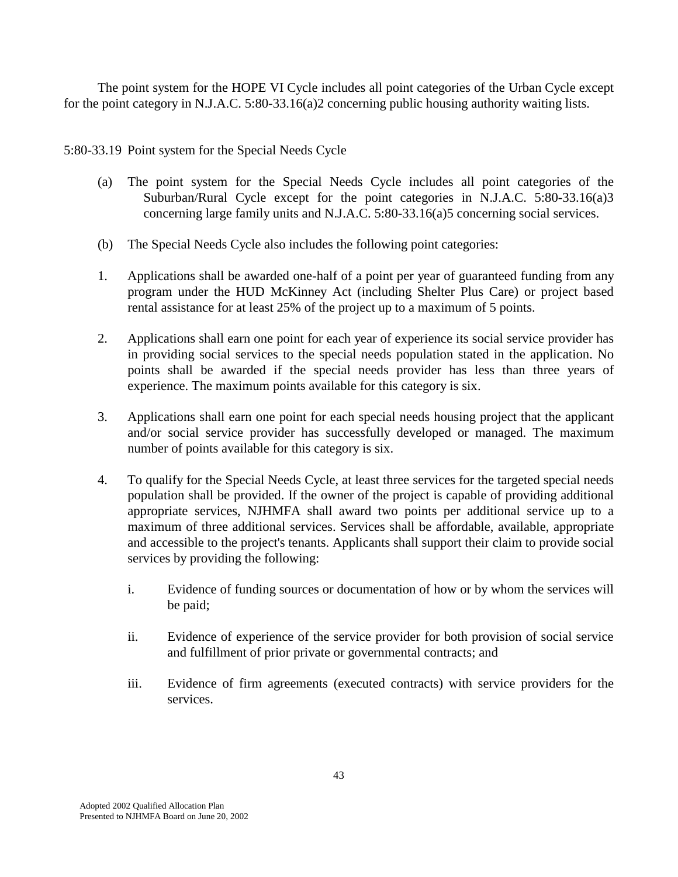The point system for the HOPE VI Cycle includes all point categories of the Urban Cycle except for the point category in N.J.A.C. 5:80-33.16(a)2 concerning public housing authority waiting lists.

5:80-33.19 Point system for the Special Needs Cycle

(a) The point system for the Special Needs Cycle includes all point categories of the Suburban/Rural Cycle except for the point categories in N.J.A.C. 5:80-33.16(a)3 concerning large family units and N.J.A.C. 5:80-33.16(a)5 concerning social services.

(b) The Special Needs Cycle also includes the following point categories:

1. Applications shall be awarded one-half of a point per year of guaranteed funding from any program under the HUD McKinney Act (including Shelter Plus Care) or project based rental assistance for at least 25% of the project up to a maximum of 5 points.

2. Applications shall earn one point for each year of experience its social service provider has in providing social services to the special needs population stated in the application. No points shall be awarded if the special needs provider has less than three years of experience. The maximum points available for this category is six.

3. Applications shall earn one point for each special needs housing project that the applicant and/or social service provider has successfully developed or managed. The maximum number of points available for this category is six.

4. To qualify for the Special Needs Cycle, at least three services for the targeted special needs population shall be provided. If the owner of the project is capable of providing additional appropriate services, NJHMFA shall award two points per additional service up to a maximum of three additional services. Services shall be affordable, available, appropriate and accessible to the project's tenants. Applicants shall support their claim to provide social services by providing the following:

   i. Evidence of funding sources or documentation of how or by whom the services will be paid;

   ii. Evidence of experience of the service provider for both provision of social service and fulfillment of prior private or governmental contracts; and

   iii. Evidence of firm agreements (executed contracts) with service providers for the services.

Adopted 2002 Qualified Allocation Plan
Presented to NJHMFA Board on June 20, 2002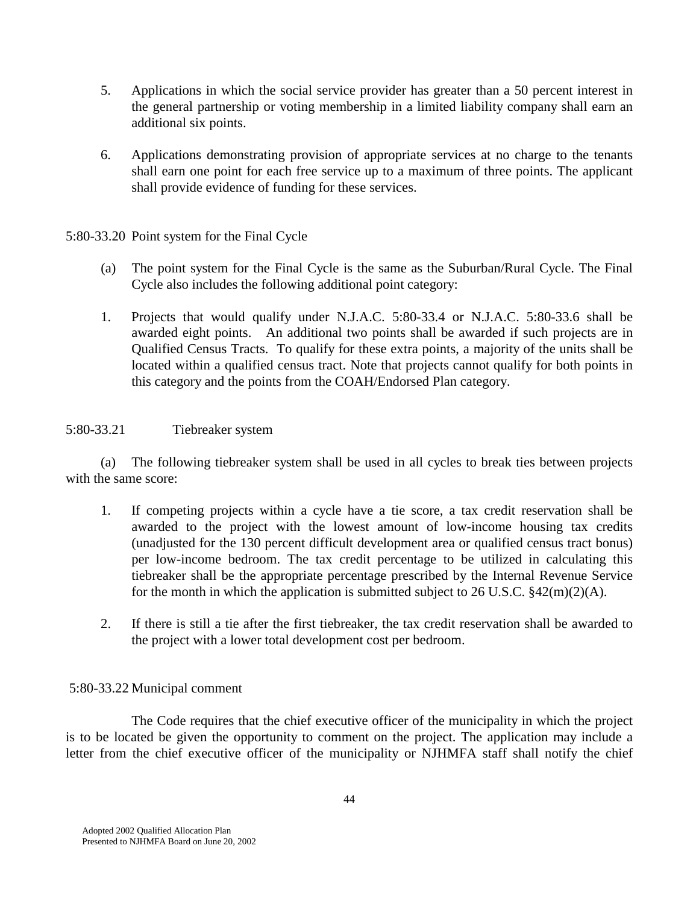5. Applications in which the social service provider has greater than a 50 percent interest in the general partnership or voting membership in a limited liability company shall earn an additional six points.

6. Applications demonstrating provision of appropriate services at no charge to the tenants shall earn one point for each free service up to a maximum of three points. The applicant shall provide evidence of funding for these services.

5:80-33.20 Point system for the Final Cycle

(a) The point system for the Final Cycle is the same as the Suburban/Rural Cycle. The Final Cycle also includes the following additional point category:

1. Projects that would qualify under N.J.A.C. 5:80-33.4 or N.J.A.C. 5:80-33.6 shall be awarded eight points. An additional two points shall be awarded if such projects are in Qualified Census Tracts. To qualify for these extra points, a majority of the units shall be located within a qualified census tract. Note that projects cannot qualify for both points in this category and the points from the COAH/Endorsed Plan category.

5:80-33.21 Tiebreaker system

(a) The following tiebreaker system shall be used in all cycles to break ties between projects with the same score:

1. If competing projects within a cycle have a tie score, a tax credit reservation shall be awarded to the project with the lowest amount of low-income housing tax credits (unadjusted for the 130 percent difficult development area or qualified census tract bonus) per low-income bedroom. The tax credit percentage to be utilized in calculating this tiebreaker shall be the appropriate percentage prescribed by the Internal Revenue Service for the month in which the application is submitted subject to 26 U.S.C. §42(m)(2)(A).

2. If there is still a tie after the first tiebreaker, the tax credit reservation shall be awarded to the project with a lower total development cost per bedroom.

5:80-33.22 Municipal comment

The Code requires that the chief executive officer of the municipality in which the project is to be located be given the opportunity to comment on the project. The application may include a letter from the chief executive officer of the municipality or NJHMFA staff shall notify the chief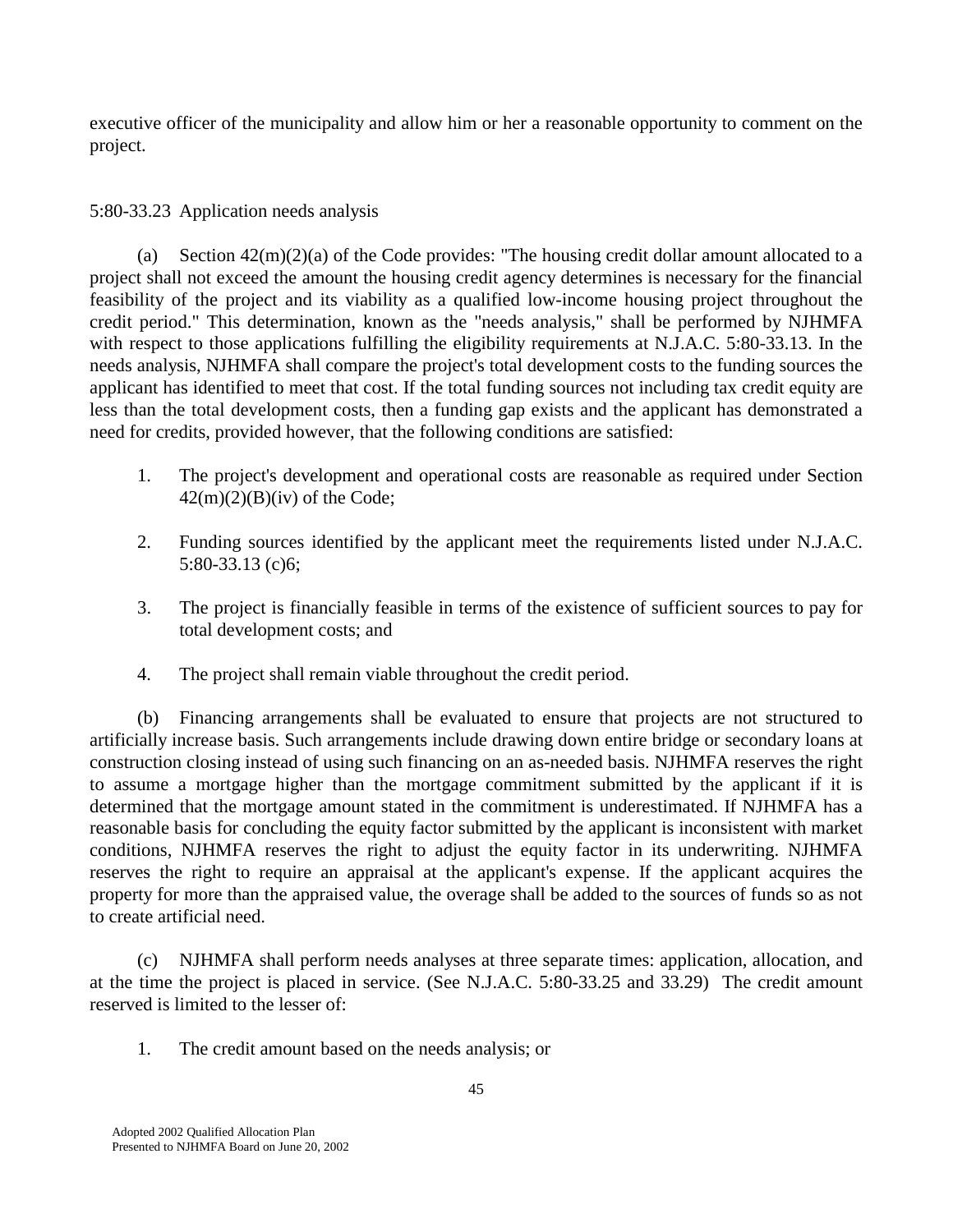executive officer of the municipality and allow him or her a reasonable opportunity to comment on the project.

5:80-33.23 Application needs analysis

(a) Section 42(m)(2)(a) of the Code provides: "The housing credit dollar amount allocated to a project shall not exceed the amount the housing credit agency determines is necessary for the financial feasibility of the project and its viability as a qualified low-income housing project throughout the credit period." This determination, known as the "needs analysis," shall be performed by NJHMFA with respect to those applications fulfilling the eligibility requirements at N.J.A.C. 5:80-33.13. In the needs analysis, NJHMFA shall compare the project's total development costs to the funding sources the applicant has identified to meet that cost. If the total funding sources not including tax credit equity are less than the total development costs, then a funding gap exists and the applicant has demonstrated a need for credits, provided however, that the following conditions are satisfied:

1. The project's development and operational costs are reasonable as required under Section 42(m)(2)(B)(iv) of the Code;

2. Funding sources identified by the applicant meet the requirements listed under N.J.A.C. 5:80-33.13 (c)6;

3. The project is financially feasible in terms of the existence of sufficient sources to pay for total development costs; and

4. The project shall remain viable throughout the credit period.

(b) Financing arrangements shall be evaluated to ensure that projects are not structured to artificially increase basis. Such arrangements include drawing down entire bridge or secondary loans at construction closing instead of using such financing on an as-needed basis. NJHMFA reserves the right to assume a mortgage higher than the mortgage commitment submitted by the applicant if it is determined that the mortgage amount stated in the commitment is underestimated. If NJHMFA has a reasonable basis for concluding the equity factor submitted by the applicant is inconsistent with market conditions, NJHMFA reserves the right to adjust the equity factor in its underwriting. NJHMFA reserves the right to require an appraisal at the applicant's expense. If the applicant acquires the property for more than the appraised value, the overage shall be added to the sources of funds so as not to create artificial need.

(c) NJHMFA shall perform needs analyses at three separate times: application, allocation, and at the time the project is placed in service. (See N.J.A.C. 5:80-33.25 and 33.29) The credit amount reserved is limited to the lesser of:

1. The credit amount based on the needs analysis; or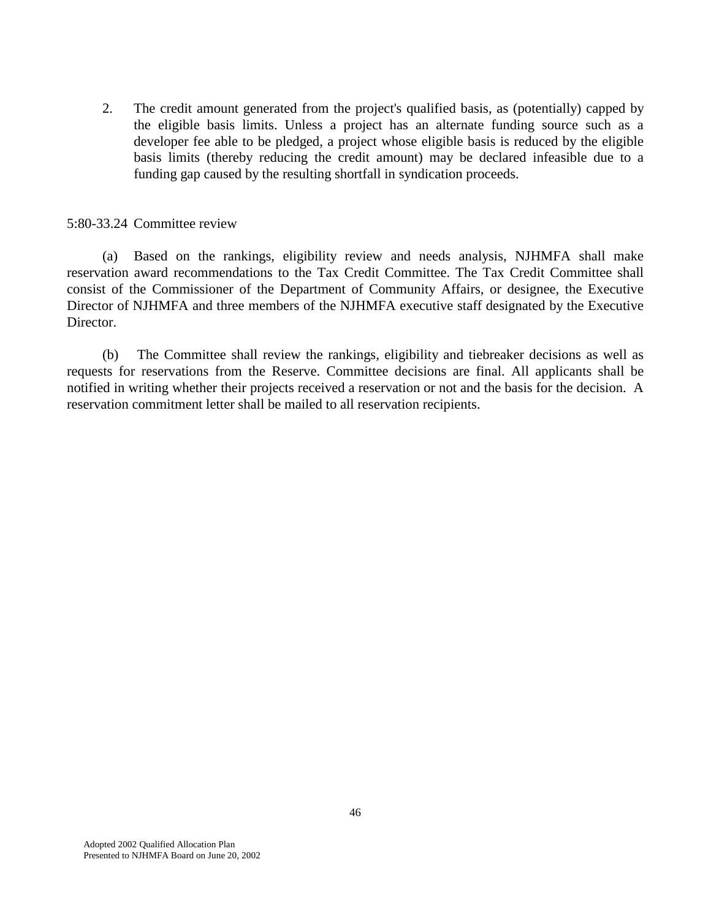2. The credit amount generated from the project's qualified basis, as (potentially) capped by the eligible basis limits. Unless a project has an alternate funding source such as a developer fee able to be pledged, a project whose eligible basis is reduced by the eligible basis limits (thereby reducing the credit amount) may be declared infeasible due to a funding gap caused by the resulting shortfall in syndication proceeds.

5:80-33.24 Committee review

(a) Based on the rankings, eligibility review and needs analysis, NJHMFA shall make reservation award recommendations to the Tax Credit Committee. The Tax Credit Committee shall consist of the Commissioner of the Department of Community Affairs, or designee, the Executive Director of NJHMFA and three members of the NJHMFA executive staff designated by the Executive Director.

(b) The Committee shall review the rankings, eligibility and tiebreaker decisions as well as requests for reservations from the Reserve. Committee decisions are final. All applicants shall be notified in writing whether their projects received a reservation or not and the basis for the decision. A reservation commitment letter shall be mailed to all reservation recipients.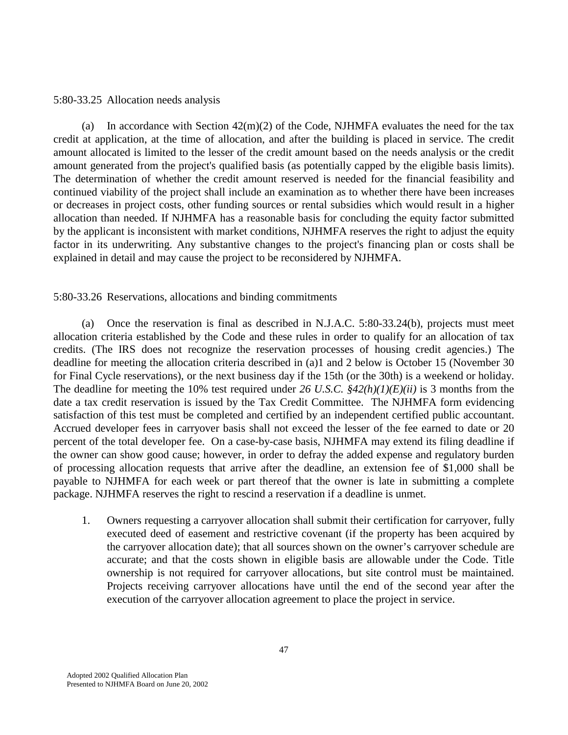5:80-33.25 Allocation needs analysis

(a) In accordance with Section 42(m)(2) of the Code, NJHMFA evaluates the need for the tax credit at application, at the time of allocation, and after the building is placed in service. The credit amount allocated is limited to the lesser of the credit amount based on the needs analysis or the credit amount generated from the project's qualified basis (as potentially capped by the eligible basis limits). The determination of whether the credit amount reserved is needed for the financial feasibility and continued viability of the project shall include an examination as to whether there have been increases or decreases in project costs, other funding sources or rental subsidies which would result in a higher allocation than needed. If NJHMFA has a reasonable basis for concluding the equity factor submitted by the applicant is inconsistent with market conditions, NJHMFA reserves the right to adjust the equity factor in its underwriting. Any substantive changes to the project's financing plan or costs shall be explained in detail and may cause the project to be reconsidered by NJHMFA.

5:80-33.26 Reservations, allocations and binding commitments

(a) Once the reservation is final as described in N.J.A.C. 5:80-33.24(b), projects must meet allocation criteria established by the Code and these rules in order to qualify for an allocation of tax credits. (The IRS does not recognize the reservation processes of housing credit agencies.) The deadline for meeting the allocation criteria described in (a)1 and 2 below is October 15 (November 30 for Final Cycle reservations), or the next business day if the 15th (or the 30th) is a weekend or holiday. The deadline for meeting the 10% test required under *26 U.S.C. §42(h)(1)(E)(ii)* is 3 months from the date a tax credit reservation is issued by the Tax Credit Committee. The NJHMFA form evidencing satisfaction of this test must be completed and certified by an independent certified public accountant. Accrued developer fees in carryover basis shall not exceed the lesser of the fee earned to date or 20 percent of the total developer fee. On a case-by-case basis, NJHMFA may extend its filing deadline if the owner can show good cause; however, in order to defray the added expense and regulatory burden of processing allocation requests that arrive after the deadline, an extension fee of $1,000 shall be payable to NJHMFA for each week or part thereof that the owner is late in submitting a complete package. NJHMFA reserves the right to rescind a reservation if a deadline is unmet.

1. Owners requesting a carryover allocation shall submit their certification for carryover, fully executed deed of easement and restrictive covenant (if the property has been acquired by the carryover allocation date); that all sources shown on the owner's carryover schedule are accurate; and that the costs shown in eligible basis are allowable under the Code. Title ownership is not required for carryover allocations, but site control must be maintained. Projects receiving carryover allocations have until the end of the second year after the execution of the carryover allocation agreement to place the project in service.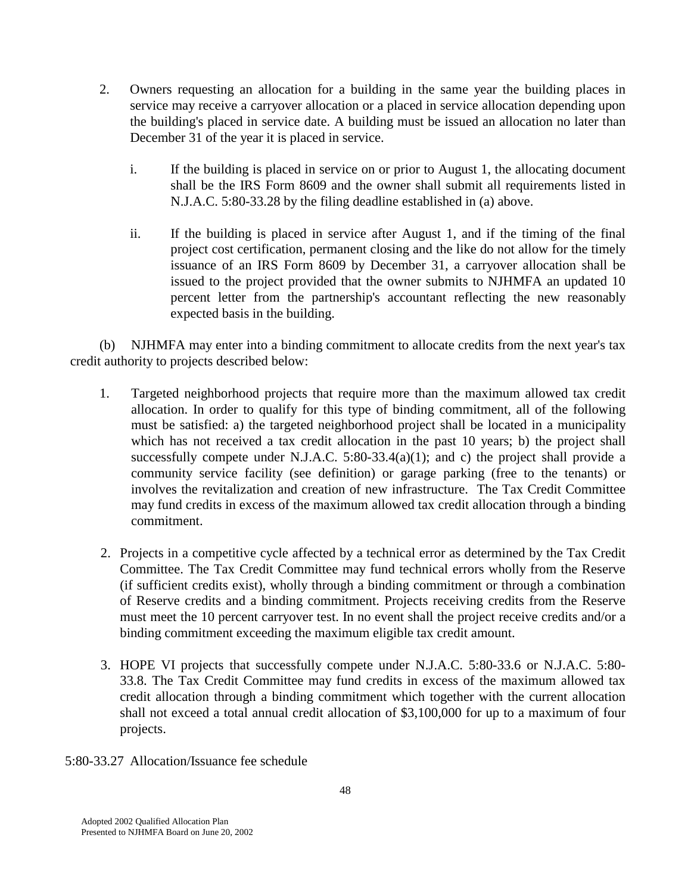2. Owners requesting an allocation for a building in the same year the building places in service may receive a carryover allocation or a placed in service allocation depending upon the building's placed in service date. A building must be issued an allocation no later than December 31 of the year it is placed in service.

   i. If the building is placed in service on or prior to August 1, the allocating document shall be the IRS Form 8609 and the owner shall submit all requirements listed in N.J.A.C. 5:80-33.28 by the filing deadline established in (a) above.

   ii. If the building is placed in service after August 1, and if the timing of the final project cost certification, permanent closing and the like do not allow for the timely issuance of an IRS Form 8609 by December 31, a carryover allocation shall be issued to the project provided that the owner submits to NJHMFA an updated 10 percent letter from the partnership's accountant reflecting the new reasonably expected basis in the building.

(b) NJHMFA may enter into a binding commitment to allocate credits from the next year's tax credit authority to projects described below:

1. Targeted neighborhood projects that require more than the maximum allowed tax credit allocation. In order to qualify for this type of binding commitment, all of the following must be satisfied: a) the targeted neighborhood project shall be located in a municipality which has not received a tax credit allocation in the past 10 years; b) the project shall successfully compete under N.J.A.C. 5:80-33.4(a)(1); and c) the project shall provide a community service facility (see definition) or garage parking (free to the tenants) or involves the revitalization and creation of new infrastructure. The Tax Credit Committee may fund credits in excess of the maximum allowed tax credit allocation through a binding commitment.

2. Projects in a competitive cycle affected by a technical error as determined by the Tax Credit Committee. The Tax Credit Committee may fund technical errors wholly from the Reserve (if sufficient credits exist), wholly through a binding commitment or through a combination of Reserve credits and a binding commitment. Projects receiving credits from the Reserve must meet the 10 percent carryover test. In no event shall the project receive credits and/or a binding commitment exceeding the maximum eligible tax credit amount.

3. HOPE VI projects that successfully compete under N.J.A.C. 5:80-33.6 or N.J.A.C. 5:80-33.8. The Tax Credit Committee may fund credits in excess of the maximum allowed tax credit allocation through a binding commitment which together with the current allocation shall not exceed a total annual credit allocation of $3,100,000 for up to a maximum of four projects.

5:80-33.27 Allocation/Issuance fee schedule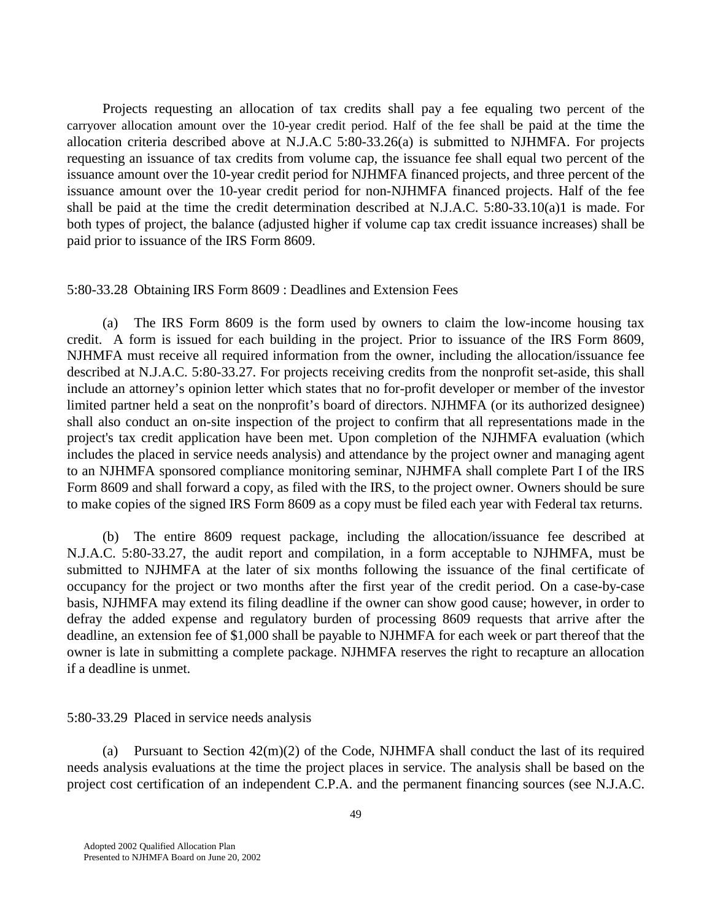Projects requesting an allocation of tax credits shall pay a fee equaling two percent of the carryover allocation amount over the 10-year credit period. Half of the fee shall be paid at the time the allocation criteria described above at N.J.A.C 5:80-33.26(a) is submitted to NJHMFA. For projects requesting an issuance of tax credits from volume cap, the issuance fee shall equal two percent of the issuance amount over the 10-year credit period for NJHMFA financed projects, and three percent of the issuance amount over the 10-year credit period for non-NJHMFA financed projects. Half of the fee shall be paid at the time the credit determination described at N.J.A.C. 5:80-33.10(a)1 is made. For both types of project, the balance (adjusted higher if volume cap tax credit issuance increases) shall be paid prior to issuance of the IRS Form 8609.

5:80-33.28 Obtaining IRS Form 8609 : Deadlines and Extension Fees

(a) The IRS Form 8609 is the form used by owners to claim the low-income housing tax credit. A form is issued for each building in the project. Prior to issuance of the IRS Form 8609, NJHMFA must receive all required information from the owner, including the allocation/issuance fee described at N.J.A.C. 5:80-33.27. For projects receiving credits from the nonprofit set-aside, this shall include an attorney's opinion letter which states that no for-profit developer or member of the investor limited partner held a seat on the nonprofit's board of directors. NJHMFA (or its authorized designee) shall also conduct an on-site inspection of the project to confirm that all representations made in the project's tax credit application have been met. Upon completion of the NJHMFA evaluation (which includes the placed in service needs analysis) and attendance by the project owner and managing agent to an NJHMFA sponsored compliance monitoring seminar, NJHMFA shall complete Part I of the IRS Form 8609 and shall forward a copy, as filed with the IRS, to the project owner. Owners should be sure to make copies of the signed IRS Form 8609 as a copy must be filed each year with Federal tax returns.

(b) The entire 8609 request package, including the allocation/issuance fee described at N.J.A.C. 5:80-33.27, the audit report and compilation, in a form acceptable to NJHMFA, must be submitted to NJHMFA at the later of six months following the issuance of the final certificate of occupancy for the project or two months after the first year of the credit period. On a case-by-case basis, NJHMFA may extend its filing deadline if the owner can show good cause; however, in order to defray the added expense and regulatory burden of processing 8609 requests that arrive after the deadline, an extension fee of $1,000 shall be payable to NJHMFA for each week or part thereof that the owner is late in submitting a complete package. NJHMFA reserves the right to recapture an allocation if a deadline is unmet.

5:80-33.29 Placed in service needs analysis

(a) Pursuant to Section 42(m)(2) of the Code, NJHMFA shall conduct the last of its required needs analysis evaluations at the time the project places in service. The analysis shall be based on the project cost certification of an independent C.P.A. and the permanent financing sources (see N.J.A.C.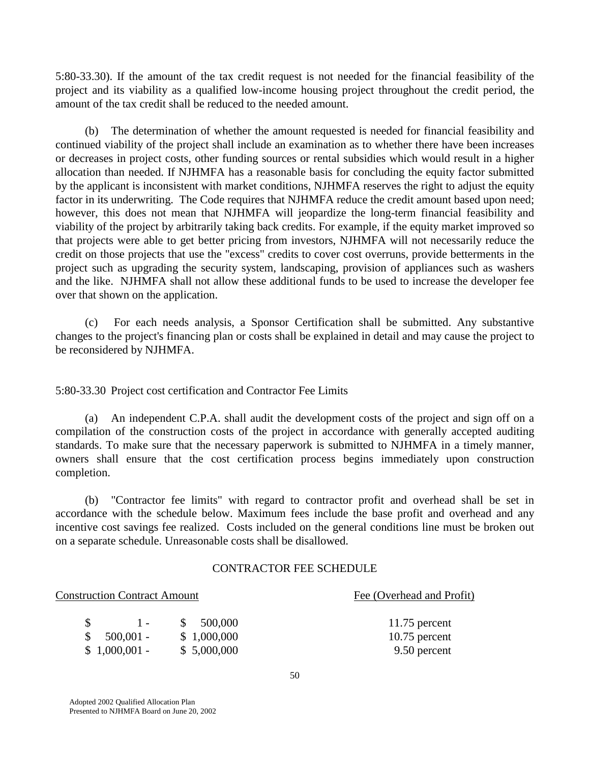5:80-33.30). If the amount of the tax credit request is not needed for the financial feasibility of the project and its viability as a qualified low-income housing project throughout the credit period, the amount of the tax credit shall be reduced to the needed amount.

(b) The determination of whether the amount requested is needed for financial feasibility and continued viability of the project shall include an examination as to whether there have been increases or decreases in project costs, other funding sources or rental subsidies which would result in a higher allocation than needed. If NJHMFA has a reasonable basis for concluding the equity factor submitted by the applicant is inconsistent with market conditions, NJHMFA reserves the right to adjust the equity factor in its underwriting. The Code requires that NJHMFA reduce the credit amount based upon need; however, this does not mean that NJHMFA will jeopardize the long-term financial feasibility and viability of the project by arbitrarily taking back credits. For example, if the equity market improved so that projects were able to get better pricing from investors, NJHMFA will not necessarily reduce the credit on those projects that use the "excess" credits to cover cost overruns, provide betterments in the project such as upgrading the security system, landscaping, provision of appliances such as washers and the like. NJHMFA shall not allow these additional funds to be used to increase the developer fee over that shown on the application.

(c) For each needs analysis, a Sponsor Certification shall be submitted. Any substantive changes to the project's financing plan or costs shall be explained in detail and may cause the project to be reconsidered by NJHMFA.

5:80-33.30 Project cost certification and Contractor Fee Limits

(a) An independent C.P.A. shall audit the development costs of the project and sign off on a compilation of the construction costs of the project in accordance with generally accepted auditing standards. To make sure that the necessary paperwork is submitted to NJHMFA in a timely manner, owners shall ensure that the cost certification process begins immediately upon construction completion.

(b) "Contractor fee limits" with regard to contractor profit and overhead shall be set in accordance with the schedule below. Maximum fees include the base profit and overhead and any incentive cost savings fee realized. Costs included on the general conditions line must be broken out on a separate schedule. Unreasonable costs shall be disallowed.

CONTRACTOR FEE SCHEDULE

| Construction Contract Amount | | Fee (Overhead and Profit) |
|---|---|---|
| $ 1 - | $ 500,000 | 11.75 percent |
| $ 500,001 - | $ 1,000,000 | 10.75 percent |
| $ 1,000,001 - | $ 5,000,000 | 9.50 percent |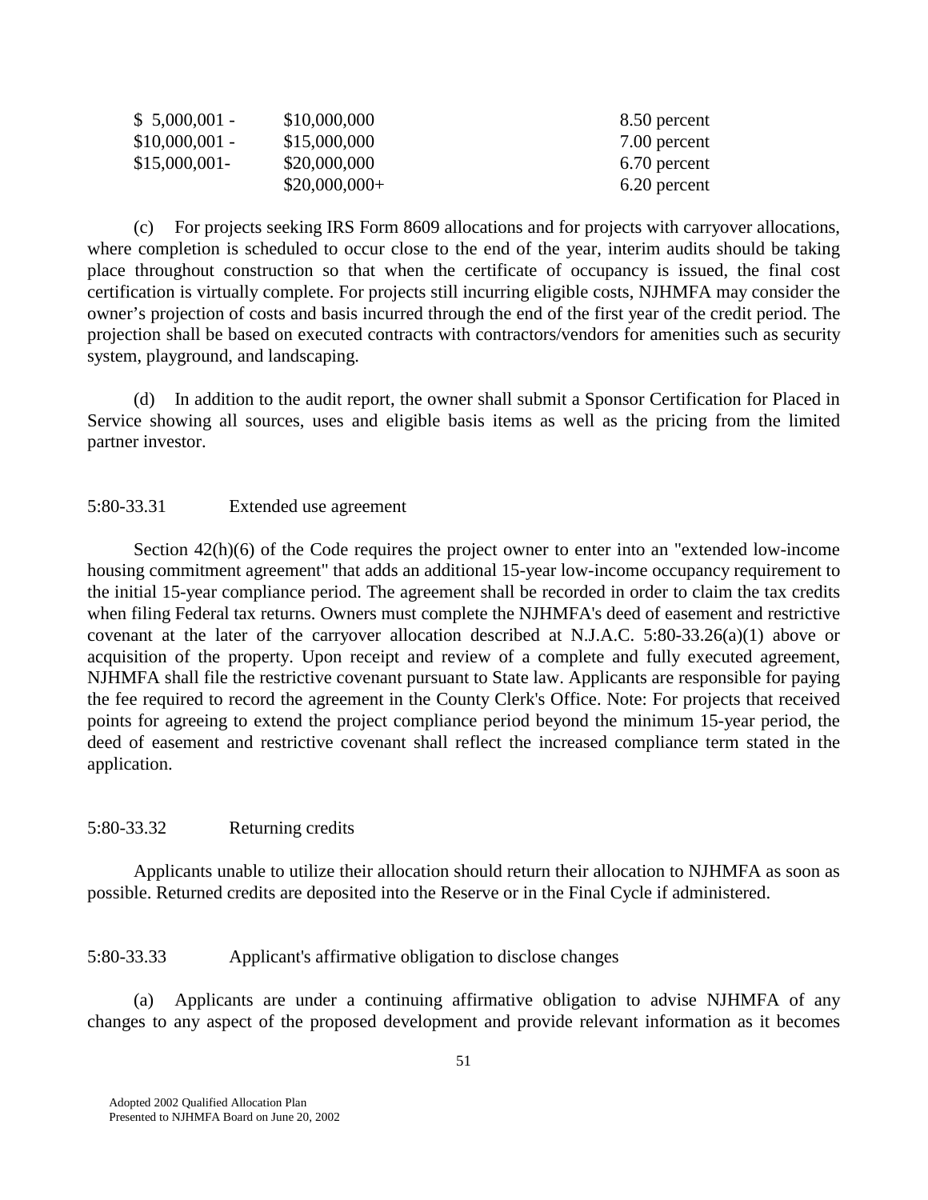| | | |
|---|---|---|
| $ 5,000,001 - | $10,000,000 | 8.50 percent |
| $10,000,001 - | $15,000,000 | 7.00 percent |
| $15,000,001- | $20,000,000 | 6.70 percent |
| | $20,000,000+ | 6.20 percent |

(c) For projects seeking IRS Form 8609 allocations and for projects with carryover allocations, where completion is scheduled to occur close to the end of the year, interim audits should be taking place throughout construction so that when the certificate of occupancy is issued, the final cost certification is virtually complete. For projects still incurring eligible costs, NJHMFA may consider the owner's projection of costs and basis incurred through the end of the first year of the credit period. The projection shall be based on executed contracts with contractors/vendors for amenities such as security system, playground, and landscaping.

(d) In addition to the audit report, the owner shall submit a Sponsor Certification for Placed in Service showing all sources, uses and eligible basis items as well as the pricing from the limited partner investor.

5:80-33.31 Extended use agreement

Section 42(h)(6) of the Code requires the project owner to enter into an "extended low-income housing commitment agreement" that adds an additional 15-year low-income occupancy requirement to the initial 15-year compliance period. The agreement shall be recorded in order to claim the tax credits when filing Federal tax returns. Owners must complete the NJHMFA's deed of easement and restrictive covenant at the later of the carryover allocation described at N.J.A.C. 5:80-33.26(a)(1) above or acquisition of the property. Upon receipt and review of a complete and fully executed agreement, NJHMFA shall file the restrictive covenant pursuant to State law. Applicants are responsible for paying the fee required to record the agreement in the County Clerk's Office. Note: For projects that received points for agreeing to extend the project compliance period beyond the minimum 15-year period, the deed of easement and restrictive covenant shall reflect the increased compliance term stated in the application.

5:80-33.32 Returning credits

Applicants unable to utilize their allocation should return their allocation to NJHMFA as soon as possible. Returned credits are deposited into the Reserve or in the Final Cycle if administered.

5:80-33.33 Applicant's affirmative obligation to disclose changes

(a) Applicants are under a continuing affirmative obligation to advise NJHMFA of any changes to any aspect of the proposed development and provide relevant information as it becomes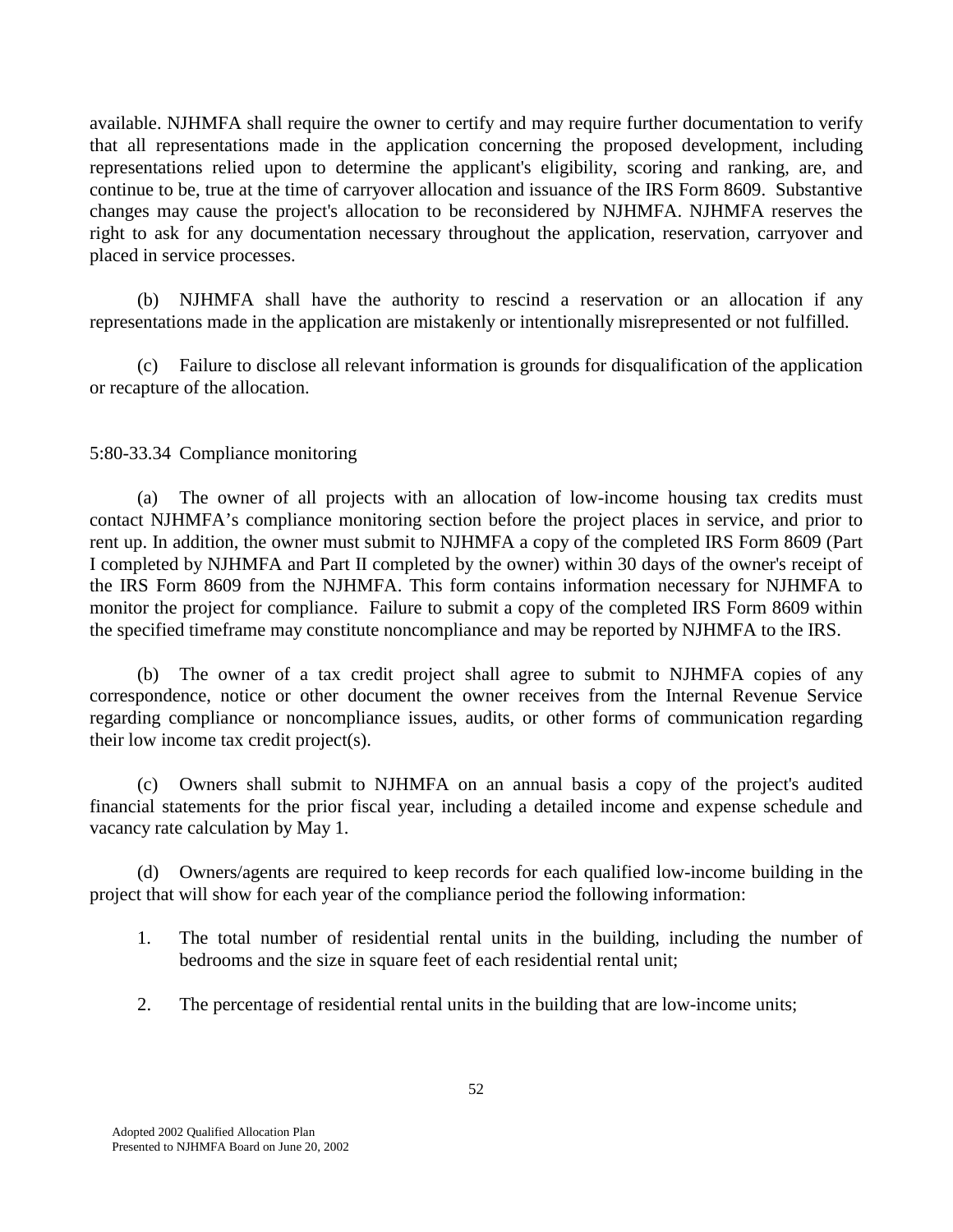available. NJHMFA shall require the owner to certify and may require further documentation to verify that all representations made in the application concerning the proposed development, including representations relied upon to determine the applicant's eligibility, scoring and ranking, are, and continue to be, true at the time of carryover allocation and issuance of the IRS Form 8609. Substantive changes may cause the project's allocation to be reconsidered by NJHMFA. NJHMFA reserves the right to ask for any documentation necessary throughout the application, reservation, carryover and placed in service processes.

(b) NJHMFA shall have the authority to rescind a reservation or an allocation if any representations made in the application are mistakenly or intentionally misrepresented or not fulfilled.

(c) Failure to disclose all relevant information is grounds for disqualification of the application or recapture of the allocation.

5:80-33.34 Compliance monitoring

(a) The owner of all projects with an allocation of low-income housing tax credits must contact NJHMFA's compliance monitoring section before the project places in service, and prior to rent up. In addition, the owner must submit to NJHMFA a copy of the completed IRS Form 8609 (Part I completed by NJHMFA and Part II completed by the owner) within 30 days of the owner's receipt of the IRS Form 8609 from the NJHMFA. This form contains information necessary for NJHMFA to monitor the project for compliance. Failure to submit a copy of the completed IRS Form 8609 within the specified timeframe may constitute noncompliance and may be reported by NJHMFA to the IRS.

(b) The owner of a tax credit project shall agree to submit to NJHMFA copies of any correspondence, notice or other document the owner receives from the Internal Revenue Service regarding compliance or noncompliance issues, audits, or other forms of communication regarding their low income tax credit project(s).

(c) Owners shall submit to NJHMFA on an annual basis a copy of the project's audited financial statements for the prior fiscal year, including a detailed income and expense schedule and vacancy rate calculation by May 1.

(d) Owners/agents are required to keep records for each qualified low-income building in the project that will show for each year of the compliance period the following information:

1. The total number of residential rental units in the building, including the number of bedrooms and the size in square feet of each residential rental unit;

2. The percentage of residential rental units in the building that are low-income units;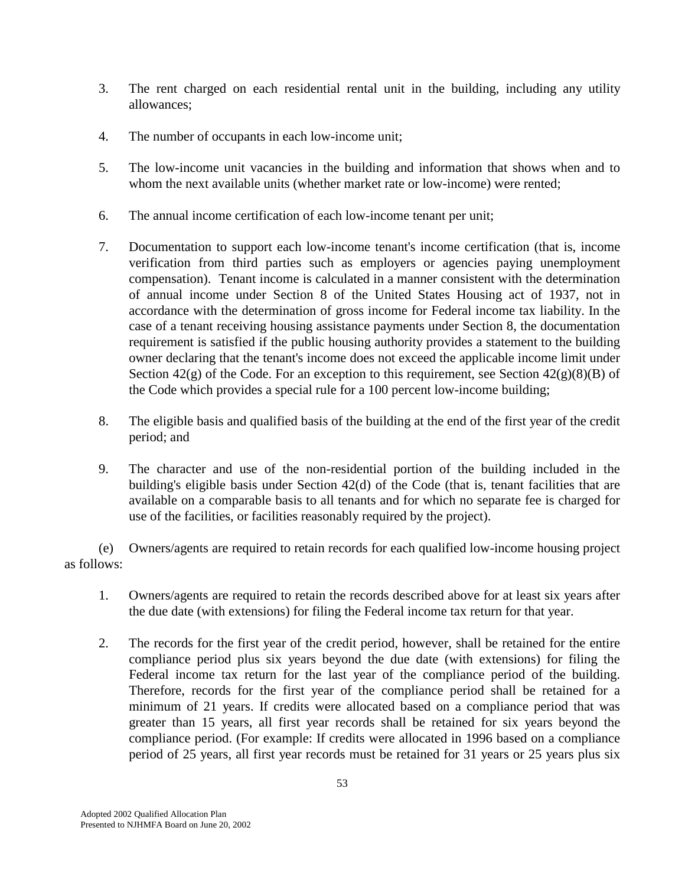3. The rent charged on each residential rental unit in the building, including any utility allowances;

4. The number of occupants in each low-income unit;

5. The low-income unit vacancies in the building and information that shows when and to whom the next available units (whether market rate or low-income) were rented;

6. The annual income certification of each low-income tenant per unit;

7. Documentation to support each low-income tenant's income certification (that is, income verification from third parties such as employers or agencies paying unemployment compensation). Tenant income is calculated in a manner consistent with the determination of annual income under Section 8 of the United States Housing act of 1937, not in accordance with the determination of gross income for Federal income tax liability. In the case of a tenant receiving housing assistance payments under Section 8, the documentation requirement is satisfied if the public housing authority provides a statement to the building owner declaring that the tenant's income does not exceed the applicable income limit under Section 42(g) of the Code. For an exception to this requirement, see Section 42(g)(8)(B) of the Code which provides a special rule for a 100 percent low-income building;

8. The eligible basis and qualified basis of the building at the end of the first year of the credit period; and

9. The character and use of the non-residential portion of the building included in the building's eligible basis under Section 42(d) of the Code (that is, tenant facilities that are available on a comparable basis to all tenants and for which no separate fee is charged for use of the facilities, or facilities reasonably required by the project).

(e) Owners/agents are required to retain records for each qualified low-income housing project as follows:

1. Owners/agents are required to retain the records described above for at least six years after the due date (with extensions) for filing the Federal income tax return for that year.

2. The records for the first year of the credit period, however, shall be retained for the entire compliance period plus six years beyond the due date (with extensions) for filing the Federal income tax return for the last year of the compliance period of the building. Therefore, records for the first year of the compliance period shall be retained for a minimum of 21 years. If credits were allocated based on a compliance period that was greater than 15 years, all first year records shall be retained for six years beyond the compliance period. (For example: If credits were allocated in 1996 based on a compliance period of 25 years, all first year records must be retained for 31 years or 25 years plus six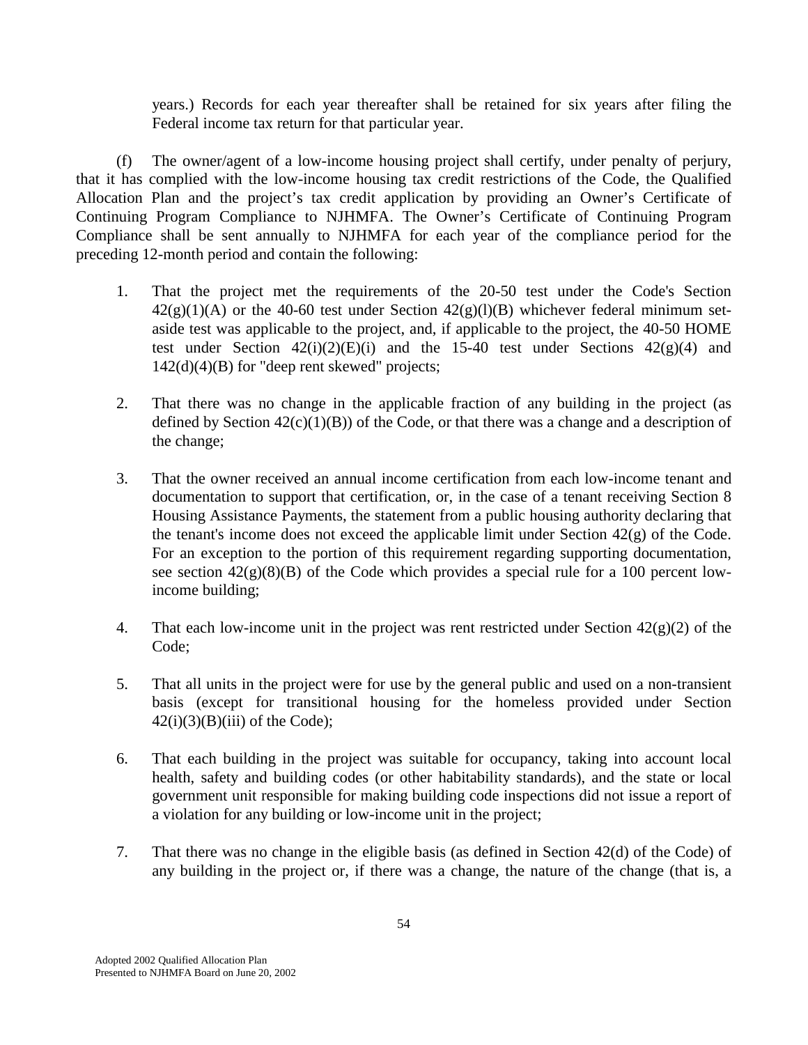years.) Records for each year thereafter shall be retained for six years after filing the Federal income tax return for that particular year.

(f) The owner/agent of a low-income housing project shall certify, under penalty of perjury, that it has complied with the low-income housing tax credit restrictions of the Code, the Qualified Allocation Plan and the project's tax credit application by providing an Owner's Certificate of Continuing Program Compliance to NJHMFA. The Owner's Certificate of Continuing Program Compliance shall be sent annually to NJHMFA for each year of the compliance period for the preceding 12-month period and contain the following:

1. That the project met the requirements of the 20-50 test under the Code's Section 42(g)(1)(A) or the 40-60 test under Section 42(g)(l)(B) whichever federal minimum set-aside test was applicable to the project, and, if applicable to the project, the 40-50 HOME test under Section 42(i)(2)(E)(i) and the 15-40 test under Sections 42(g)(4) and 142(d)(4)(B) for "deep rent skewed" projects;

2. That there was no change in the applicable fraction of any building in the project (as defined by Section 42(c)(1)(B)) of the Code, or that there was a change and a description of the change;

3. That the owner received an annual income certification from each low-income tenant and documentation to support that certification, or, in the case of a tenant receiving Section 8 Housing Assistance Payments, the statement from a public housing authority declaring that the tenant's income does not exceed the applicable limit under Section 42(g) of the Code. For an exception to the portion of this requirement regarding supporting documentation, see section 42(g)(8)(B) of the Code which provides a special rule for a 100 percent low-income building;

4. That each low-income unit in the project was rent restricted under Section 42(g)(2) of the Code;

5. That all units in the project were for use by the general public and used on a non-transient basis (except for transitional housing for the homeless provided under Section 42(i)(3)(B)(iii) of the Code);

6. That each building in the project was suitable for occupancy, taking into account local health, safety and building codes (or other habitability standards), and the state or local government unit responsible for making building code inspections did not issue a report of a violation for any building or low-income unit in the project;

7. That there was no change in the eligible basis (as defined in Section 42(d) of the Code) of any building in the project or, if there was a change, the nature of the change (that is, a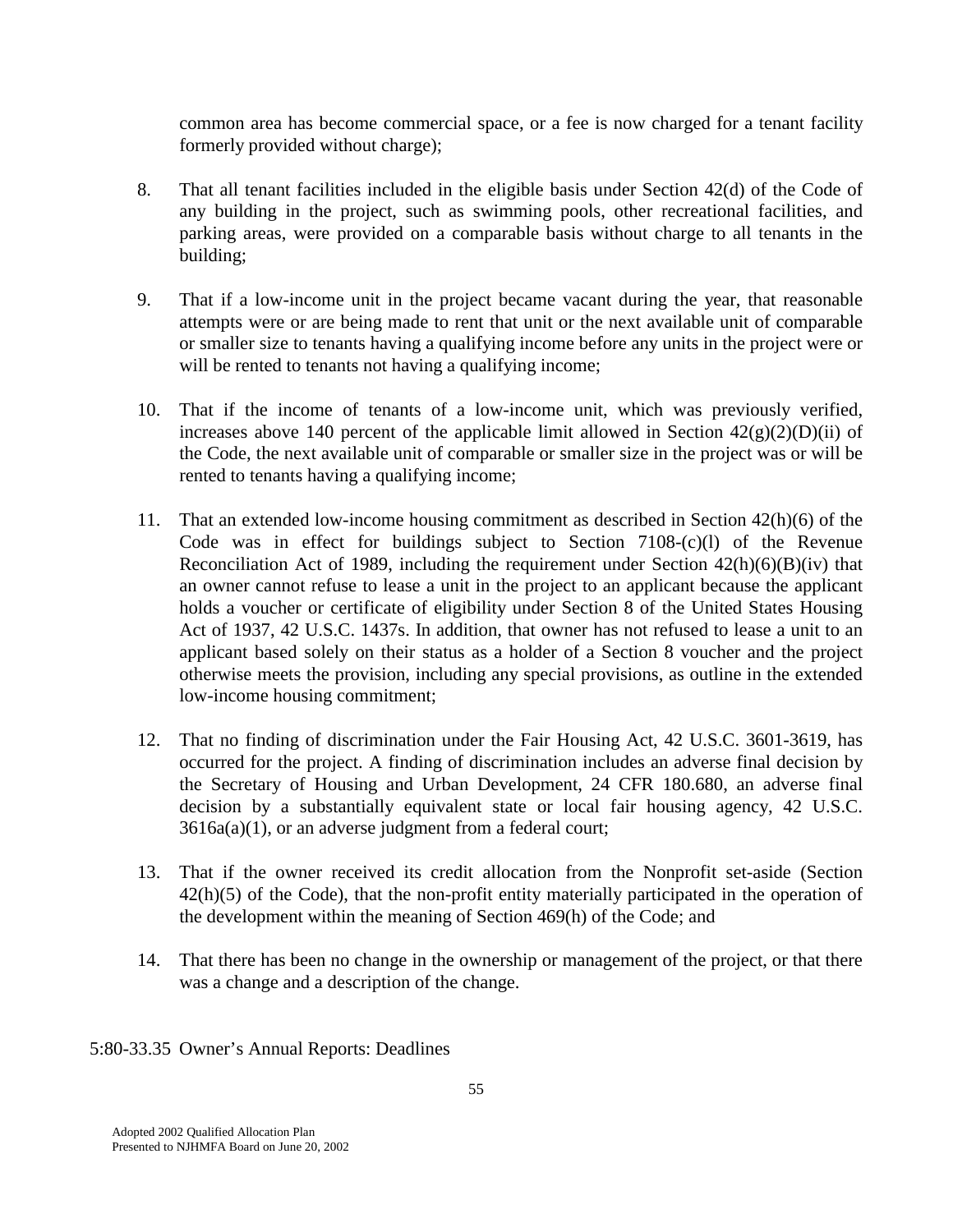common area has become commercial space, or a fee is now charged for a tenant facility formerly provided without charge);

8. That all tenant facilities included in the eligible basis under Section 42(d) of the Code of any building in the project, such as swimming pools, other recreational facilities, and parking areas, were provided on a comparable basis without charge to all tenants in the building;

9. That if a low-income unit in the project became vacant during the year, that reasonable attempts were or are being made to rent that unit or the next available unit of comparable or smaller size to tenants having a qualifying income before any units in the project were or will be rented to tenants not having a qualifying income;

10. That if the income of tenants of a low-income unit, which was previously verified, increases above 140 percent of the applicable limit allowed in Section 42(g)(2)(D)(ii) of the Code, the next available unit of comparable or smaller size in the project was or will be rented to tenants having a qualifying income;

11. That an extended low-income housing commitment as described in Section 42(h)(6) of the Code was in effect for buildings subject to Section 7108-(c)(l) of the Revenue Reconciliation Act of 1989, including the requirement under Section 42(h)(6)(B)(iv) that an owner cannot refuse to lease a unit in the project to an applicant because the applicant holds a voucher or certificate of eligibility under Section 8 of the United States Housing Act of 1937, 42 U.S.C. 1437s. In addition, that owner has not refused to lease a unit to an applicant based solely on their status as a holder of a Section 8 voucher and the project otherwise meets the provision, including any special provisions, as outline in the extended low-income housing commitment;

12. That no finding of discrimination under the Fair Housing Act, 42 U.S.C. 3601-3619, has occurred for the project. A finding of discrimination includes an adverse final decision by the Secretary of Housing and Urban Development, 24 CFR 180.680, an adverse final decision by a substantially equivalent state or local fair housing agency, 42 U.S.C. 3616a(a)(1), or an adverse judgment from a federal court;

13. That if the owner received its credit allocation from the Nonprofit set-aside (Section 42(h)(5) of the Code), that the non-profit entity materially participated in the operation of the development within the meaning of Section 469(h) of the Code; and

14. That there has been no change in the ownership or management of the project, or that there was a change and a description of the change.

5:80-33.35 Owner's Annual Reports: Deadlines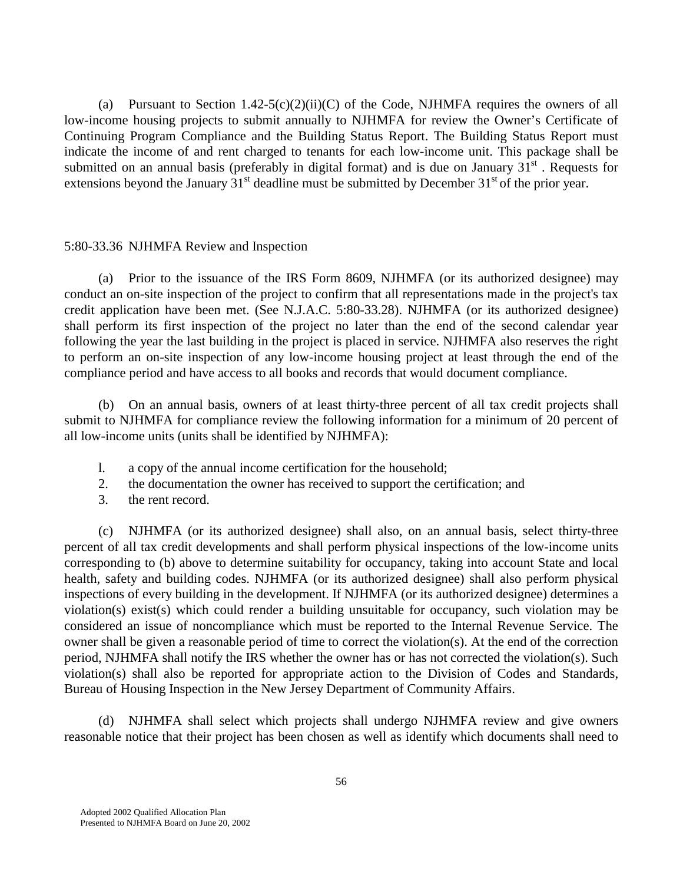(a) Pursuant to Section 1.42-5(c)(2)(ii)(C) of the Code, NJHMFA requires the owners of all low-income housing projects to submit annually to NJHMFA for review the Owner's Certificate of Continuing Program Compliance and the Building Status Report. The Building Status Report must indicate the income of and rent charged to tenants for each low-income unit. This package shall be submitted on an annual basis (preferably in digital format) and is due on January 31st. Requests for extensions beyond the January 31st deadline must be submitted by December 31st of the prior year.

5:80-33.36 NJHMFA Review and Inspection

(a) Prior to the issuance of the IRS Form 8609, NJHMFA (or its authorized designee) may conduct an on-site inspection of the project to confirm that all representations made in the project's tax credit application have been met. (See N.J.A.C. 5:80-33.28). NJHMFA (or its authorized designee) shall perform its first inspection of the project no later than the end of the second calendar year following the year the last building in the project is placed in service. NJHMFA also reserves the right to perform an on-site inspection of any low-income housing project at least through the end of the compliance period and have access to all books and records that would document compliance.

(b) On an annual basis, owners of at least thirty-three percent of all tax credit projects shall submit to NJHMFA for compliance review the following information for a minimum of 20 percent of all low-income units (units shall be identified by NJHMFA):

1. a copy of the annual income certification for the household;
2. the documentation the owner has received to support the certification; and
3. the rent record.

(c) NJHMFA (or its authorized designee) shall also, on an annual basis, select thirty-three percent of all tax credit developments and shall perform physical inspections of the low-income units corresponding to (b) above to determine suitability for occupancy, taking into account State and local health, safety and building codes. NJHMFA (or its authorized designee) shall also perform physical inspections of every building in the development. If NJHMFA (or its authorized designee) determines a violation(s) exist(s) which could render a building unsuitable for occupancy, such violation may be considered an issue of noncompliance which must be reported to the Internal Revenue Service. The owner shall be given a reasonable period of time to correct the violation(s). At the end of the correction period, NJHMFA shall notify the IRS whether the owner has or has not corrected the violation(s). Such violation(s) shall also be reported for appropriate action to the Division of Codes and Standards, Bureau of Housing Inspection in the New Jersey Department of Community Affairs.

(d) NJHMFA shall select which projects shall undergo NJHMFA review and give owners reasonable notice that their project has been chosen as well as identify which documents shall need to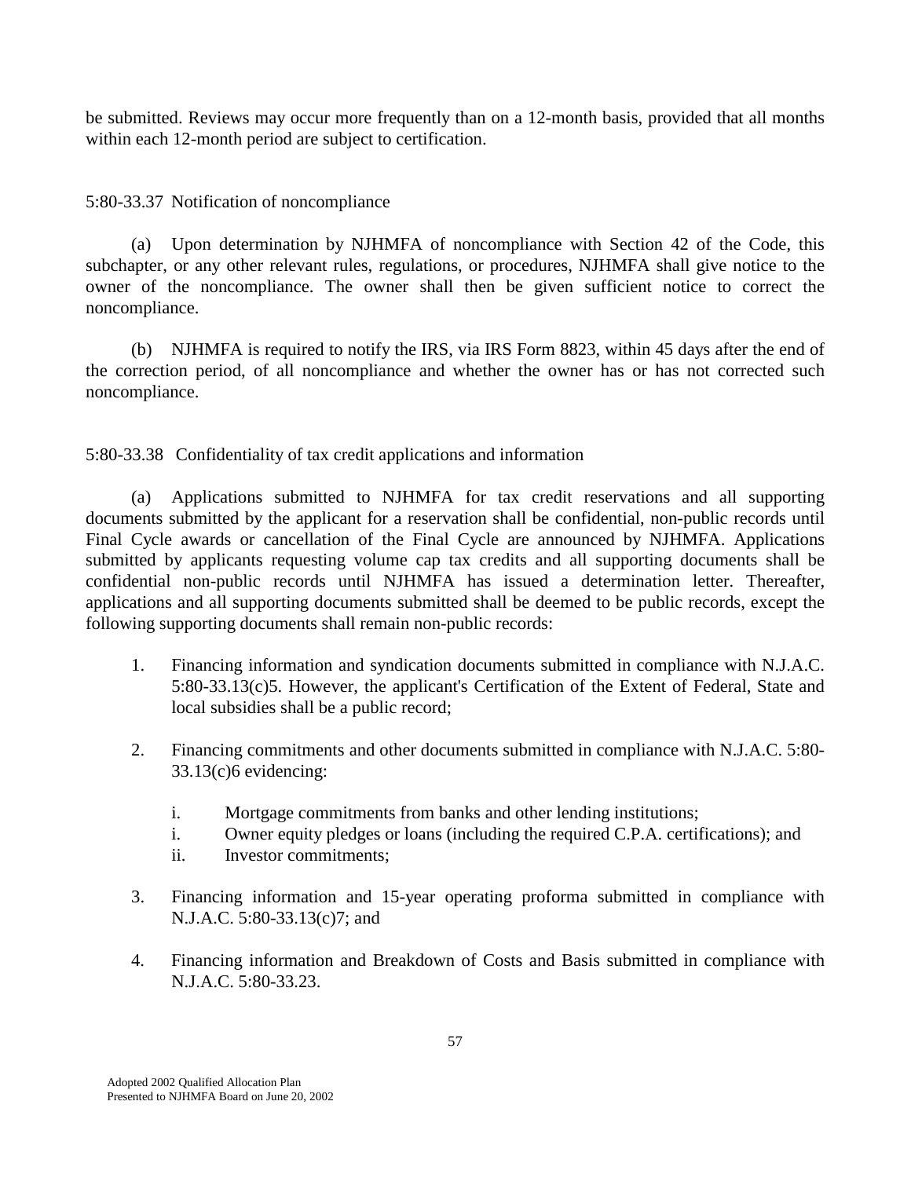be submitted. Reviews may occur more frequently than on a 12-month basis, provided that all months within each 12-month period are subject to certification.

5:80-33.37 Notification of noncompliance

(a) Upon determination by NJHMFA of noncompliance with Section 42 of the Code, this subchapter, or any other relevant rules, regulations, or procedures, NJHMFA shall give notice to the owner of the noncompliance. The owner shall then be given sufficient notice to correct the noncompliance.

(b) NJHMFA is required to notify the IRS, via IRS Form 8823, within 45 days after the end of the correction period, of all noncompliance and whether the owner has or has not corrected such noncompliance.

5:80-33.38 Confidentiality of tax credit applications and information

(a) Applications submitted to NJHMFA for tax credit reservations and all supporting documents submitted by the applicant for a reservation shall be confidential, non-public records until Final Cycle awards or cancellation of the Final Cycle are announced by NJHMFA. Applications submitted by applicants requesting volume cap tax credits and all supporting documents shall be confidential non-public records until NJHMFA has issued a determination letter. Thereafter, applications and all supporting documents submitted shall be deemed to be public records, except the following supporting documents shall remain non-public records:

1. Financing information and syndication documents submitted in compliance with N.J.A.C. 5:80-33.13(c)5. However, the applicant's Certification of the Extent of Federal, State and local subsidies shall be a public record;

2. Financing commitments and other documents submitted in compliance with N.J.A.C. 5:80-33.13(c)6 evidencing:

   i. Mortgage commitments from banks and other lending institutions;
   i. Owner equity pledges or loans (including the required C.P.A. certifications); and
   ii. Investor commitments;

3. Financing information and 15-year operating proforma submitted in compliance with N.J.A.C. 5:80-33.13(c)7; and

4. Financing information and Breakdown of Costs and Basis submitted in compliance with N.J.A.C. 5:80-33.23.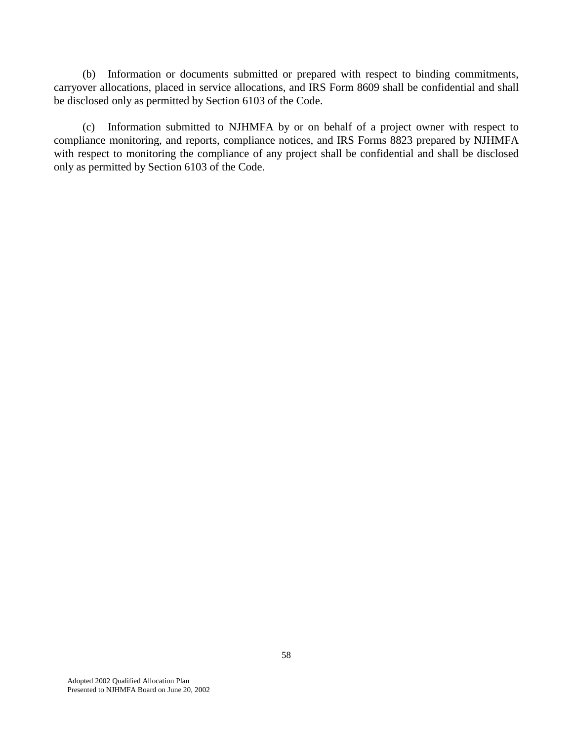(b) Information or documents submitted or prepared with respect to binding commitments, carryover allocations, placed in service allocations, and IRS Form 8609 shall be confidential and shall be disclosed only as permitted by Section 6103 of the Code.

(c) Information submitted to NJHMFA by or on behalf of a project owner with respect to compliance monitoring, and reports, compliance notices, and IRS Forms 8823 prepared by NJHMFA with respect to monitoring the compliance of any project shall be confidential and shall be disclosed only as permitted by Section 6103 of the Code.